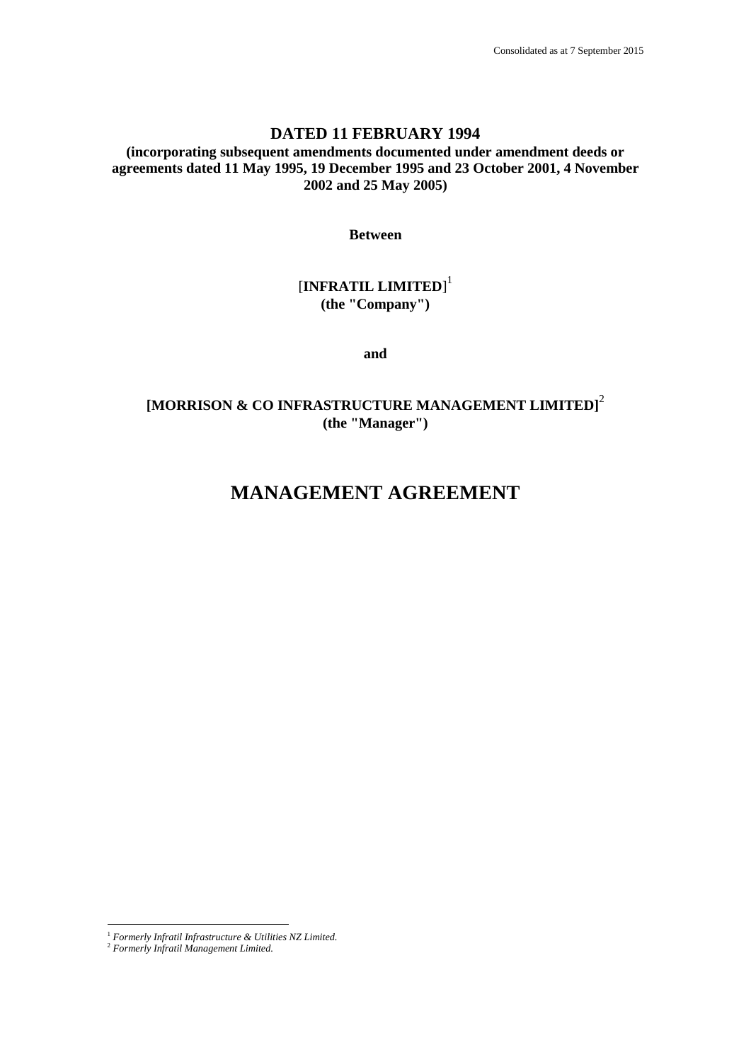Consolidated as at 7 September 2015

**DATED 11 FEBRUARY 1994**

**(incorporating subsequent amendments documented under amendment deeds or agreements dated 11 May 1995, 19 December 1995 and 23 October 2001, 4 November 2002 and 25 May 2005)**

**Between**

[**INFRATIL LIMITED**][1]
**(the "Company")**

**and**

**[MORRISON & CO INFRASTRUCTURE MANAGEMENT LIMITED]**[2]
**(the "Manager")**

# MANAGEMENT AGREEMENT

[1] *Formerly Infratil Infrastructure & Utilities NZ Limited.*
[2] *Formerly Infratil Management Limited.*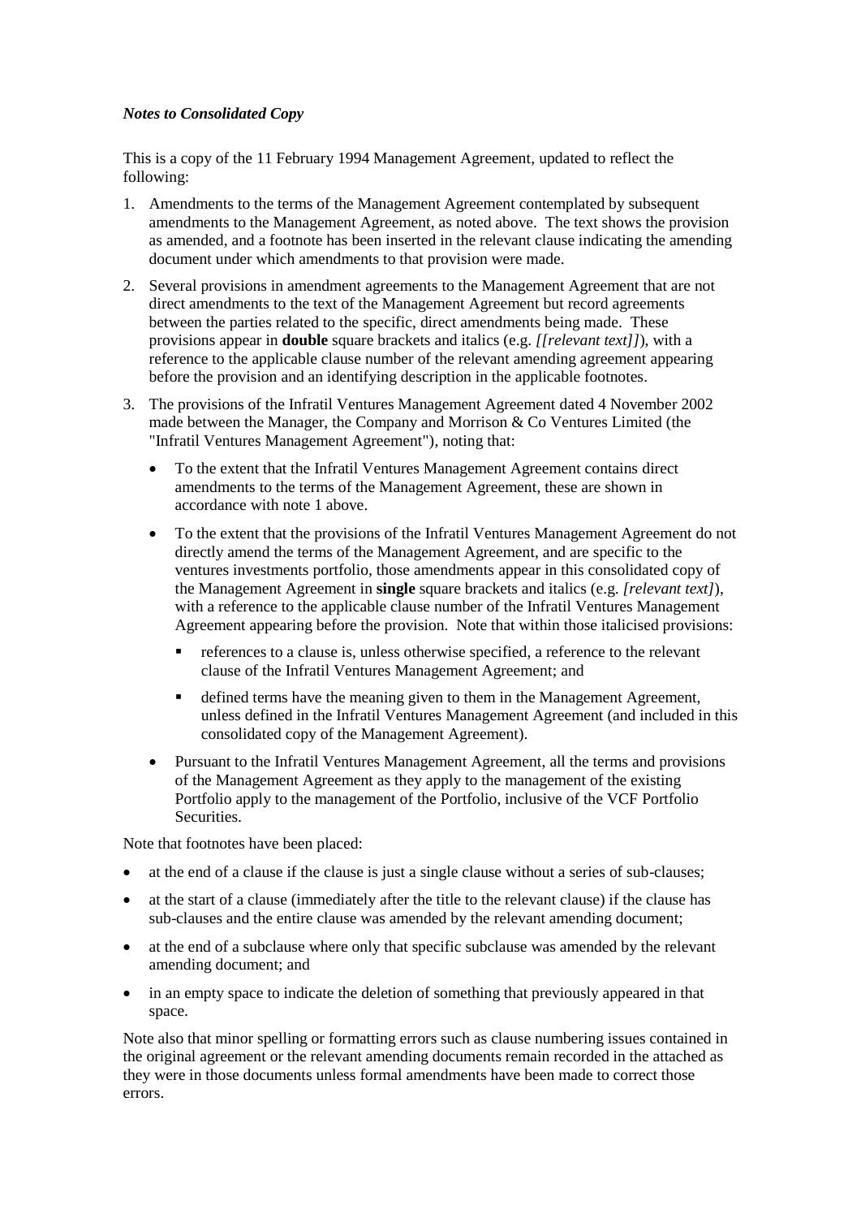***Notes to Consolidated Copy***

This is a copy of the 11 February 1994 Management Agreement, updated to reflect the following:

1. Amendments to the terms of the Management Agreement contemplated by subsequent amendments to the Management Agreement, as noted above. The text shows the provision as amended, and a footnote has been inserted in the relevant clause indicating the amending document under which amendments to that provision were made.
2. Several provisions in amendment agreements to the Management Agreement that are not direct amendments to the text of the Management Agreement but record agreements between the parties related to the specific, direct amendments being made. These provisions appear in **double** square brackets and italics (e.g. *[[relevant text]]*), with a reference to the applicable clause number of the relevant amending agreement appearing before the provision and an identifying description in the applicable footnotes.
3. The provisions of the Infratil Ventures Management Agreement dated 4 November 2002 made between the Manager, the Company and Morrison & Co Ventures Limited (the "Infratil Ventures Management Agreement"), noting that:
   - To the extent that the Infratil Ventures Management Agreement contains direct amendments to the terms of the Management Agreement, these are shown in accordance with note 1 above.
   - To the extent that the provisions of the Infratil Ventures Management Agreement do not directly amend the terms of the Management Agreement, and are specific to the ventures investments portfolio, those amendments appear in this consolidated copy of the Management Agreement in **single** square brackets and italics (e.g. *[relevant text]*), with a reference to the applicable clause number of the Infratil Ventures Management Agreement appearing before the provision. Note that within those italicised provisions:
     - references to a clause is, unless otherwise specified, a reference to the relevant clause of the Infratil Ventures Management Agreement; and
     - defined terms have the meaning given to them in the Management Agreement, unless defined in the Infratil Ventures Management Agreement (and included in this consolidated copy of the Management Agreement).
   - Pursuant to the Infratil Ventures Management Agreement, all the terms and provisions of the Management Agreement as they apply to the management of the existing Portfolio apply to the management of the Portfolio, inclusive of the VCF Portfolio Securities.

Note that footnotes have been placed:

- at the end of a clause if the clause is just a single clause without a series of sub-clauses;
- at the start of a clause (immediately after the title to the relevant clause) if the clause has sub-clauses and the entire clause was amended by the relevant amending document;
- at the end of a subclause where only that specific subclause was amended by the relevant amending document; and
- in an empty space to indicate the deletion of something that previously appeared in that space.

Note also that minor spelling or formatting errors such as clause numbering issues contained in the original agreement or the relevant amending documents remain recorded in the attached as they were in those documents unless formal amendments have been made to correct those errors.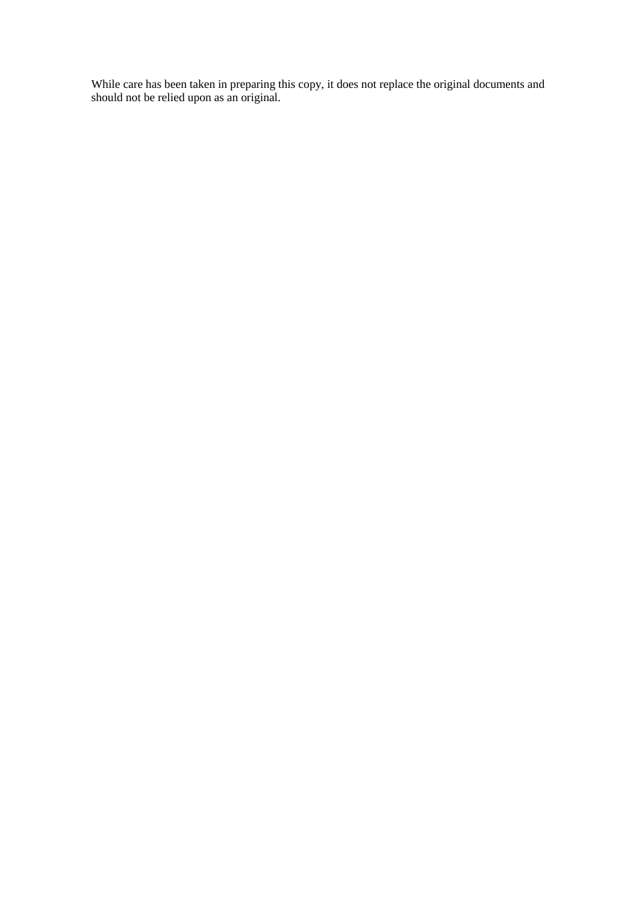While care has been taken in preparing this copy, it does not replace the original documents and should not be relied upon as an original.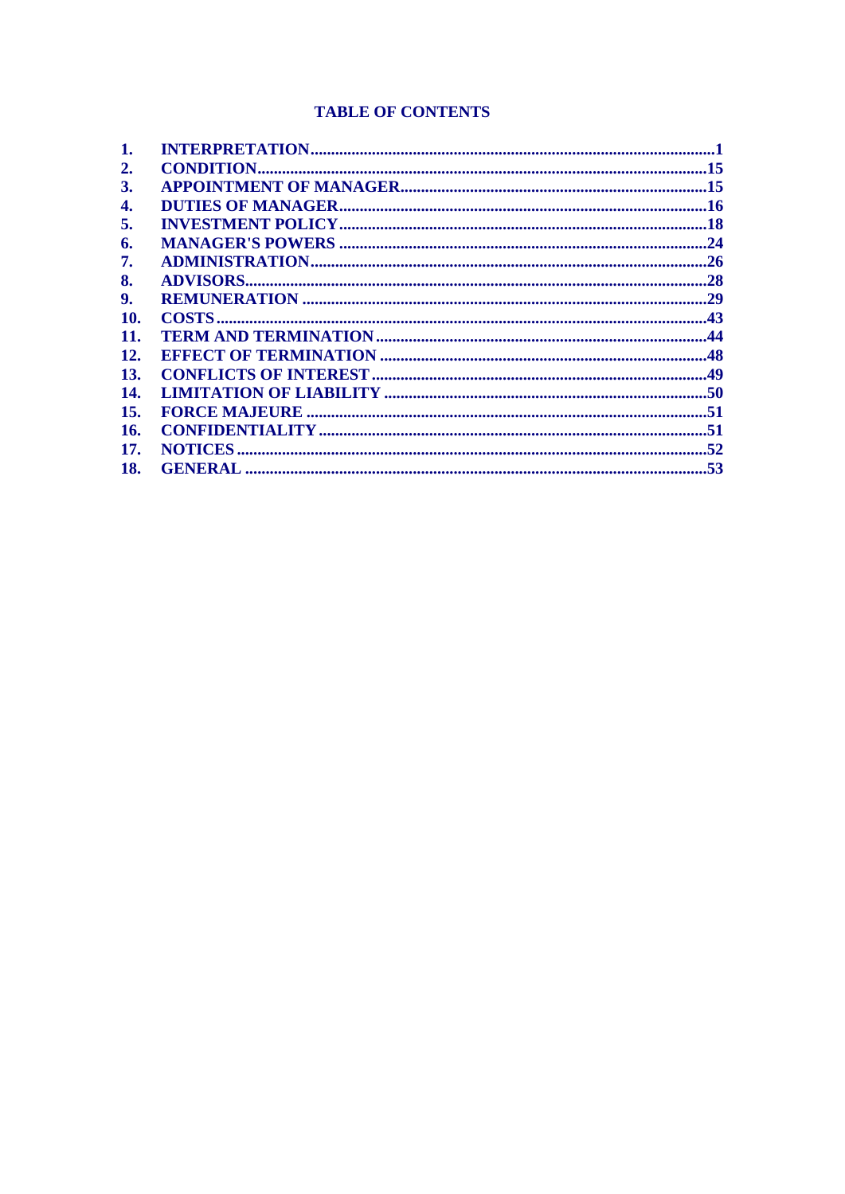# TABLE OF CONTENTS

| | | |
|---|---|---|
| **1.** | **INTERPRETATION** | **1** |
| **2.** | **CONDITION** | **15** |
| **3.** | **APPOINTMENT OF MANAGER** | **15** |
| **4.** | **DUTIES OF MANAGER** | **16** |
| **5.** | **INVESTMENT POLICY** | **18** |
| **6.** | **MANAGER'S POWERS** | **24** |
| **7.** | **ADMINISTRATION** | **26** |
| **8.** | **ADVISORS** | **28** |
| **9.** | **REMUNERATION** | **29** |
| **10.** | **COSTS** | **43** |
| **11.** | **TERM AND TERMINATION** | **44** |
| **12.** | **EFFECT OF TERMINATION** | **48** |
| **13.** | **CONFLICTS OF INTEREST** | **49** |
| **14.** | **LIMITATION OF LIABILITY** | **50** |
| **15.** | **FORCE MAJEURE** | **51** |
| **16.** | **CONFIDENTIALITY** | **51** |
| **17.** | **NOTICES** | **52** |
| **18.** | **GENERAL** | **53** |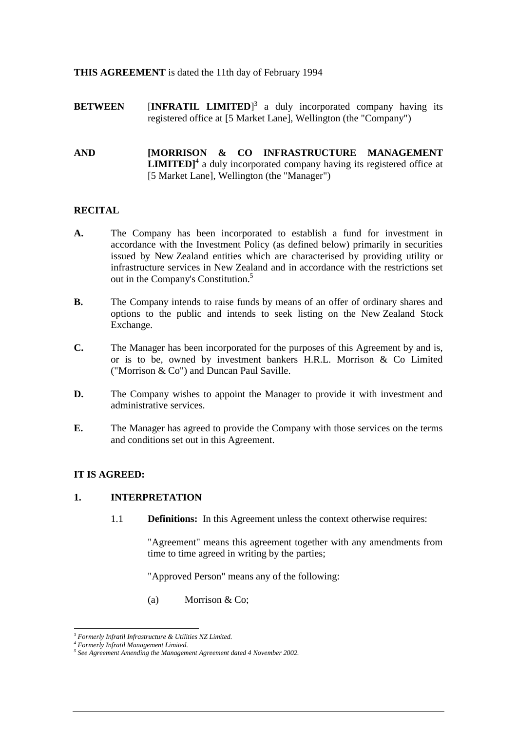**THIS AGREEMENT** is dated the 11th day of February 1994

**BETWEEN** [**INFRATIL LIMITED**][3] a duly incorporated company having its registered office at [5 Market Lane], Wellington (the "Company")

**AND** **[MORRISON & CO INFRASTRUCTURE MANAGEMENT LIMITED]**[4] a duly incorporated company having its registered office at [5 Market Lane], Wellington (the "Manager")

**RECITAL**

**A.** The Company has been incorporated to establish a fund for investment in accordance with the Investment Policy (as defined below) primarily in securities issued by New Zealand entities which are characterised by providing utility or infrastructure services in New Zealand and in accordance with the restrictions set out in the Company's Constitution.[5]

**B.** The Company intends to raise funds by means of an offer of ordinary shares and options to the public and intends to seek listing on the New Zealand Stock Exchange.

**C.** The Manager has been incorporated for the purposes of this Agreement by and is, or is to be, owned by investment bankers H.R.L. Morrison & Co Limited ("Morrison & Co") and Duncan Paul Saville.

**D.** The Company wishes to appoint the Manager to provide it with investment and administrative services.

**E.** The Manager has agreed to provide the Company with those services on the terms and conditions set out in this Agreement.

**IT IS AGREED:**

**1. INTERPRETATION**

1.1 **Definitions:** In this Agreement unless the context otherwise requires:

"Agreement" means this agreement together with any amendments from time to time agreed in writing by the parties;

"Approved Person" means any of the following:

(a) Morrison & Co;

---

[3] *Formerly Infratil Infrastructure & Utilities NZ Limited.*
[4] *Formerly Infratil Management Limited.*
[5] *See Agreement Amending the Management Agreement dated 4 November 2002.*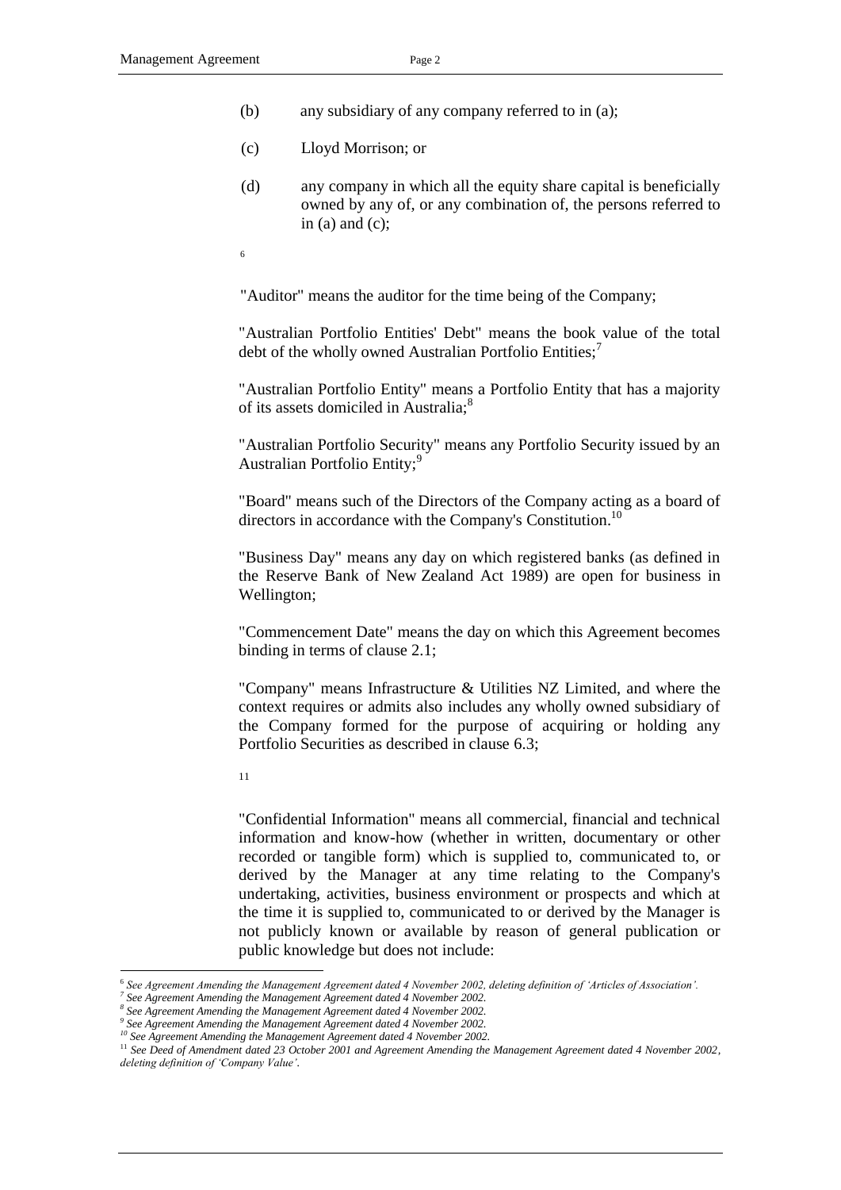(b) any subsidiary of any company referred to in (a);

(c) Lloyd Morrison; or

(d) any company in which all the equity share capital is beneficially owned by any of, or any combination of, the persons referred to in (a) and (c);

[6]

"Auditor" means the auditor for the time being of the Company;

"Australian Portfolio Entities' Debt" means the book value of the total debt of the wholly owned Australian Portfolio Entities;[7]

"Australian Portfolio Entity" means a Portfolio Entity that has a majority of its assets domiciled in Australia;[8]

"Australian Portfolio Security" means any Portfolio Security issued by an Australian Portfolio Entity;[9]

"Board" means such of the Directors of the Company acting as a board of directors in accordance with the Company's Constitution.[10]

"Business Day" means any day on which registered banks (as defined in the Reserve Bank of New Zealand Act 1989) are open for business in Wellington;

"Commencement Date" means the day on which this Agreement becomes binding in terms of clause 2.1;

"Company" means Infrastructure & Utilities NZ Limited, and where the context requires or admits also includes any wholly owned subsidiary of the Company formed for the purpose of acquiring or holding any Portfolio Securities as described in clause 6.3;

[11]

"Confidential Information" means all commercial, financial and technical information and know-how (whether in written, documentary or other recorded or tangible form) which is supplied to, communicated to, or derived by the Manager at any time relating to the Company's undertaking, activities, business environment or prospects and which at the time it is supplied to, communicated to or derived by the Manager is not publicly known or available by reason of general publication or public knowledge but does not include:

---

[6] *See Agreement Amending the Management Agreement dated 4 November 2002, deleting definition of 'Articles of Association'.*
[7] *See Agreement Amending the Management Agreement dated 4 November 2002.*
[8] *See Agreement Amending the Management Agreement dated 4 November 2002.*
[9] *See Agreement Amending the Management Agreement dated 4 November 2002.*
[10] *See Agreement Amending the Management Agreement dated 4 November 2002.*
[11] *See Deed of Amendment dated 23 October 2001 and Agreement Amending the Management Agreement dated 4 November 2002, deleting definition of 'Company Value'.*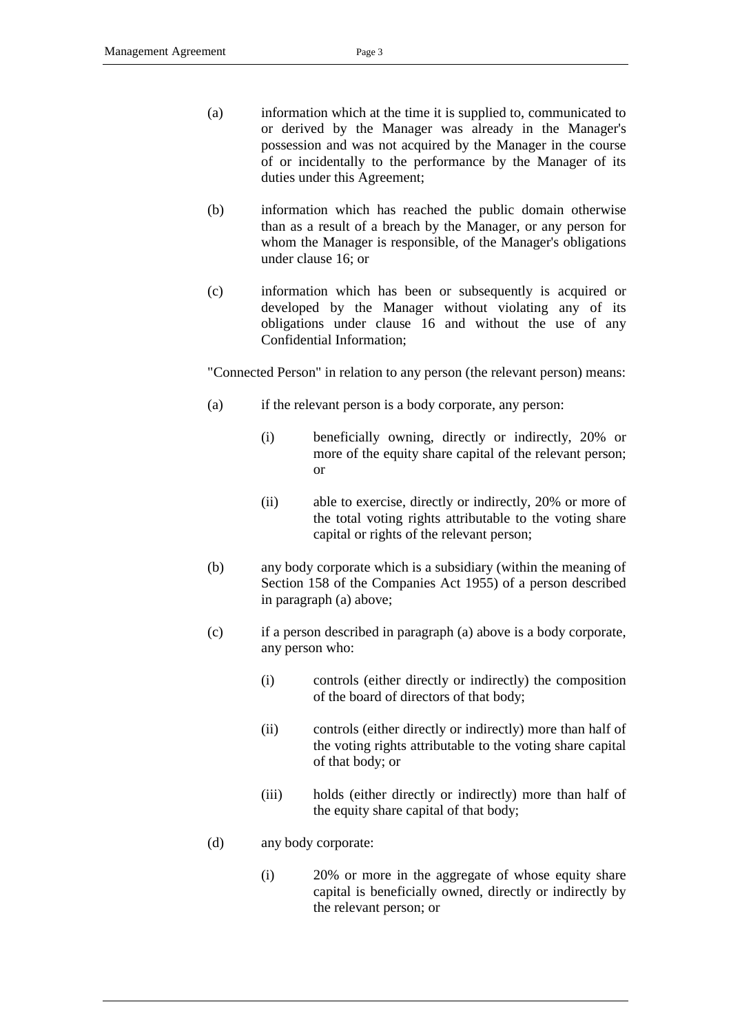(a) information which at the time it is supplied to, communicated to or derived by the Manager was already in the Manager's possession and was not acquired by the Manager in the course of or incidentally to the performance by the Manager of its duties under this Agreement;

(b) information which has reached the public domain otherwise than as a result of a breach by the Manager, or any person for whom the Manager is responsible, of the Manager's obligations under clause 16; or

(c) information which has been or subsequently is acquired or developed by the Manager without violating any of its obligations under clause 16 and without the use of any Confidential Information;

"Connected Person" in relation to any person (the relevant person) means:

(a) if the relevant person is a body corporate, any person:

   (i) beneficially owning, directly or indirectly, 20% or more of the equity share capital of the relevant person; or

   (ii) able to exercise, directly or indirectly, 20% or more of the total voting rights attributable to the voting share capital or rights of the relevant person;

(b) any body corporate which is a subsidiary (within the meaning of Section 158 of the Companies Act 1955) of a person described in paragraph (a) above;

(c) if a person described in paragraph (a) above is a body corporate, any person who:

   (i) controls (either directly or indirectly) the composition of the board of directors of that body;

   (ii) controls (either directly or indirectly) more than half of the voting rights attributable to the voting share capital of that body; or

   (iii) holds (either directly or indirectly) more than half of the equity share capital of that body;

(d) any body corporate:

   (i) 20% or more in the aggregate of whose equity share capital is beneficially owned, directly or indirectly by the relevant person; or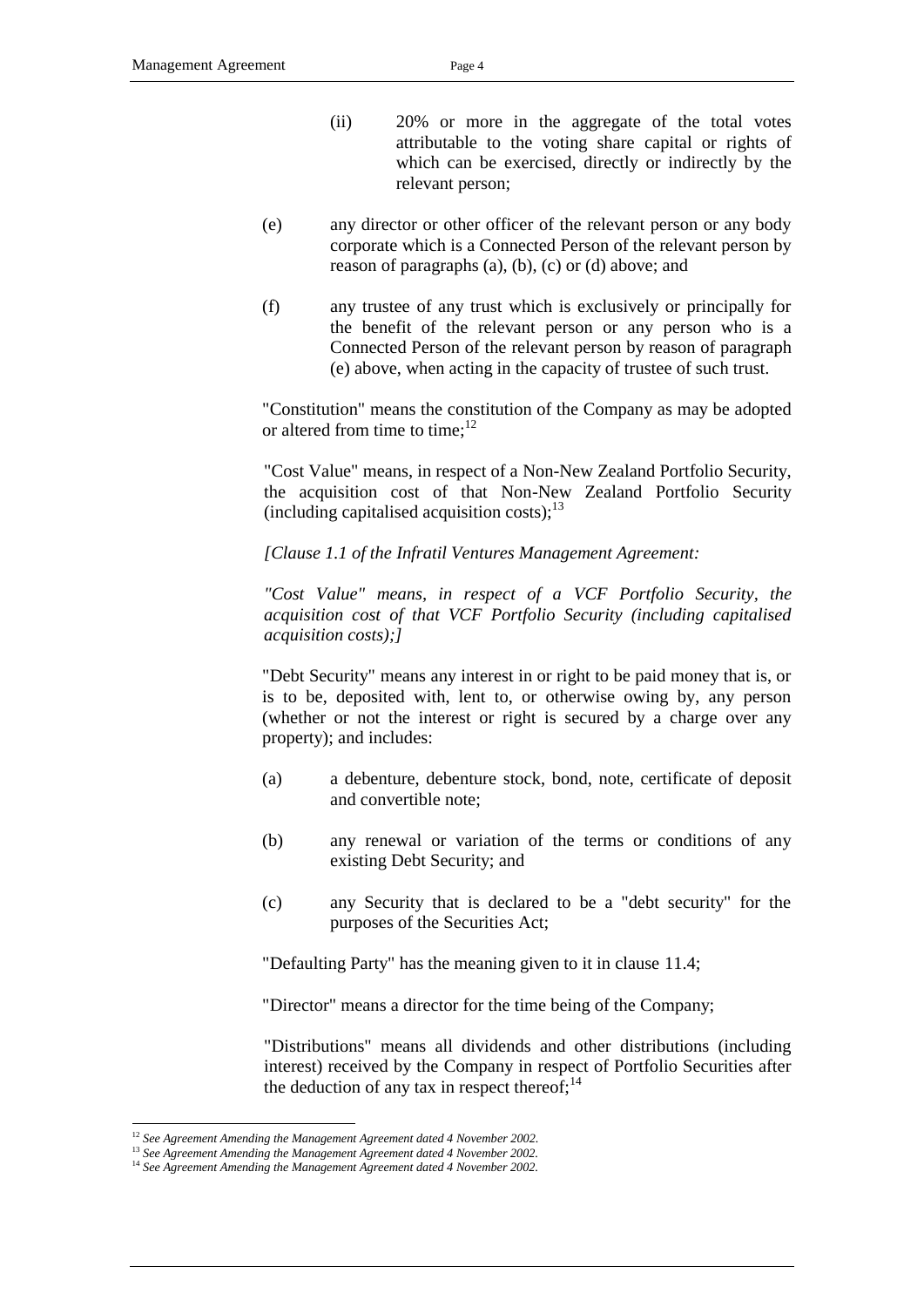(ii) 20% or more in the aggregate of the total votes attributable to the voting share capital or rights of which can be exercised, directly or indirectly by the relevant person;

(e) any director or other officer of the relevant person or any body corporate which is a Connected Person of the relevant person by reason of paragraphs (a), (b), (c) or (d) above; and

(f) any trustee of any trust which is exclusively or principally for the benefit of the relevant person or any person who is a Connected Person of the relevant person by reason of paragraph (e) above, when acting in the capacity of trustee of such trust.

"Constitution" means the constitution of the Company as may be adopted or altered from time to time;[12]

"Cost Value" means, in respect of a Non-New Zealand Portfolio Security, the acquisition cost of that Non-New Zealand Portfolio Security (including capitalised acquisition costs);[13]

*[Clause 1.1 of the Infratil Ventures Management Agreement:*

*"Cost Value" means, in respect of a VCF Portfolio Security, the acquisition cost of that VCF Portfolio Security (including capitalised acquisition costs);]*

"Debt Security" means any interest in or right to be paid money that is, or is to be, deposited with, lent to, or otherwise owing by, any person (whether or not the interest or right is secured by a charge over any property); and includes:

(a) a debenture, debenture stock, bond, note, certificate of deposit and convertible note;

(b) any renewal or variation of the terms or conditions of any existing Debt Security; and

(c) any Security that is declared to be a "debt security" for the purposes of the Securities Act;

"Defaulting Party" has the meaning given to it in clause 11.4;

"Director" means a director for the time being of the Company;

"Distributions" means all dividends and other distributions (including interest) received by the Company in respect of Portfolio Securities after the deduction of any tax in respect thereof;[14]

---

[12] *See Agreement Amending the Management Agreement dated 4 November 2002.*

[13] *See Agreement Amending the Management Agreement dated 4 November 2002.*

[14] *See Agreement Amending the Management Agreement dated 4 November 2002.*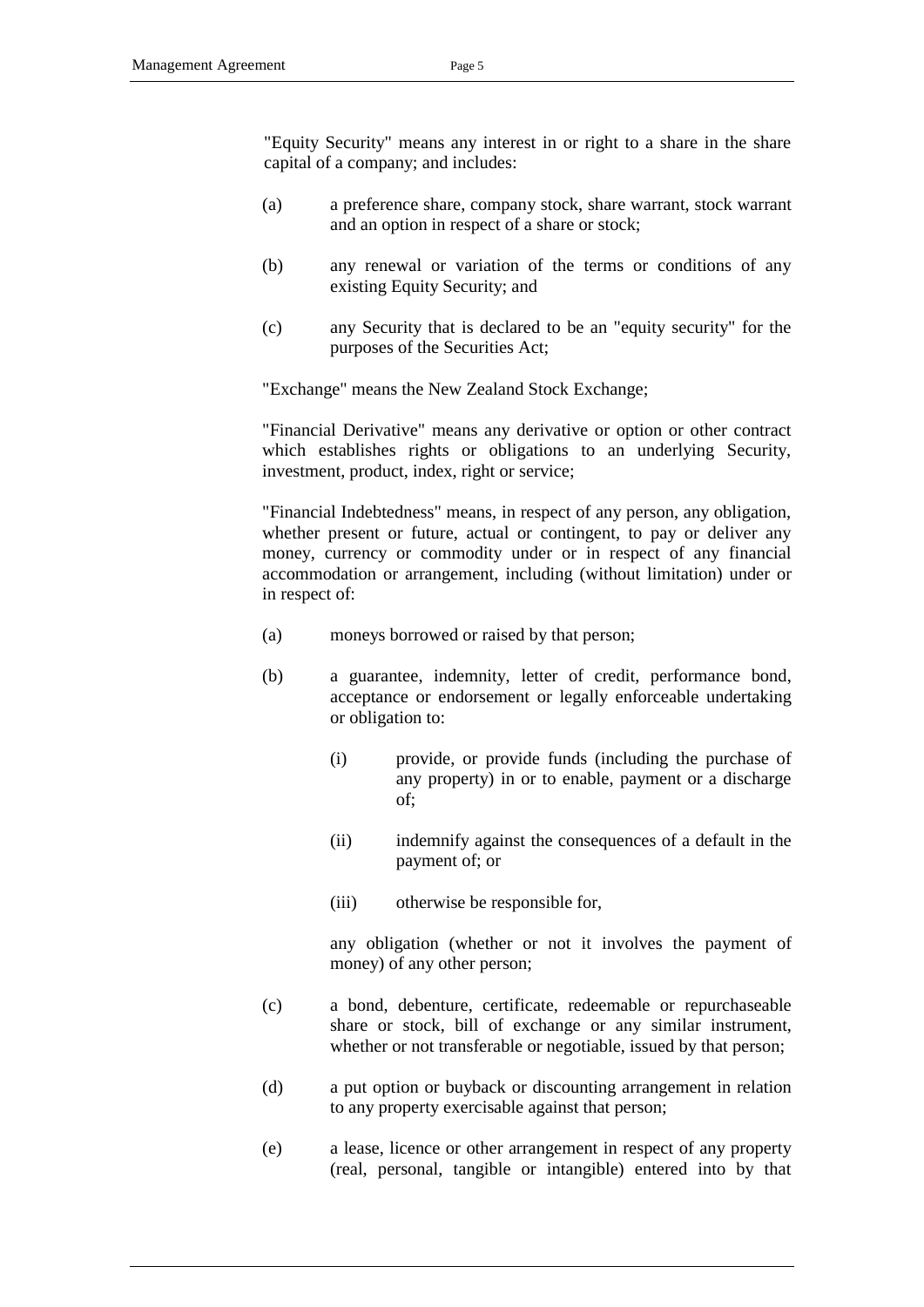"Equity Security" means any interest in or right to a share in the share capital of a company; and includes:

(a) a preference share, company stock, share warrant, stock warrant and an option in respect of a share or stock;

(b) any renewal or variation of the terms or conditions of any existing Equity Security; and

(c) any Security that is declared to be an "equity security" for the purposes of the Securities Act;

"Exchange" means the New Zealand Stock Exchange;

"Financial Derivative" means any derivative or option or other contract which establishes rights or obligations to an underlying Security, investment, product, index, right or service;

"Financial Indebtedness" means, in respect of any person, any obligation, whether present or future, actual or contingent, to pay or deliver any money, currency or commodity under or in respect of any financial accommodation or arrangement, including (without limitation) under or in respect of:

(a) moneys borrowed or raised by that person;

(b) a guarantee, indemnity, letter of credit, performance bond, acceptance or endorsement or legally enforceable undertaking or obligation to:

  (i) provide, or provide funds (including the purchase of any property) in or to enable, payment or a discharge of;

  (ii) indemnify against the consequences of a default in the payment of; or

  (iii) otherwise be responsible for,

  any obligation (whether or not it involves the payment of money) of any other person;

(c) a bond, debenture, certificate, redeemable or repurchaseable share or stock, bill of exchange or any similar instrument, whether or not transferable or negotiable, issued by that person;

(d) a put option or buyback or discounting arrangement in relation to any property exercisable against that person;

(e) a lease, licence or other arrangement in respect of any property (real, personal, tangible or intangible) entered into by that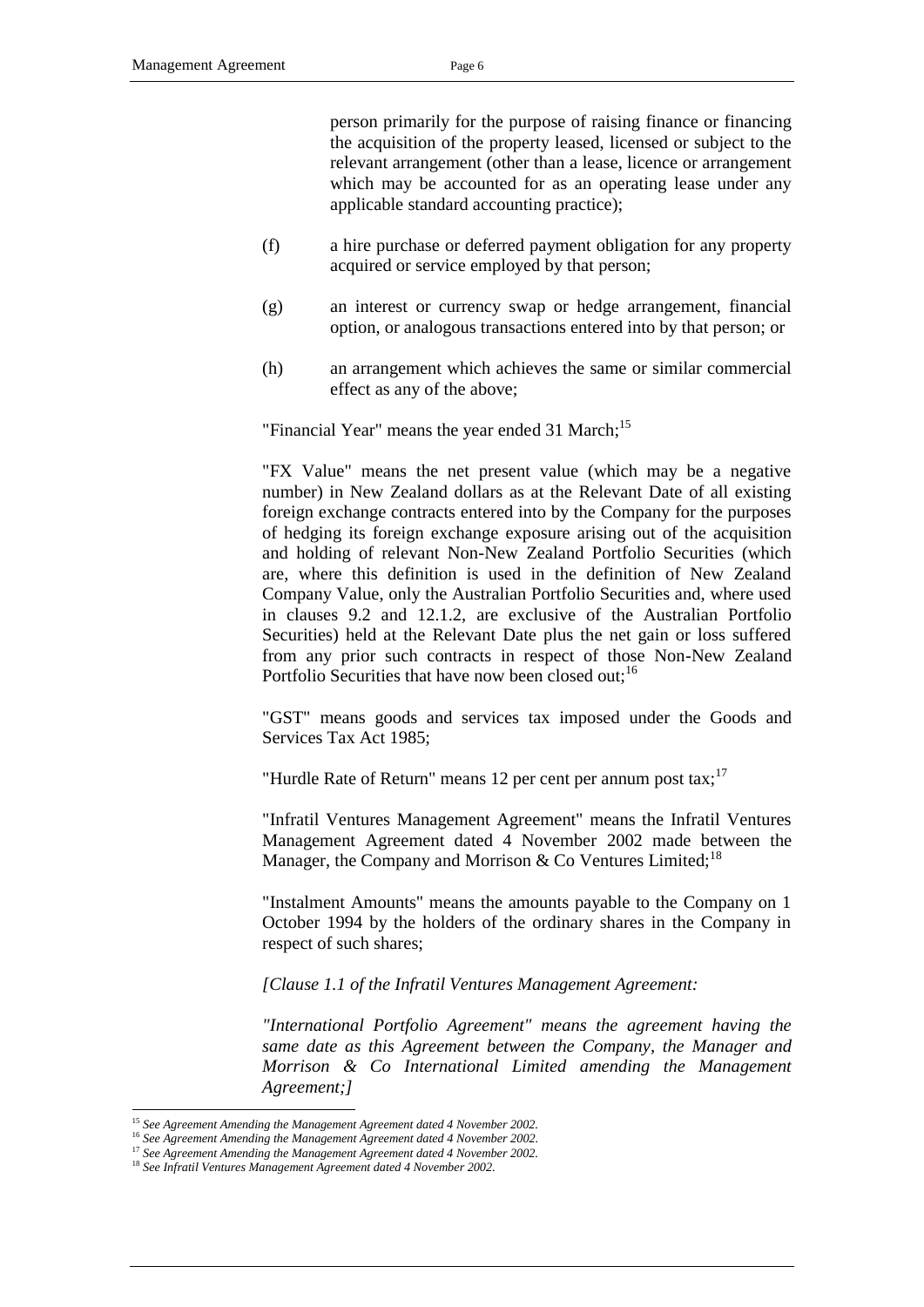person primarily for the purpose of raising finance or financing the acquisition of the property leased, licensed or subject to the relevant arrangement (other than a lease, licence or arrangement which may be accounted for as an operating lease under any applicable standard accounting practice);

(f) a hire purchase or deferred payment obligation for any property acquired or service employed by that person;

(g) an interest or currency swap or hedge arrangement, financial option, or analogous transactions entered into by that person; or

(h) an arrangement which achieves the same or similar commercial effect as any of the above;

"Financial Year" means the year ended 31 March;[15]

"FX Value" means the net present value (which may be a negative number) in New Zealand dollars as at the Relevant Date of all existing foreign exchange contracts entered into by the Company for the purposes of hedging its foreign exchange exposure arising out of the acquisition and holding of relevant Non-New Zealand Portfolio Securities (which are, where this definition is used in the definition of New Zealand Company Value, only the Australian Portfolio Securities and, where used in clauses 9.2 and 12.1.2, are exclusive of the Australian Portfolio Securities) held at the Relevant Date plus the net gain or loss suffered from any prior such contracts in respect of those Non-New Zealand Portfolio Securities that have now been closed out;[16]

"GST" means goods and services tax imposed under the Goods and Services Tax Act 1985;

"Hurdle Rate of Return" means 12 per cent per annum post tax;[17]

"Infratil Ventures Management Agreement" means the Infratil Ventures Management Agreement dated 4 November 2002 made between the Manager, the Company and Morrison & Co Ventures Limited;[18]

"Instalment Amounts" means the amounts payable to the Company on 1 October 1994 by the holders of the ordinary shares in the Company in respect of such shares;

*[Clause 1.1 of the Infratil Ventures Management Agreement:*

*"International Portfolio Agreement" means the agreement having the same date as this Agreement between the Company, the Manager and Morrison & Co International Limited amending the Management Agreement;]*

[15] *See Agreement Amending the Management Agreement dated 4 November 2002.*
[16] *See Agreement Amending the Management Agreement dated 4 November 2002.*
[17] *See Agreement Amending the Management Agreement dated 4 November 2002.*
[18] *See Infratil Ventures Management Agreement dated 4 November 2002.*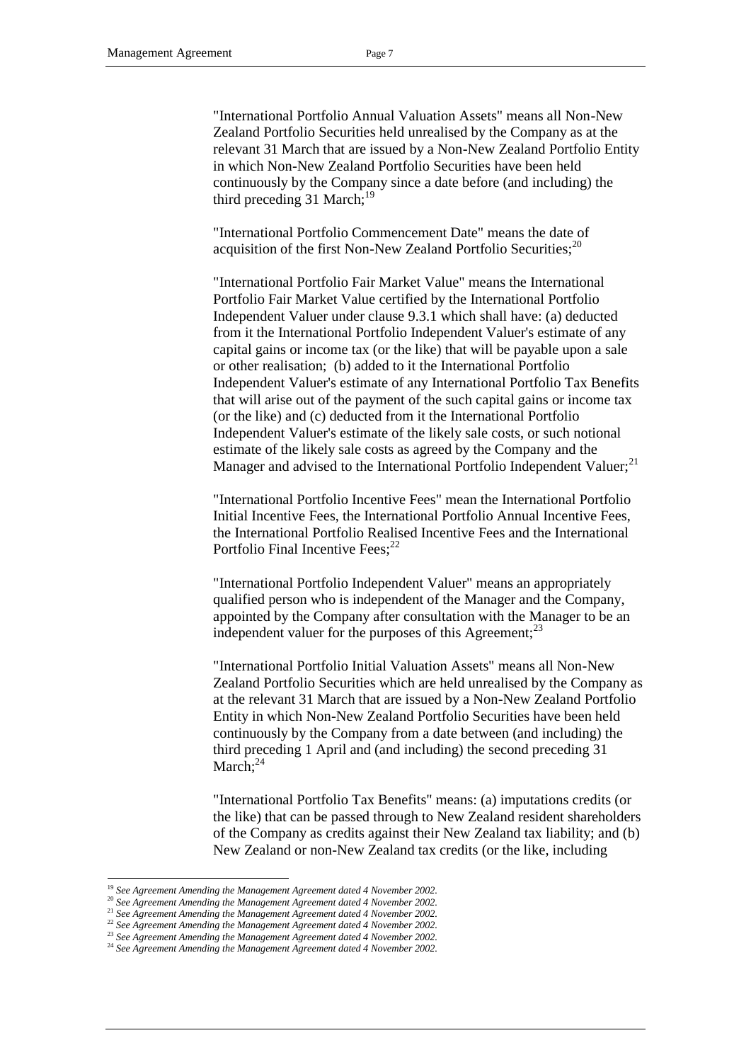"International Portfolio Annual Valuation Assets" means all Non-New Zealand Portfolio Securities held unrealised by the Company as at the relevant 31 March that are issued by a Non-New Zealand Portfolio Entity in which Non-New Zealand Portfolio Securities have been held continuously by the Company since a date before (and including) the third preceding 31 March;[19]

"International Portfolio Commencement Date" means the date of acquisition of the first Non-New Zealand Portfolio Securities;[20]

"International Portfolio Fair Market Value" means the International Portfolio Fair Market Value certified by the International Portfolio Independent Valuer under clause 9.3.1 which shall have: (a) deducted from it the International Portfolio Independent Valuer's estimate of any capital gains or income tax (or the like) that will be payable upon a sale or other realisation; (b) added to it the International Portfolio Independent Valuer's estimate of any International Portfolio Tax Benefits that will arise out of the payment of the such capital gains or income tax (or the like) and (c) deducted from it the International Portfolio Independent Valuer's estimate of the likely sale costs, or such notional estimate of the likely sale costs as agreed by the Company and the Manager and advised to the International Portfolio Independent Valuer;[21]

"International Portfolio Incentive Fees" mean the International Portfolio Initial Incentive Fees, the International Portfolio Annual Incentive Fees, the International Portfolio Realised Incentive Fees and the International Portfolio Final Incentive Fees;[22]

"International Portfolio Independent Valuer" means an appropriately qualified person who is independent of the Manager and the Company, appointed by the Company after consultation with the Manager to be an independent valuer for the purposes of this Agreement;[23]

"International Portfolio Initial Valuation Assets" means all Non-New Zealand Portfolio Securities which are held unrealised by the Company as at the relevant 31 March that are issued by a Non-New Zealand Portfolio Entity in which Non-New Zealand Portfolio Securities have been held continuously by the Company from a date between (and including) the third preceding 1 April and (and including) the second preceding 31 March;[24]

"International Portfolio Tax Benefits" means: (a) imputations credits (or the like) that can be passed through to New Zealand resident shareholders of the Company as credits against their New Zealand tax liability; and (b) New Zealand or non-New Zealand tax credits (or the like, including

[19] *See Agreement Amending the Management Agreement dated 4 November 2002.*
[20] *See Agreement Amending the Management Agreement dated 4 November 2002.*
[21] *See Agreement Amending the Management Agreement dated 4 November 2002.*
[22] *See Agreement Amending the Management Agreement dated 4 November 2002.*
[23] *See Agreement Amending the Management Agreement dated 4 November 2002.*
[24] *See Agreement Amending the Management Agreement dated 4 November 2002.*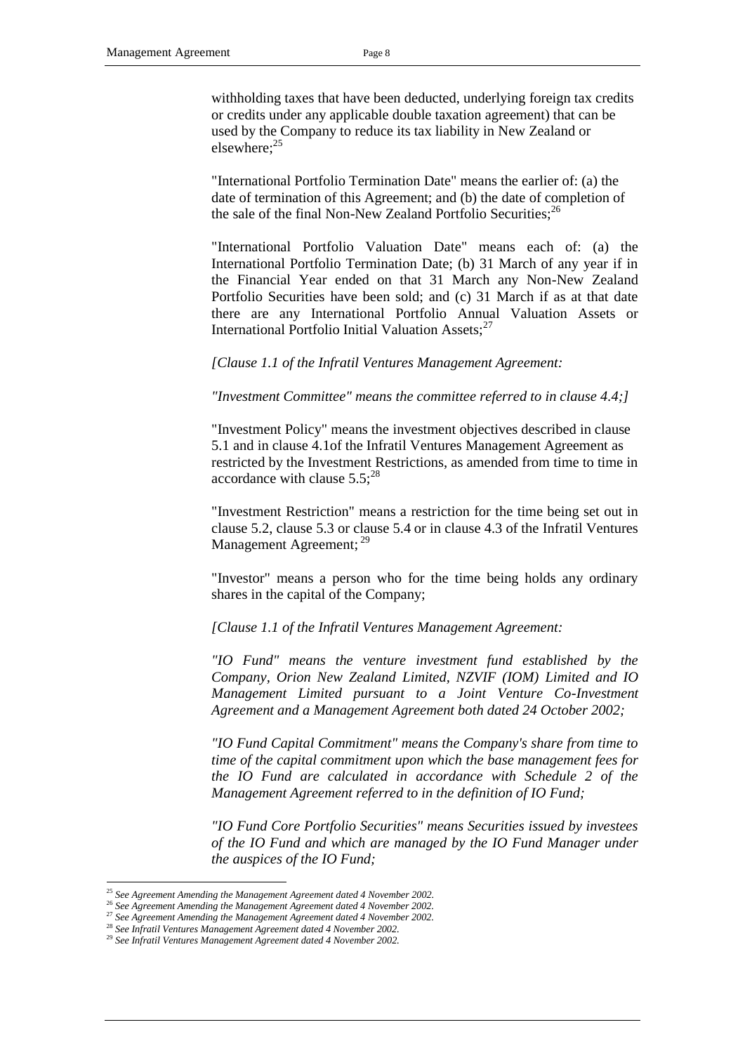withholding taxes that have been deducted, underlying foreign tax credits or credits under any applicable double taxation agreement) that can be used by the Company to reduce its tax liability in New Zealand or elsewhere;[25]

"International Portfolio Termination Date" means the earlier of: (a) the date of termination of this Agreement; and (b) the date of completion of the sale of the final Non-New Zealand Portfolio Securities;[26]

"International Portfolio Valuation Date" means each of: (a) the International Portfolio Termination Date; (b) 31 March of any year if in the Financial Year ended on that 31 March any Non-New Zealand Portfolio Securities have been sold; and (c) 31 March if as at that date there are any International Portfolio Annual Valuation Assets or International Portfolio Initial Valuation Assets;[27]

*[Clause 1.1 of the Infratil Ventures Management Agreement:*

*"Investment Committee" means the committee referred to in clause 4.4;]*

"Investment Policy" means the investment objectives described in clause 5.1 and in clause 4.1of the Infratil Ventures Management Agreement as restricted by the Investment Restrictions, as amended from time to time in accordance with clause 5.5;[28]

"Investment Restriction" means a restriction for the time being set out in clause 5.2, clause 5.3 or clause 5.4 or in clause 4.3 of the Infratil Ventures Management Agreement; [29]

"Investor" means a person who for the time being holds any ordinary shares in the capital of the Company;

*[Clause 1.1 of the Infratil Ventures Management Agreement:*

*"IO Fund" means the venture investment fund established by the Company, Orion New Zealand Limited, NZVIF (IOM) Limited and IO Management Limited pursuant to a Joint Venture Co-Investment Agreement and a Management Agreement both dated 24 October 2002;*

*"IO Fund Capital Commitment" means the Company's share from time to time of the capital commitment upon which the base management fees for the IO Fund are calculated in accordance with Schedule 2 of the Management Agreement referred to in the definition of IO Fund;*

*"IO Fund Core Portfolio Securities" means Securities issued by investees of the IO Fund and which are managed by the IO Fund Manager under the auspices of the IO Fund;*

---

[25] *See Agreement Amending the Management Agreement dated 4 November 2002.*
[26] *See Agreement Amending the Management Agreement dated 4 November 2002.*
[27] *See Agreement Amending the Management Agreement dated 4 November 2002.*
[28] *See Infratil Ventures Management Agreement dated 4 November 2002.*
[29] *See Infratil Ventures Management Agreement dated 4 November 2002.*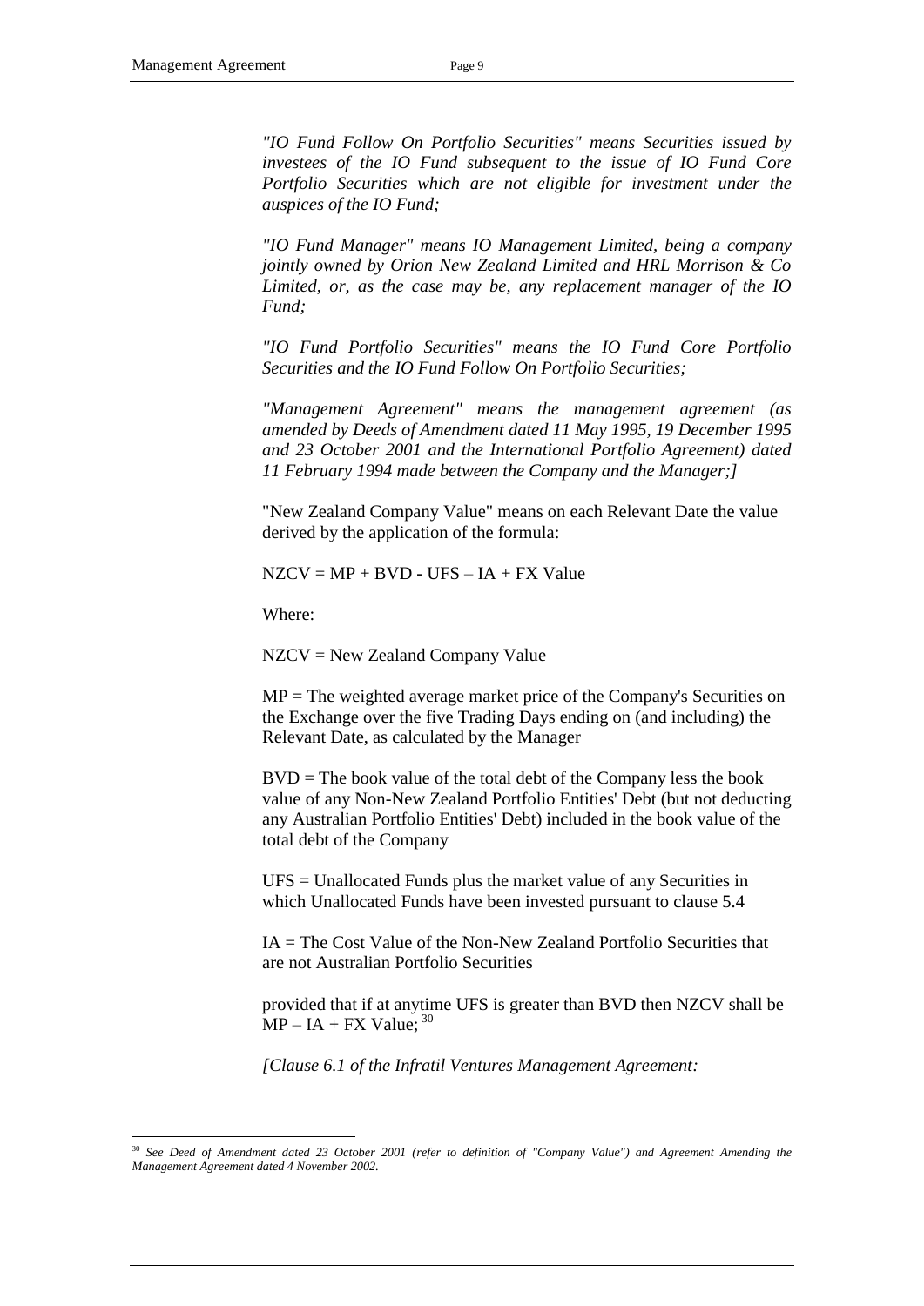*"IO Fund Follow On Portfolio Securities" means Securities issued by investees of the IO Fund subsequent to the issue of IO Fund Core Portfolio Securities which are not eligible for investment under the auspices of the IO Fund;*

*"IO Fund Manager" means IO Management Limited, being a company jointly owned by Orion New Zealand Limited and HRL Morrison & Co Limited, or, as the case may be, any replacement manager of the IO Fund;*

*"IO Fund Portfolio Securities" means the IO Fund Core Portfolio Securities and the IO Fund Follow On Portfolio Securities;*

*"Management Agreement" means the management agreement (as amended by Deeds of Amendment dated 11 May 1995, 19 December 1995 and 23 October 2001 and the International Portfolio Agreement) dated 11 February 1994 made between the Company and the Manager;]*

"New Zealand Company Value" means on each Relevant Date the value derived by the application of the formula:

NZCV = MP + BVD - UFS – IA + FX Value

Where:

NZCV = New Zealand Company Value

MP = The weighted average market price of the Company's Securities on the Exchange over the five Trading Days ending on (and including) the Relevant Date, as calculated by the Manager

BVD = The book value of the total debt of the Company less the book value of any Non-New Zealand Portfolio Entities' Debt (but not deducting any Australian Portfolio Entities' Debt) included in the book value of the total debt of the Company

UFS = Unallocated Funds plus the market value of any Securities in which Unallocated Funds have been invested pursuant to clause 5.4

IA = The Cost Value of the Non-New Zealand Portfolio Securities that are not Australian Portfolio Securities

provided that if at anytime UFS is greater than BVD then NZCV shall be MP – IA + FX Value; [30]

*[Clause 6.1 of the Infratil Ventures Management Agreement:*

[30] *See Deed of Amendment dated 23 October 2001 (refer to definition of "Company Value") and Agreement Amending the Management Agreement dated 4 November 2002.*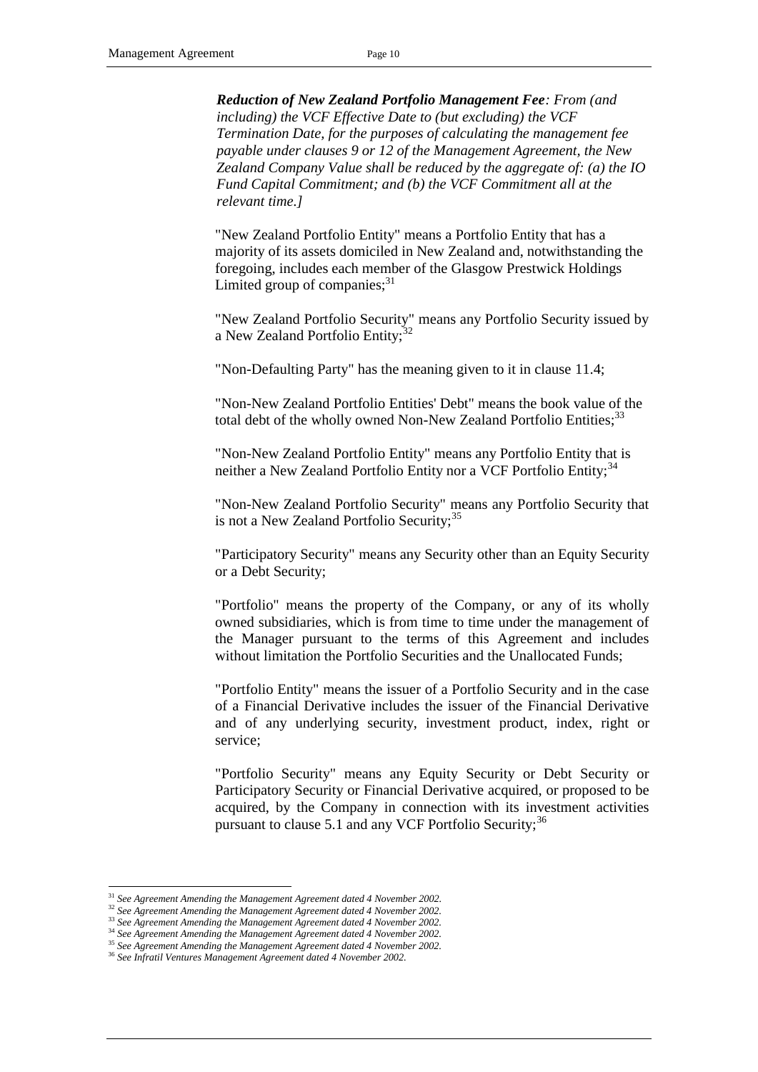***Reduction of New Zealand Portfolio Management Fee****: From (and including) the VCF Effective Date to (but excluding) the VCF Termination Date, for the purposes of calculating the management fee payable under clauses 9 or 12 of the Management Agreement, the New Zealand Company Value shall be reduced by the aggregate of: (a) the IO Fund Capital Commitment; and (b) the VCF Commitment all at the relevant time.]*

"New Zealand Portfolio Entity" means a Portfolio Entity that has a majority of its assets domiciled in New Zealand and, notwithstanding the foregoing, includes each member of the Glasgow Prestwick Holdings Limited group of companies;[31]

"New Zealand Portfolio Security" means any Portfolio Security issued by a New Zealand Portfolio Entity;[32]

"Non-Defaulting Party" has the meaning given to it in clause 11.4;

"Non-New Zealand Portfolio Entities' Debt" means the book value of the total debt of the wholly owned Non-New Zealand Portfolio Entities;[33]

"Non-New Zealand Portfolio Entity" means any Portfolio Entity that is neither a New Zealand Portfolio Entity nor a VCF Portfolio Entity;[34]

"Non-New Zealand Portfolio Security" means any Portfolio Security that is not a New Zealand Portfolio Security;[35]

"Participatory Security" means any Security other than an Equity Security or a Debt Security;

"Portfolio" means the property of the Company, or any of its wholly owned subsidiaries, which is from time to time under the management of the Manager pursuant to the terms of this Agreement and includes without limitation the Portfolio Securities and the Unallocated Funds;

"Portfolio Entity" means the issuer of a Portfolio Security and in the case of a Financial Derivative includes the issuer of the Financial Derivative and of any underlying security, investment product, index, right or service;

"Portfolio Security" means any Equity Security or Debt Security or Participatory Security or Financial Derivative acquired, or proposed to be acquired, by the Company in connection with its investment activities pursuant to clause 5.1 and any VCF Portfolio Security;[36]

---

[31] *See Agreement Amending the Management Agreement dated 4 November 2002.*
[32] *See Agreement Amending the Management Agreement dated 4 November 2002.*
[33] *See Agreement Amending the Management Agreement dated 4 November 2002.*
[34] *See Agreement Amending the Management Agreement dated 4 November 2002.*
[35] *See Agreement Amending the Management Agreement dated 4 November 2002.*
[36] *See Infratil Ventures Management Agreement dated 4 November 2002.*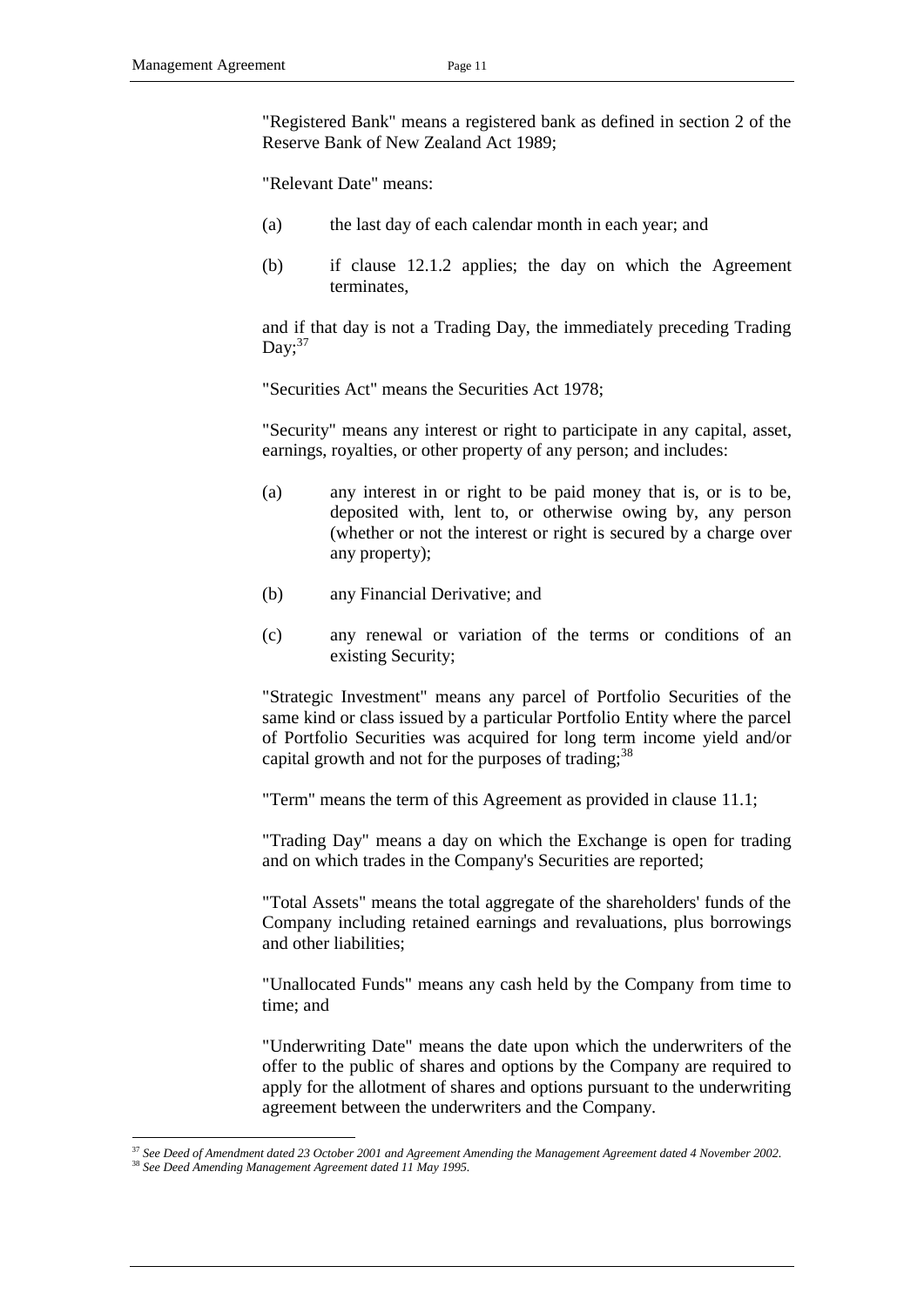"Registered Bank" means a registered bank as defined in section 2 of the Reserve Bank of New Zealand Act 1989;

"Relevant Date" means:

(a) the last day of each calendar month in each year; and

(b) if clause 12.1.2 applies; the day on which the Agreement terminates,

and if that day is not a Trading Day, the immediately preceding Trading Day;[37]

"Securities Act" means the Securities Act 1978;

"Security" means any interest or right to participate in any capital, asset, earnings, royalties, or other property of any person; and includes:

(a) any interest in or right to be paid money that is, or is to be, deposited with, lent to, or otherwise owing by, any person (whether or not the interest or right is secured by a charge over any property);

(b) any Financial Derivative; and

(c) any renewal or variation of the terms or conditions of an existing Security;

"Strategic Investment" means any parcel of Portfolio Securities of the same kind or class issued by a particular Portfolio Entity where the parcel of Portfolio Securities was acquired for long term income yield and/or capital growth and not for the purposes of trading;[38]

"Term" means the term of this Agreement as provided in clause 11.1;

"Trading Day" means a day on which the Exchange is open for trading and on which trades in the Company's Securities are reported;

"Total Assets" means the total aggregate of the shareholders' funds of the Company including retained earnings and revaluations, plus borrowings and other liabilities;

"Unallocated Funds" means any cash held by the Company from time to time; and

"Underwriting Date" means the date upon which the underwriters of the offer to the public of shares and options by the Company are required to apply for the allotment of shares and options pursuant to the underwriting agreement between the underwriters and the Company.

---

[37] *See Deed of Amendment dated 23 October 2001 and Agreement Amending the Management Agreement dated 4 November 2002.*

[38] *See Deed Amending Management Agreement dated 11 May 1995.*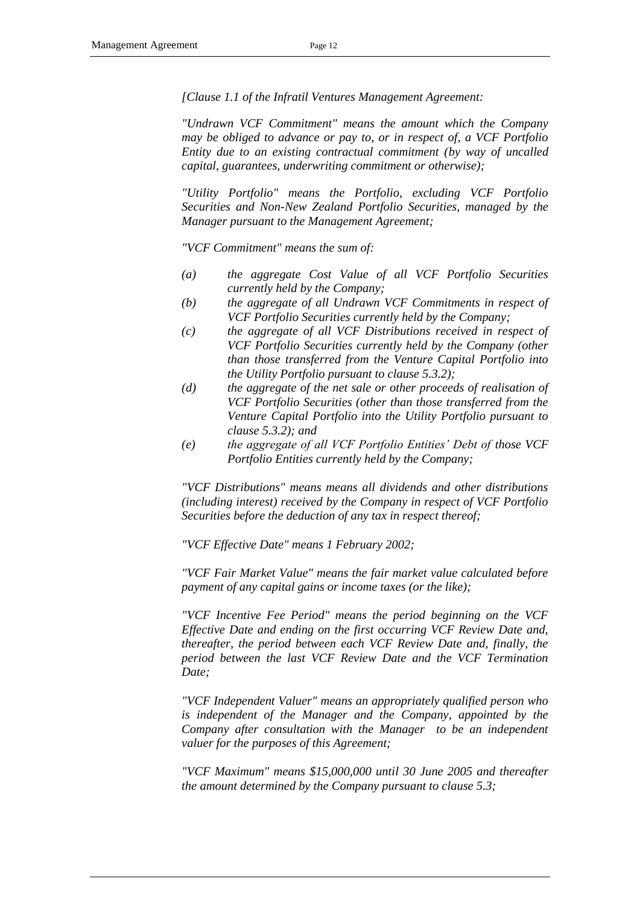*[Clause 1.1 of the Infratil Ventures Management Agreement:*

*"Undrawn VCF Commitment" means the amount which the Company may be obliged to advance or pay to, or in respect of, a VCF Portfolio Entity due to an existing contractual commitment (by way of uncalled capital, guarantees, underwriting commitment or otherwise);*

*"Utility Portfolio" means the Portfolio, excluding VCF Portfolio Securities and Non-New Zealand Portfolio Securities, managed by the Manager pursuant to the Management Agreement;*

*"VCF Commitment" means the sum of:*

*(a) the aggregate Cost Value of all VCF Portfolio Securities currently held by the Company;*

*(b) the aggregate of all Undrawn VCF Commitments in respect of VCF Portfolio Securities currently held by the Company;*

*(c) the aggregate of all VCF Distributions received in respect of VCF Portfolio Securities currently held by the Company (other than those transferred from the Venture Capital Portfolio into the Utility Portfolio pursuant to clause 5.3.2);*

*(d) the aggregate of the net sale or other proceeds of realisation of VCF Portfolio Securities (other than those transferred from the Venture Capital Portfolio into the Utility Portfolio pursuant to clause 5.3.2); and*

*(e) the aggregate of all VCF Portfolio Entities' Debt of those VCF Portfolio Entities currently held by the Company;*

*"VCF Distributions" means means all dividends and other distributions (including interest) received by the Company in respect of VCF Portfolio Securities before the deduction of any tax in respect thereof;*

*"VCF Effective Date" means 1 February 2002;*

*"VCF Fair Market Value" means the fair market value calculated before payment of any capital gains or income taxes (or the like);*

*"VCF Incentive Fee Period" means the period beginning on the VCF Effective Date and ending on the first occurring VCF Review Date and, thereafter, the period between each VCF Review Date and, finally, the period between the last VCF Review Date and the VCF Termination Date;*

*"VCF Independent Valuer" means an appropriately qualified person who is independent of the Manager and the Company, appointed by the Company after consultation with the Manager to be an independent valuer for the purposes of this Agreement;*

*"VCF Maximum" means $15,000,000 until 30 June 2005 and thereafter the amount determined by the Company pursuant to clause 5.3;*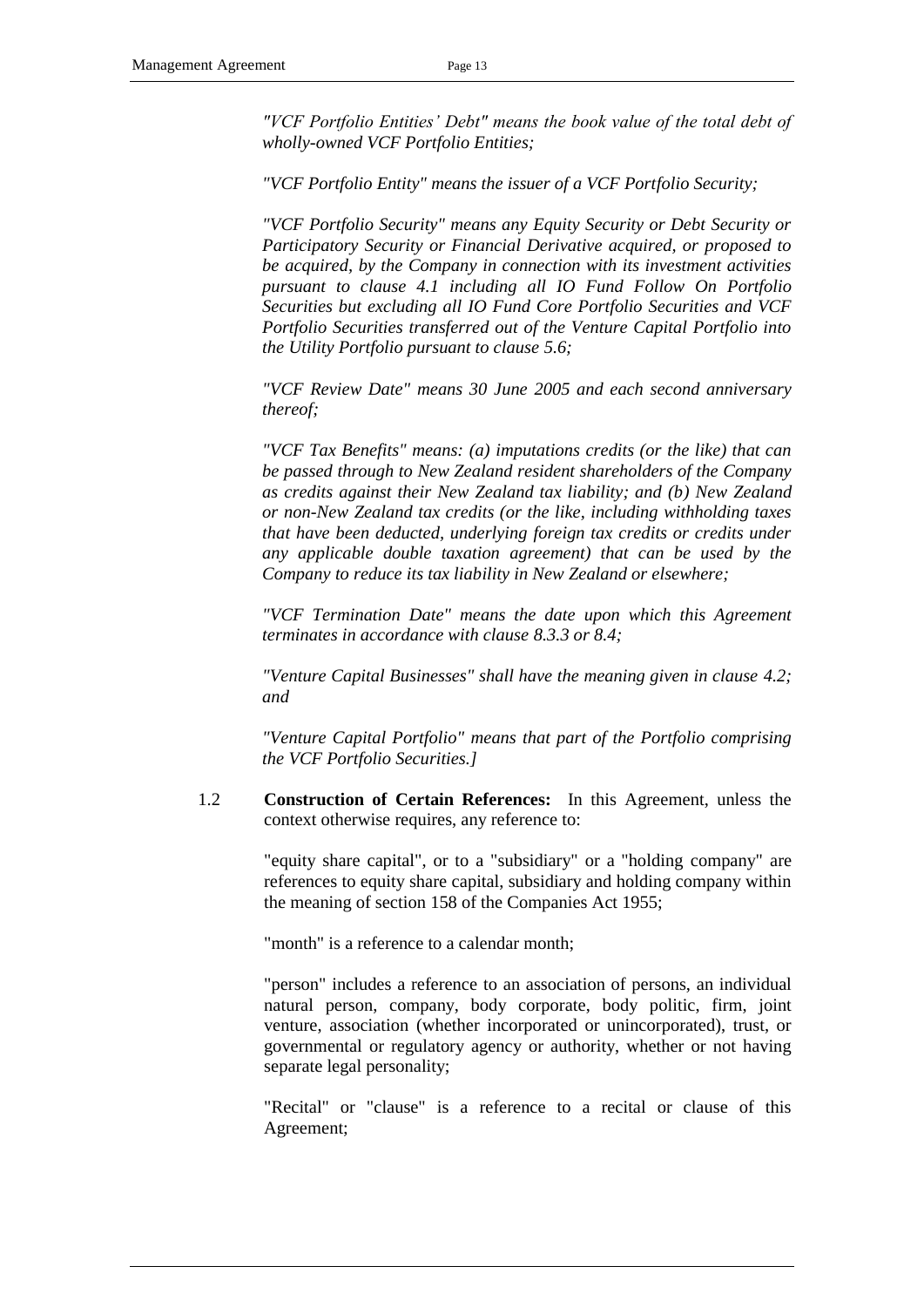*"VCF Portfolio Entities' Debt" means the book value of the total debt of wholly-owned VCF Portfolio Entities;*

*"VCF Portfolio Entity" means the issuer of a VCF Portfolio Security;*

*"VCF Portfolio Security" means any Equity Security or Debt Security or Participatory Security or Financial Derivative acquired, or proposed to be acquired, by the Company in connection with its investment activities pursuant to clause 4.1 including all IO Fund Follow On Portfolio Securities but excluding all IO Fund Core Portfolio Securities and VCF Portfolio Securities transferred out of the Venture Capital Portfolio into the Utility Portfolio pursuant to clause 5.6;*

*"VCF Review Date" means 30 June 2005 and each second anniversary thereof;*

*"VCF Tax Benefits" means: (a) imputations credits (or the like) that can be passed through to New Zealand resident shareholders of the Company as credits against their New Zealand tax liability; and (b) New Zealand or non-New Zealand tax credits (or the like, including withholding taxes that have been deducted, underlying foreign tax credits or credits under any applicable double taxation agreement) that can be used by the Company to reduce its tax liability in New Zealand or elsewhere;*

*"VCF Termination Date" means the date upon which this Agreement terminates in accordance with clause 8.3.3 or 8.4;*

*"Venture Capital Businesses" shall have the meaning given in clause 4.2; and*

*"Venture Capital Portfolio" means that part of the Portfolio comprising the VCF Portfolio Securities.]*

1.2 **Construction of Certain References:** In this Agreement, unless the context otherwise requires, any reference to:

"equity share capital", or to a "subsidiary" or a "holding company" are references to equity share capital, subsidiary and holding company within the meaning of section 158 of the Companies Act 1955;

"month" is a reference to a calendar month;

"person" includes a reference to an association of persons, an individual natural person, company, body corporate, body politic, firm, joint venture, association (whether incorporated or unincorporated), trust, or governmental or regulatory agency or authority, whether or not having separate legal personality;

"Recital" or "clause" is a reference to a recital or clause of this Agreement;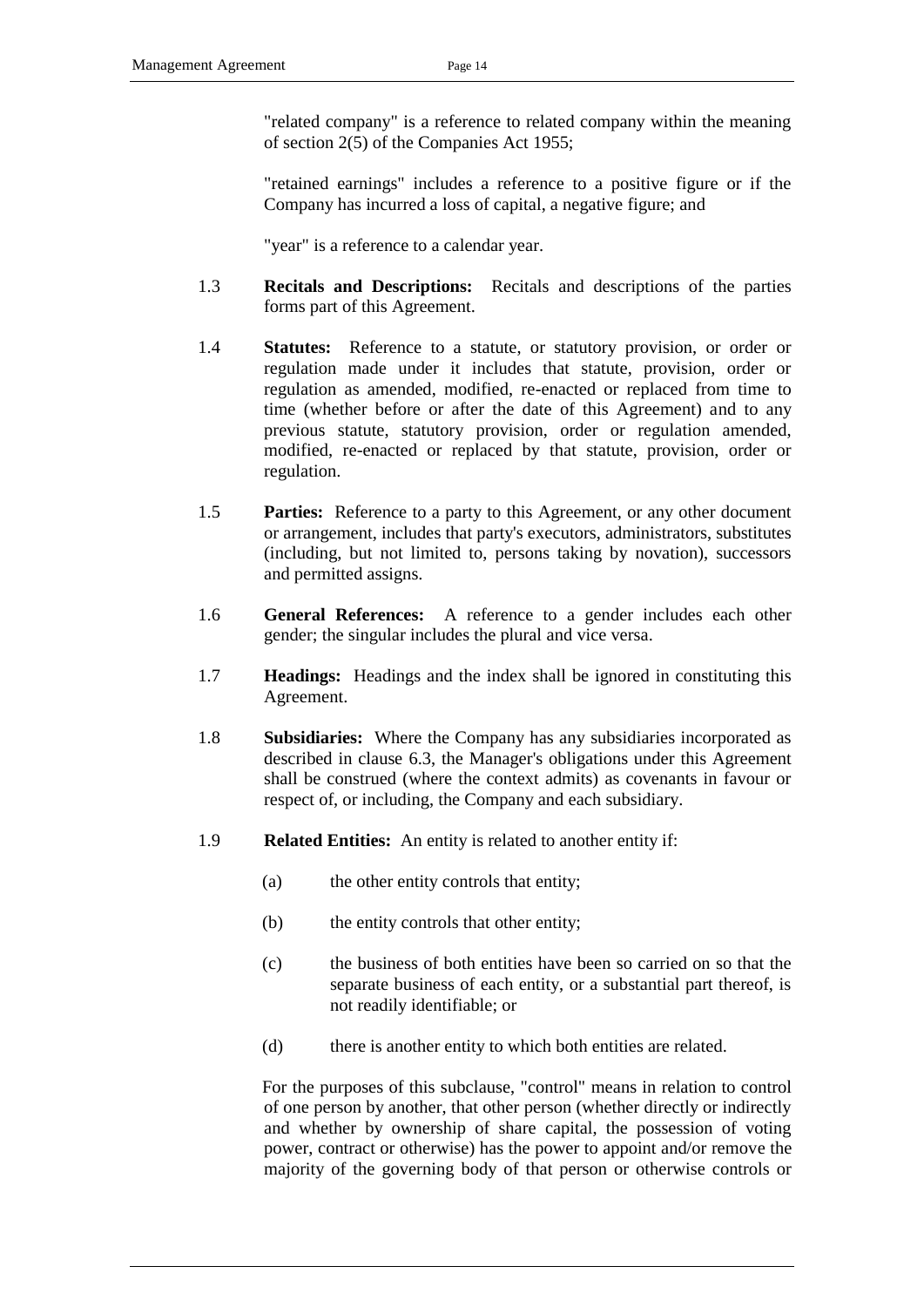"related company" is a reference to related company within the meaning of section 2(5) of the Companies Act 1955;

"retained earnings" includes a reference to a positive figure or if the Company has incurred a loss of capital, a negative figure; and

"year" is a reference to a calendar year.

1.3 **Recitals and Descriptions:** Recitals and descriptions of the parties forms part of this Agreement.

1.4 **Statutes:** Reference to a statute, or statutory provision, or order or regulation made under it includes that statute, provision, order or regulation as amended, modified, re-enacted or replaced from time to time (whether before or after the date of this Agreement) and to any previous statute, statutory provision, order or regulation amended, modified, re-enacted or replaced by that statute, provision, order or regulation.

1.5 **Parties:** Reference to a party to this Agreement, or any other document or arrangement, includes that party's executors, administrators, substitutes (including, but not limited to, persons taking by novation), successors and permitted assigns.

1.6 **General References:** A reference to a gender includes each other gender; the singular includes the plural and vice versa.

1.7 **Headings:** Headings and the index shall be ignored in constituting this Agreement.

1.8 **Subsidiaries:** Where the Company has any subsidiaries incorporated as described in clause 6.3, the Manager's obligations under this Agreement shall be construed (where the context admits) as covenants in favour or respect of, or including, the Company and each subsidiary.

1.9 **Related Entities:** An entity is related to another entity if:

(a) the other entity controls that entity;

(b) the entity controls that other entity;

(c) the business of both entities have been so carried on so that the separate business of each entity, or a substantial part thereof, is not readily identifiable; or

(d) there is another entity to which both entities are related.

For the purposes of this subclause, "control" means in relation to control of one person by another, that other person (whether directly or indirectly and whether by ownership of share capital, the possession of voting power, contract or otherwise) has the power to appoint and/or remove the majority of the governing body of that person or otherwise controls or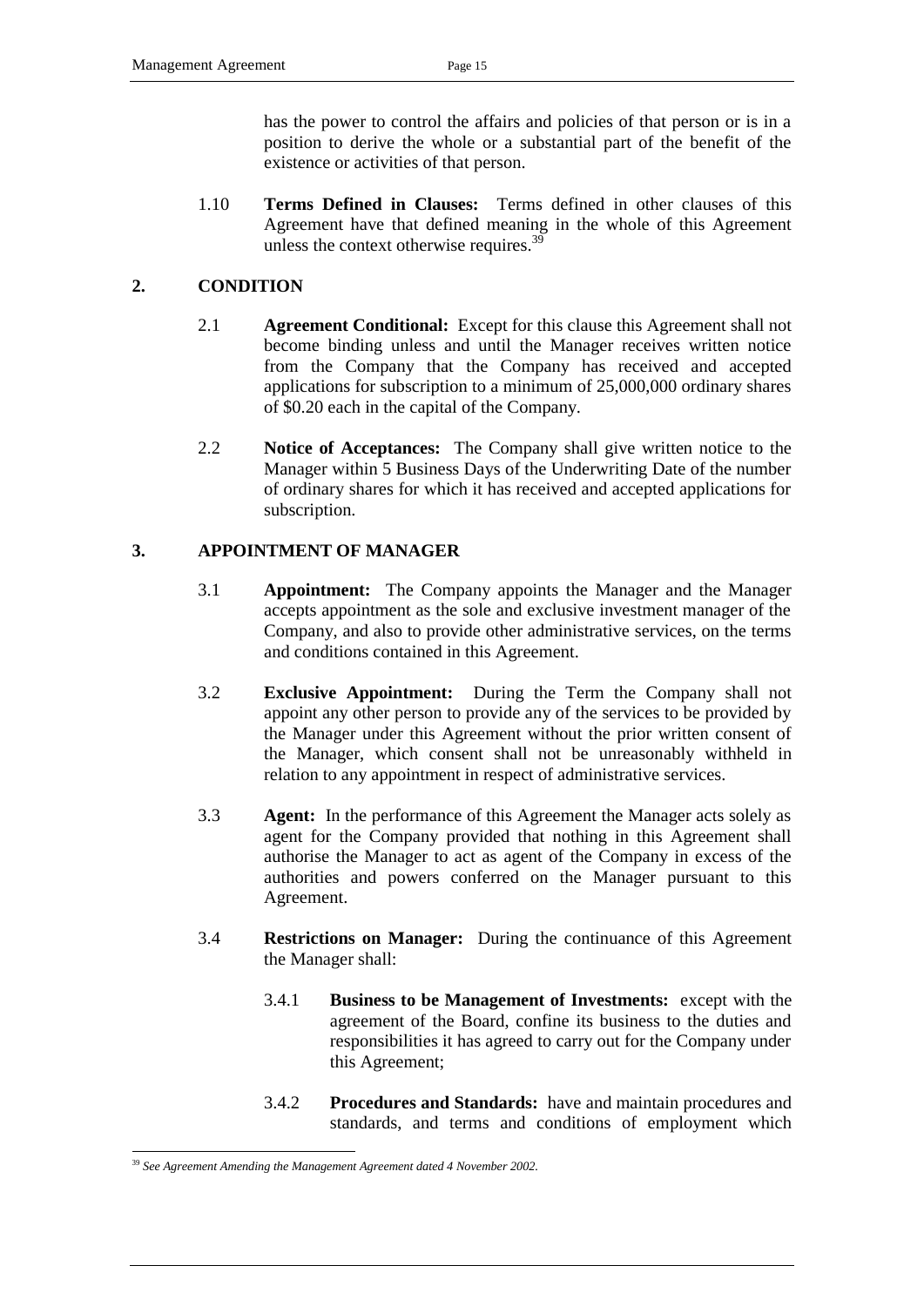has the power to control the affairs and policies of that person or is in a position to derive the whole or a substantial part of the benefit of the existence or activities of that person.

1.10 **Terms Defined in Clauses:** Terms defined in other clauses of this Agreement have that defined meaning in the whole of this Agreement unless the context otherwise requires.[39]

## 2. CONDITION

2.1 **Agreement Conditional:** Except for this clause this Agreement shall not become binding unless and until the Manager receives written notice from the Company that the Company has received and accepted applications for subscription to a minimum of 25,000,000 ordinary shares of $0.20 each in the capital of the Company.

2.2 **Notice of Acceptances:** The Company shall give written notice to the Manager within 5 Business Days of the Underwriting Date of the number of ordinary shares for which it has received and accepted applications for subscription.

## 3. APPOINTMENT OF MANAGER

3.1 **Appointment:** The Company appoints the Manager and the Manager accepts appointment as the sole and exclusive investment manager of the Company, and also to provide other administrative services, on the terms and conditions contained in this Agreement.

3.2 **Exclusive Appointment:** During the Term the Company shall not appoint any other person to provide any of the services to be provided by the Manager under this Agreement without the prior written consent of the Manager, which consent shall not be unreasonably withheld in relation to any appointment in respect of administrative services.

3.3 **Agent:** In the performance of this Agreement the Manager acts solely as agent for the Company provided that nothing in this Agreement shall authorise the Manager to act as agent of the Company in excess of the authorities and powers conferred on the Manager pursuant to this Agreement.

3.4 **Restrictions on Manager:** During the continuance of this Agreement the Manager shall:

3.4.1 **Business to be Management of Investments:** except with the agreement of the Board, confine its business to the duties and responsibilities it has agreed to carry out for the Company under this Agreement;

3.4.2 **Procedures and Standards:** have and maintain procedures and standards, and terms and conditions of employment which

---

[39] *See Agreement Amending the Management Agreement dated 4 November 2002.*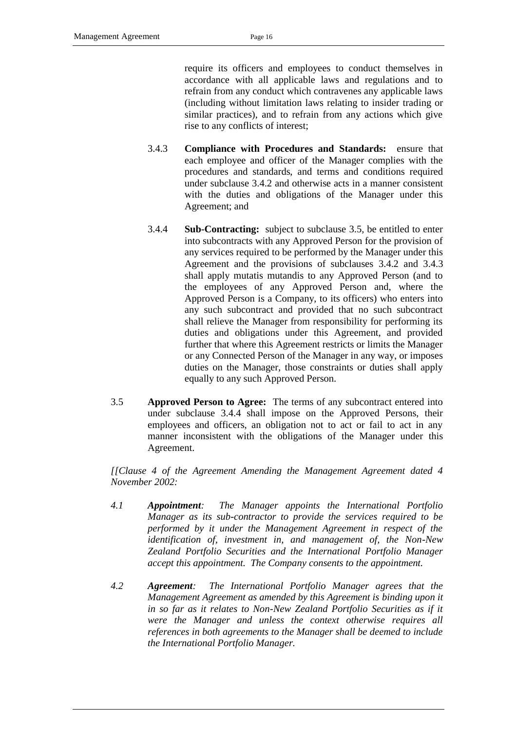require its officers and employees to conduct themselves in accordance with all applicable laws and regulations and to refrain from any conduct which contravenes any applicable laws (including without limitation laws relating to insider trading or similar practices), and to refrain from any actions which give rise to any conflicts of interest;

3.4.3 **Compliance with Procedures and Standards:** ensure that each employee and officer of the Manager complies with the procedures and standards, and terms and conditions required under subclause 3.4.2 and otherwise acts in a manner consistent with the duties and obligations of the Manager under this Agreement; and

3.4.4 **Sub-Contracting:** subject to subclause 3.5, be entitled to enter into subcontracts with any Approved Person for the provision of any services required to be performed by the Manager under this Agreement and the provisions of subclauses 3.4.2 and 3.4.3 shall apply mutatis mutandis to any Approved Person (and to the employees of any Approved Person and, where the Approved Person is a Company, to its officers) who enters into any such subcontract and provided that no such subcontract shall relieve the Manager from responsibility for performing its duties and obligations under this Agreement, and provided further that where this Agreement restricts or limits the Manager or any Connected Person of the Manager in any way, or imposes duties on the Manager, those constraints or duties shall apply equally to any such Approved Person.

3.5 **Approved Person to Agree:** The terms of any subcontract entered into under subclause 3.4.4 shall impose on the Approved Persons, their employees and officers, an obligation not to act or fail to act in any manner inconsistent with the obligations of the Manager under this Agreement.

*[[Clause 4 of the Agreement Amending the Management Agreement dated 4 November 2002:*

*4.1* ***Appointment****: The Manager appoints the International Portfolio Manager as its sub-contractor to provide the services required to be performed by it under the Management Agreement in respect of the identification of, investment in, and management of, the Non-New Zealand Portfolio Securities and the International Portfolio Manager accept this appointment. The Company consents to the appointment.*

*4.2* ***Agreement****: The International Portfolio Manager agrees that the Management Agreement as amended by this Agreement is binding upon it in so far as it relates to Non-New Zealand Portfolio Securities as if it were the Manager and unless the context otherwise requires all references in both agreements to the Manager shall be deemed to include the International Portfolio Manager.*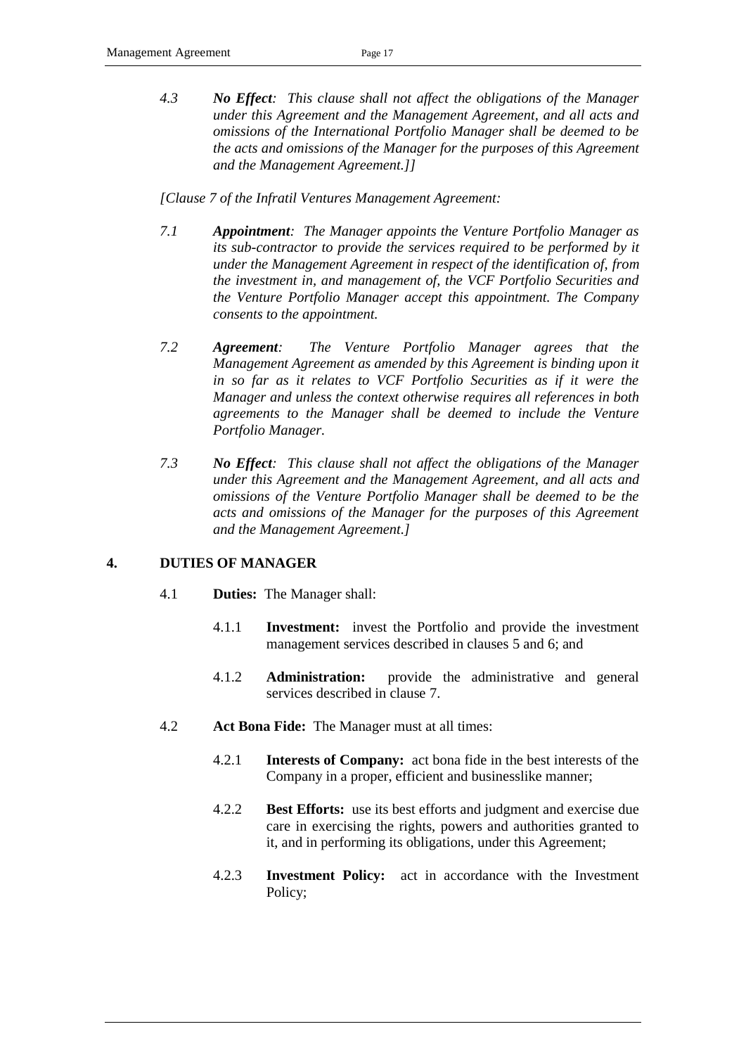*4.3* ***No Effect****: This clause shall not affect the obligations of the Manager under this Agreement and the Management Agreement, and all acts and omissions of the International Portfolio Manager shall be deemed to be the acts and omissions of the Manager for the purposes of this Agreement and the Management Agreement.]]*

*[Clause 7 of the Infratil Ventures Management Agreement:*

*7.1* ***Appointment****: The Manager appoints the Venture Portfolio Manager as its sub-contractor to provide the services required to be performed by it under the Management Agreement in respect of the identification of, from the investment in, and management of, the VCF Portfolio Securities and the Venture Portfolio Manager accept this appointment. The Company consents to the appointment.*

*7.2* ***Agreement****: The Venture Portfolio Manager agrees that the Management Agreement as amended by this Agreement is binding upon it in so far as it relates to VCF Portfolio Securities as if it were the Manager and unless the context otherwise requires all references in both agreements to the Manager shall be deemed to include the Venture Portfolio Manager.*

*7.3* ***No Effect****: This clause shall not affect the obligations of the Manager under this Agreement and the Management Agreement, and all acts and omissions of the Venture Portfolio Manager shall be deemed to be the acts and omissions of the Manager for the purposes of this Agreement and the Management Agreement.]*

## 4. DUTIES OF MANAGER

4.1 **Duties:** The Manager shall:

4.1.1 **Investment:** invest the Portfolio and provide the investment management services described in clauses 5 and 6; and

4.1.2 **Administration:** provide the administrative and general services described in clause 7.

4.2 **Act Bona Fide:** The Manager must at all times:

4.2.1 **Interests of Company:** act bona fide in the best interests of the Company in a proper, efficient and businesslike manner;

4.2.2 **Best Efforts:** use its best efforts and judgment and exercise due care in exercising the rights, powers and authorities granted to it, and in performing its obligations, under this Agreement;

4.2.3 **Investment Policy:** act in accordance with the Investment Policy;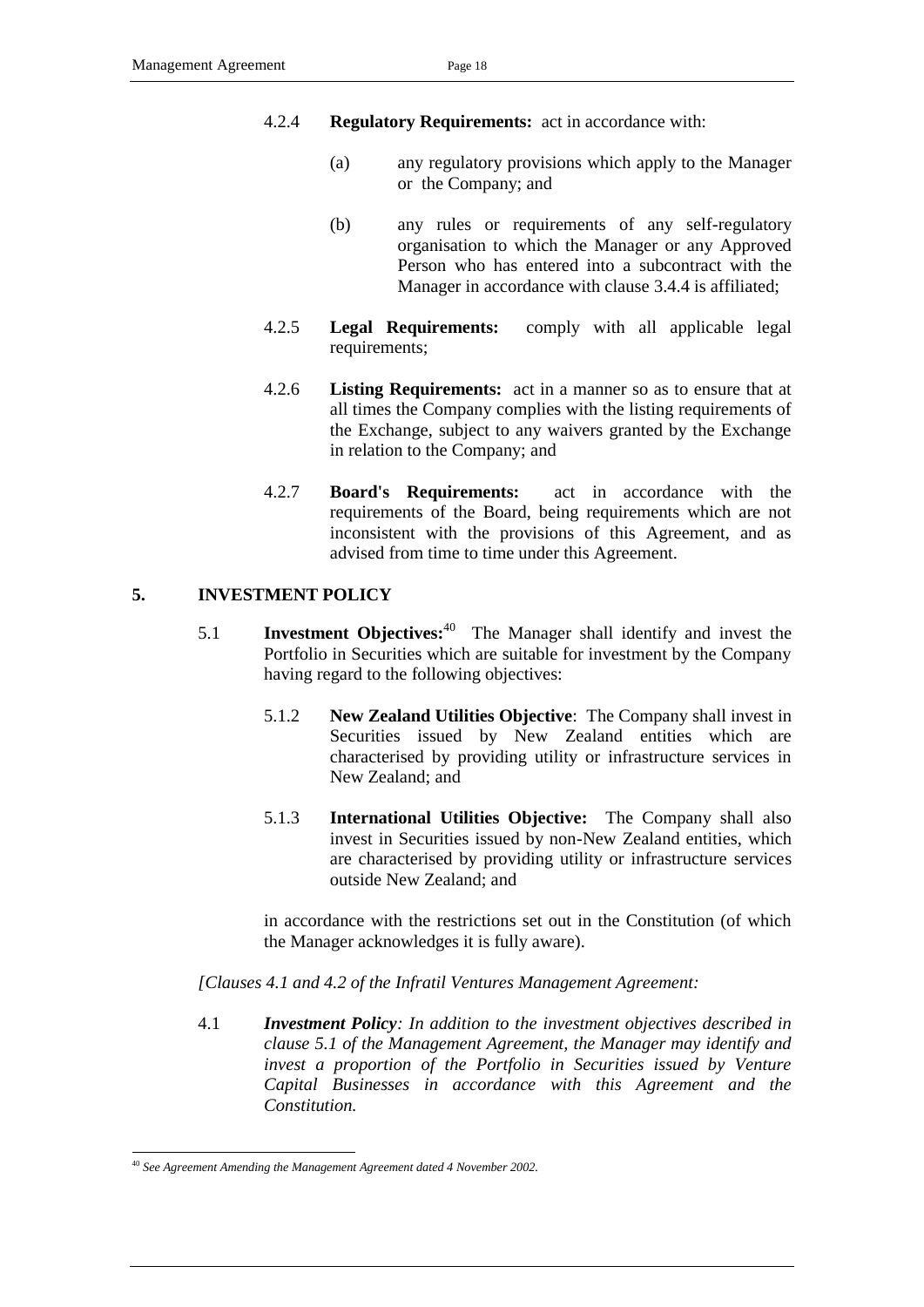4.2.4 **Regulatory Requirements:** act in accordance with:

(a) any regulatory provisions which apply to the Manager or the Company; and

(b) any rules or requirements of any self-regulatory organisation to which the Manager or any Approved Person who has entered into a subcontract with the Manager in accordance with clause 3.4.4 is affiliated;

4.2.5 **Legal Requirements:** comply with all applicable legal requirements;

4.2.6 **Listing Requirements:** act in a manner so as to ensure that at all times the Company complies with the listing requirements of the Exchange, subject to any waivers granted by the Exchange in relation to the Company; and

4.2.7 **Board's Requirements:** act in accordance with the requirements of the Board, being requirements which are not inconsistent with the provisions of this Agreement, and as advised from time to time under this Agreement.

## 5. INVESTMENT POLICY

5.1 **Investment Objectives:**[40] The Manager shall identify and invest the Portfolio in Securities which are suitable for investment by the Company having regard to the following objectives:

5.1.2 **New Zealand Utilities Objective**: The Company shall invest in Securities issued by New Zealand entities which are characterised by providing utility or infrastructure services in New Zealand; and

5.1.3 **International Utilities Objective:** The Company shall also invest in Securities issued by non-New Zealand entities, which are characterised by providing utility or infrastructure services outside New Zealand; and

in accordance with the restrictions set out in the Constitution (of which the Manager acknowledges it is fully aware).

*[Clauses 4.1 and 4.2 of the Infratil Ventures Management Agreement:*

4.1 ***Investment Policy****: In addition to the investment objectives described in clause 5.1 of the Management Agreement, the Manager may identify and invest a proportion of the Portfolio in Securities issued by Venture Capital Businesses in accordance with this Agreement and the Constitution.*

---

[40] *See Agreement Amending the Management Agreement dated 4 November 2002.*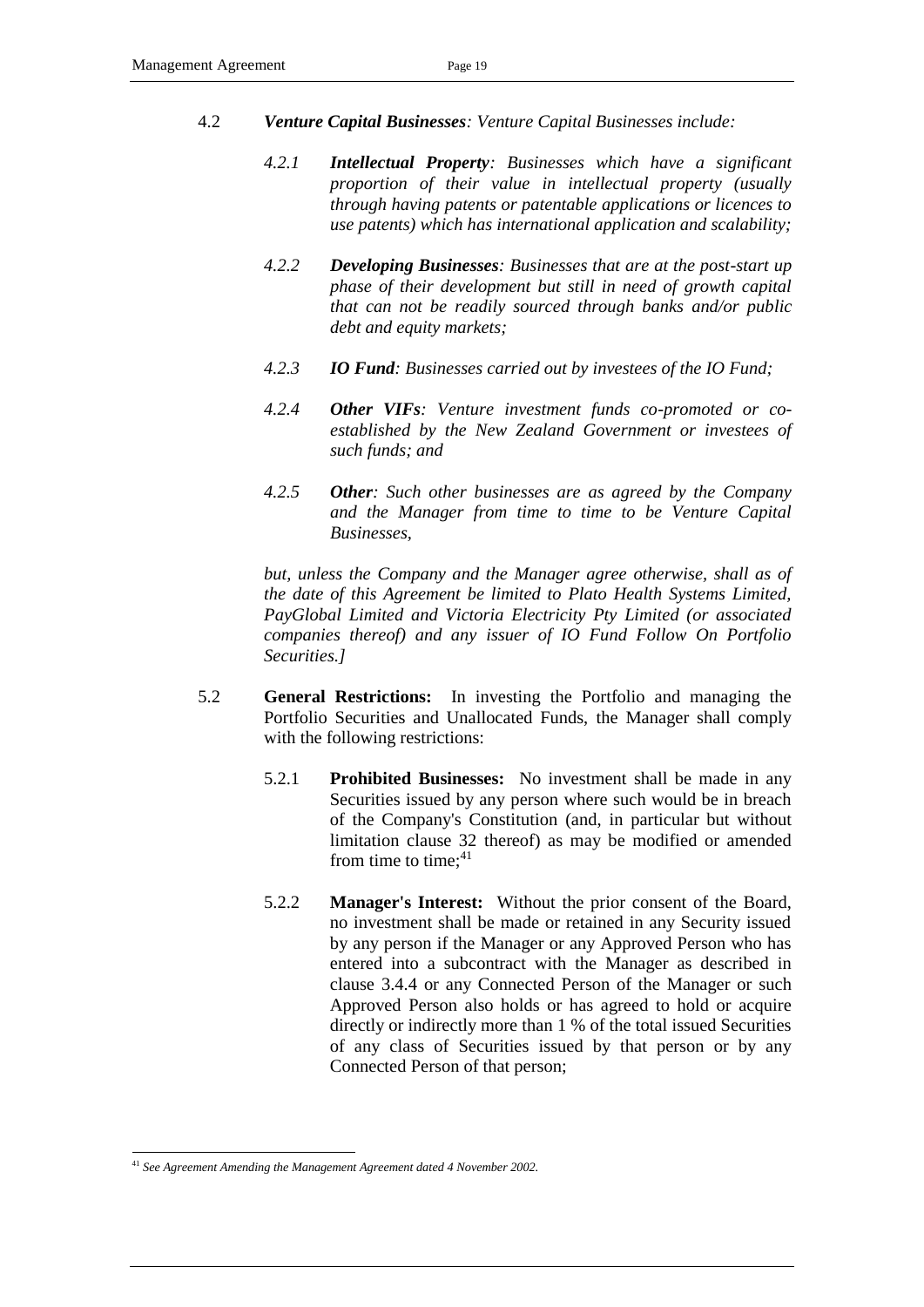4.2 ***Venture Capital Businesses****: Venture Capital Businesses include:*

> *4.2.1* ***Intellectual Property****: Businesses which have a significant proportion of their value in intellectual property (usually through having patents or patentable applications or licences to use patents) which has international application and scalability;*
>
> *4.2.2* ***Developing Businesses****: Businesses that are at the post-start up phase of their development but still in need of growth capital that can not be readily sourced through banks and/or public debt and equity markets;*
>
> *4.2.3* ***IO Fund****: Businesses carried out by investees of the IO Fund;*
>
> *4.2.4* ***Other VIFs****: Venture investment funds co-promoted or co-established by the New Zealand Government or investees of such funds; and*
>
> *4.2.5* ***Other****: Such other businesses are as agreed by the Company and the Manager from time to time to be Venture Capital Businesses,*

*but, unless the Company and the Manager agree otherwise, shall as of the date of this Agreement be limited to Plato Health Systems Limited, PayGlobal Limited and Victoria Electricity Pty Limited (or associated companies thereof) and any issuer of IO Fund Follow On Portfolio Securities.]*

5.2 **General Restrictions:** In investing the Portfolio and managing the Portfolio Securities and Unallocated Funds, the Manager shall comply with the following restrictions:

> 5.2.1 **Prohibited Businesses:** No investment shall be made in any Securities issued by any person where such would be in breach of the Company's Constitution (and, in particular but without limitation clause 32 thereof) as may be modified or amended from time to time;[41]
>
> 5.2.2 **Manager's Interest:** Without the prior consent of the Board, no investment shall be made or retained in any Security issued by any person if the Manager or any Approved Person who has entered into a subcontract with the Manager as described in clause 3.4.4 or any Connected Person of the Manager or such Approved Person also holds or has agreed to hold or acquire directly or indirectly more than 1 % of the total issued Securities of any class of Securities issued by that person or by any Connected Person of that person;

---

[41] *See Agreement Amending the Management Agreement dated 4 November 2002.*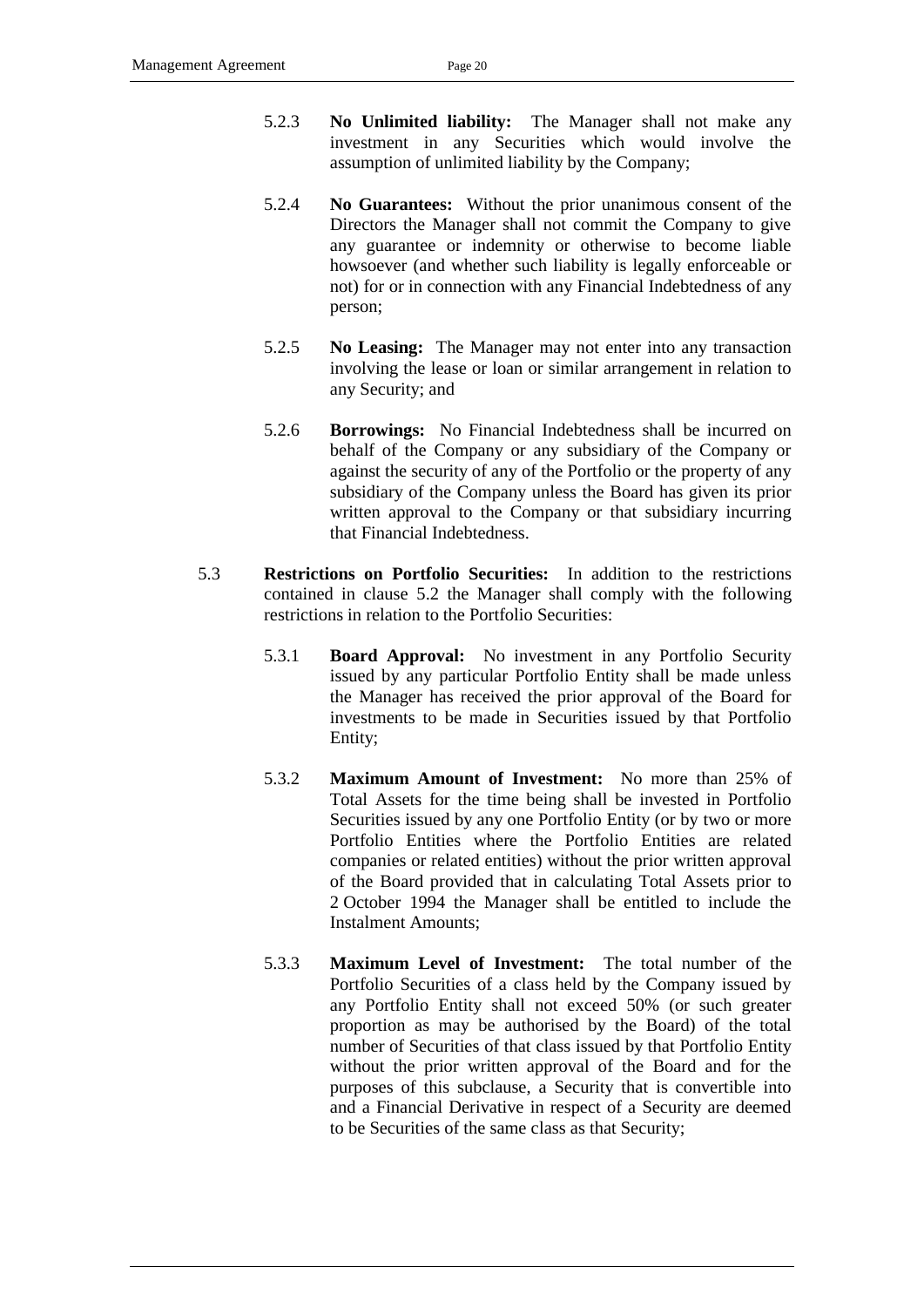5.2.3 **No Unlimited liability:** The Manager shall not make any investment in any Securities which would involve the assumption of unlimited liability by the Company;

5.2.4 **No Guarantees:** Without the prior unanimous consent of the Directors the Manager shall not commit the Company to give any guarantee or indemnity or otherwise to become liable howsoever (and whether such liability is legally enforceable or not) for or in connection with any Financial Indebtedness of any person;

5.2.5 **No Leasing:** The Manager may not enter into any transaction involving the lease or loan or similar arrangement in relation to any Security; and

5.2.6 **Borrowings:** No Financial Indebtedness shall be incurred on behalf of the Company or any subsidiary of the Company or against the security of any of the Portfolio or the property of any subsidiary of the Company unless the Board has given its prior written approval to the Company or that subsidiary incurring that Financial Indebtedness.

5.3 **Restrictions on Portfolio Securities:** In addition to the restrictions contained in clause 5.2 the Manager shall comply with the following restrictions in relation to the Portfolio Securities:

5.3.1 **Board Approval:** No investment in any Portfolio Security issued by any particular Portfolio Entity shall be made unless the Manager has received the prior approval of the Board for investments to be made in Securities issued by that Portfolio Entity;

5.3.2 **Maximum Amount of Investment:** No more than 25% of Total Assets for the time being shall be invested in Portfolio Securities issued by any one Portfolio Entity (or by two or more Portfolio Entities where the Portfolio Entities are related companies or related entities) without the prior written approval of the Board provided that in calculating Total Assets prior to 2 October 1994 the Manager shall be entitled to include the Instalment Amounts;

5.3.3 **Maximum Level of Investment:** The total number of the Portfolio Securities of a class held by the Company issued by any Portfolio Entity shall not exceed 50% (or such greater proportion as may be authorised by the Board) of the total number of Securities of that class issued by that Portfolio Entity without the prior written approval of the Board and for the purposes of this subclause, a Security that is convertible into and a Financial Derivative in respect of a Security are deemed to be Securities of the same class as that Security;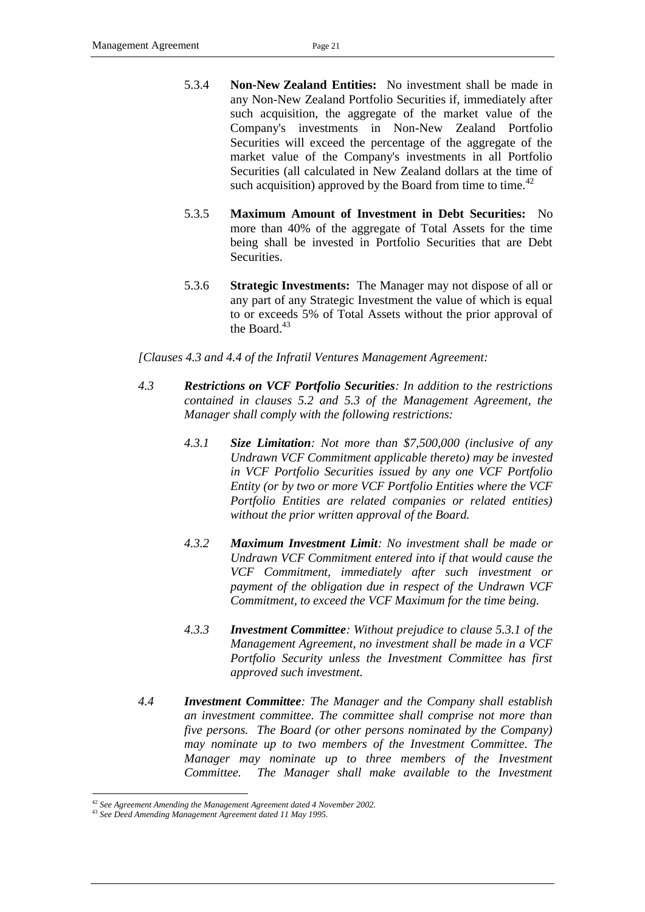5.3.4 **Non-New Zealand Entities:** No investment shall be made in any Non-New Zealand Portfolio Securities if, immediately after such acquisition, the aggregate of the market value of the Company's investments in Non-New Zealand Portfolio Securities will exceed the percentage of the aggregate of the market value of the Company's investments in all Portfolio Securities (all calculated in New Zealand dollars at the time of such acquisition) approved by the Board from time to time.[42]

5.3.5 **Maximum Amount of Investment in Debt Securities:** No more than 40% of the aggregate of Total Assets for the time being shall be invested in Portfolio Securities that are Debt Securities.

5.3.6 **Strategic Investments:** The Manager may not dispose of all or any part of any Strategic Investment the value of which is equal to or exceeds 5% of Total Assets without the prior approval of the Board.[43]

*[Clauses 4.3 and 4.4 of the Infratil Ventures Management Agreement:*

*4.3* ***Restrictions on VCF Portfolio Securities****: In addition to the restrictions contained in clauses 5.2 and 5.3 of the Management Agreement, the Manager shall comply with the following restrictions:*

*4.3.1* ***Size Limitation****: Not more than $7,500,000 (inclusive of any Undrawn VCF Commitment applicable thereto) may be invested in VCF Portfolio Securities issued by any one VCF Portfolio Entity (or by two or more VCF Portfolio Entities where the VCF Portfolio Entities are related companies or related entities) without the prior written approval of the Board.*

*4.3.2* ***Maximum Investment Limit****: No investment shall be made or Undrawn VCF Commitment entered into if that would cause the VCF Commitment, immediately after such investment or payment of the obligation due in respect of the Undrawn VCF Commitment, to exceed the VCF Maximum for the time being.*

*4.3.3* ***Investment Committee****: Without prejudice to clause 5.3.1 of the Management Agreement, no investment shall be made in a VCF Portfolio Security unless the Investment Committee has first approved such investment.*

*4.4* ***Investment Committee****: The Manager and the Company shall establish an investment committee. The committee shall comprise not more than five persons. The Board (or other persons nominated by the Company) may nominate up to two members of the Investment Committee. The Manager may nominate up to three members of the Investment Committee. The Manager shall make available to the Investment*

---

[42] *See Agreement Amending the Management Agreement dated 4 November 2002.*

[43] *See Deed Amending Management Agreement dated 11 May 1995.*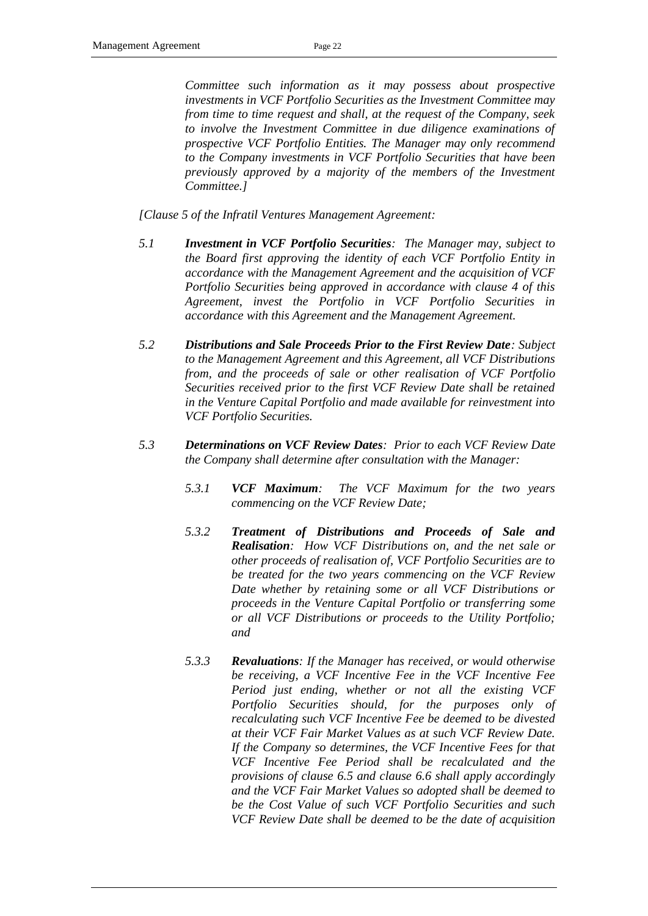*Committee such information as it may possess about prospective investments in VCF Portfolio Securities as the Investment Committee may from time to time request and shall, at the request of the Company, seek to involve the Investment Committee in due diligence examinations of prospective VCF Portfolio Entities. The Manager may only recommend to the Company investments in VCF Portfolio Securities that have been previously approved by a majority of the members of the Investment Committee.]*

*[Clause 5 of the Infratil Ventures Management Agreement:*

*5.1* ***Investment in VCF Portfolio Securities****: The Manager may, subject to the Board first approving the identity of each VCF Portfolio Entity in accordance with the Management Agreement and the acquisition of VCF Portfolio Securities being approved in accordance with clause 4 of this Agreement, invest the Portfolio in VCF Portfolio Securities in accordance with this Agreement and the Management Agreement.*

*5.2* ***Distributions and Sale Proceeds Prior to the First Review Date****: Subject to the Management Agreement and this Agreement, all VCF Distributions from, and the proceeds of sale or other realisation of VCF Portfolio Securities received prior to the first VCF Review Date shall be retained in the Venture Capital Portfolio and made available for reinvestment into VCF Portfolio Securities.*

*5.3* ***Determinations on VCF Review Dates****: Prior to each VCF Review Date the Company shall determine after consultation with the Manager:*

*5.3.1* ***VCF Maximum****: The VCF Maximum for the two years commencing on the VCF Review Date;*

*5.3.2* ***Treatment of Distributions and Proceeds of Sale and Realisation****: How VCF Distributions on, and the net sale or other proceeds of realisation of, VCF Portfolio Securities are to be treated for the two years commencing on the VCF Review Date whether by retaining some or all VCF Distributions or proceeds in the Venture Capital Portfolio or transferring some or all VCF Distributions or proceeds to the Utility Portfolio; and*

*5.3.3* ***Revaluations****: If the Manager has received, or would otherwise be receiving, a VCF Incentive Fee in the VCF Incentive Fee Period just ending, whether or not all the existing VCF Portfolio Securities should, for the purposes only of recalculating such VCF Incentive Fee be deemed to be divested at their VCF Fair Market Values as at such VCF Review Date. If the Company so determines, the VCF Incentive Fees for that VCF Incentive Fee Period shall be recalculated and the provisions of clause 6.5 and clause 6.6 shall apply accordingly and the VCF Fair Market Values so adopted shall be deemed to be the Cost Value of such VCF Portfolio Securities and such VCF Review Date shall be deemed to be the date of acquisition*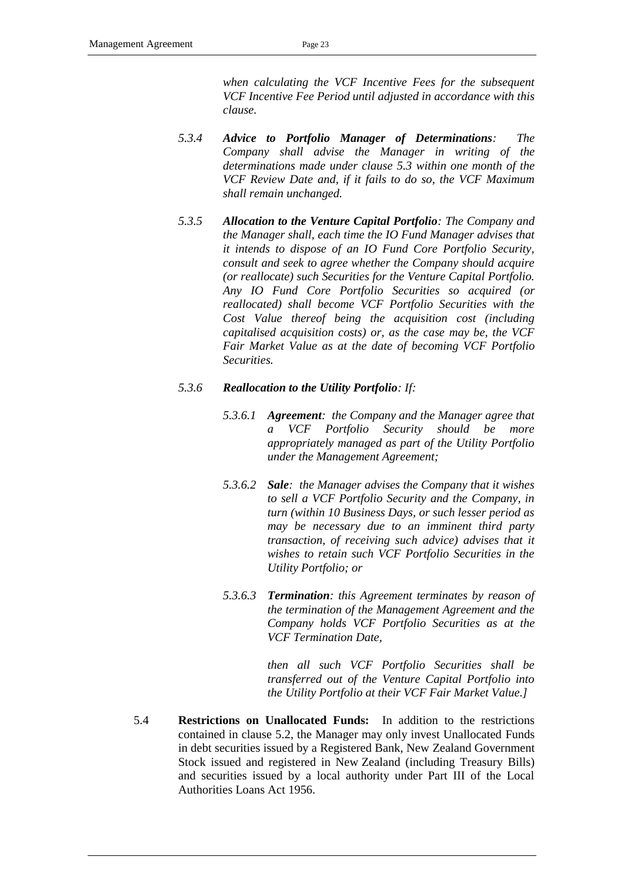*when calculating the VCF Incentive Fees for the subsequent VCF Incentive Fee Period until adjusted in accordance with this clause.*

5.3.4 ***Advice to Portfolio Manager of Determinations**: The Company shall advise the Manager in writing of the determinations made under clause 5.3 within one month of the VCF Review Date and, if it fails to do so, the VCF Maximum shall remain unchanged.*

5.3.5 ***Allocation to the Venture Capital Portfolio**: The Company and the Manager shall, each time the IO Fund Manager advises that it intends to dispose of an IO Fund Core Portfolio Security, consult and seek to agree whether the Company should acquire (or reallocate) such Securities for the Venture Capital Portfolio. Any IO Fund Core Portfolio Securities so acquired (or reallocated) shall become VCF Portfolio Securities with the Cost Value thereof being the acquisition cost (including capitalised acquisition costs) or, as the case may be, the VCF Fair Market Value as at the date of becoming VCF Portfolio Securities.*

5.3.6 ***Reallocation to the Utility Portfolio**: If:*

5.3.6.1 ***Agreement**: the Company and the Manager agree that a VCF Portfolio Security should be more appropriately managed as part of the Utility Portfolio under the Management Agreement;*

5.3.6.2 ***Sale**: the Manager advises the Company that it wishes to sell a VCF Portfolio Security and the Company, in turn (within 10 Business Days, or such lesser period as may be necessary due to an imminent third party transaction, of receiving such advice) advises that it wishes to retain such VCF Portfolio Securities in the Utility Portfolio; or*

5.3.6.3 ***Termination**: this Agreement terminates by reason of the termination of the Management Agreement and the Company holds VCF Portfolio Securities as at the VCF Termination Date,*

*then all such VCF Portfolio Securities shall be transferred out of the Venture Capital Portfolio into the Utility Portfolio at their VCF Fair Market Value.]*

5.4 **Restrictions on Unallocated Funds:** In addition to the restrictions contained in clause 5.2, the Manager may only invest Unallocated Funds in debt securities issued by a Registered Bank, New Zealand Government Stock issued and registered in New Zealand (including Treasury Bills) and securities issued by a local authority under Part III of the Local Authorities Loans Act 1956.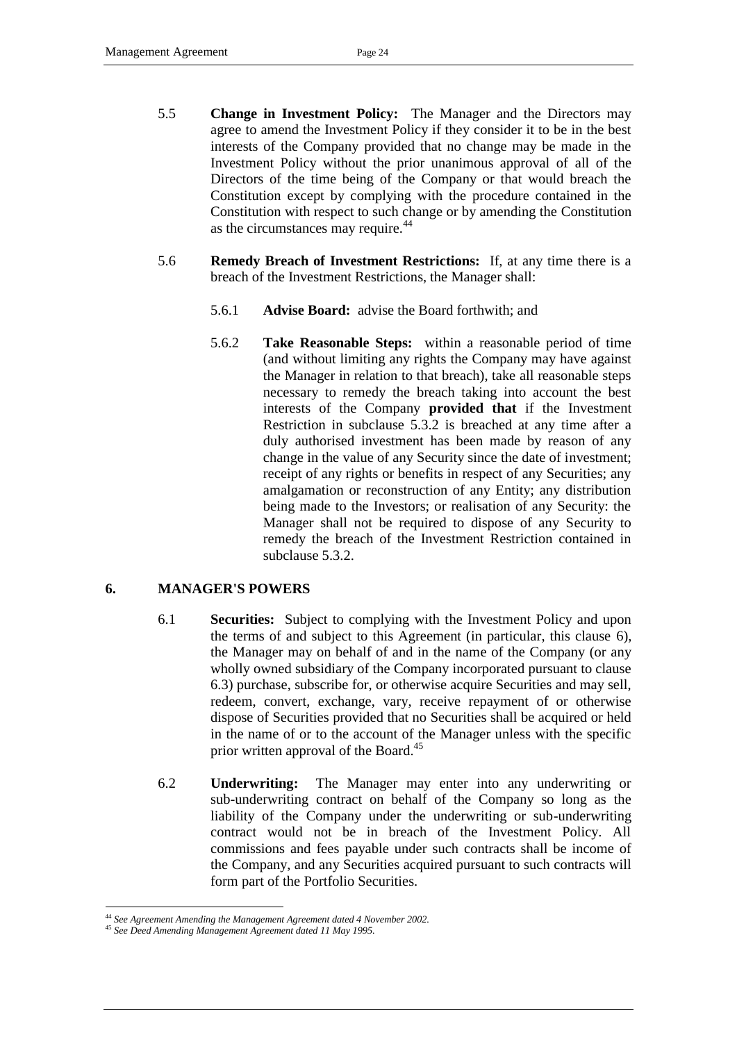5.5 **Change in Investment Policy:** The Manager and the Directors may agree to amend the Investment Policy if they consider it to be in the best interests of the Company provided that no change may be made in the Investment Policy without the prior unanimous approval of all of the Directors of the time being of the Company or that would breach the Constitution except by complying with the procedure contained in the Constitution with respect to such change or by amending the Constitution as the circumstances may require.[44]

5.6 **Remedy Breach of Investment Restrictions:** If, at any time there is a breach of the Investment Restrictions, the Manager shall:

5.6.1 **Advise Board:** advise the Board forthwith; and

5.6.2 **Take Reasonable Steps:** within a reasonable period of time (and without limiting any rights the Company may have against the Manager in relation to that breach), take all reasonable steps necessary to remedy the breach taking into account the best interests of the Company **provided that** if the Investment Restriction in subclause 5.3.2 is breached at any time after a duly authorised investment has been made by reason of any change in the value of any Security since the date of investment; receipt of any rights or benefits in respect of any Securities; any amalgamation or reconstruction of any Entity; any distribution being made to the Investors; or realisation of any Security: the Manager shall not be required to dispose of any Security to remedy the breach of the Investment Restriction contained in subclause 5.3.2.

## 6. MANAGER'S POWERS

6.1 **Securities:** Subject to complying with the Investment Policy and upon the terms of and subject to this Agreement (in particular, this clause 6), the Manager may on behalf of and in the name of the Company (or any wholly owned subsidiary of the Company incorporated pursuant to clause 6.3) purchase, subscribe for, or otherwise acquire Securities and may sell, redeem, convert, exchange, vary, receive repayment of or otherwise dispose of Securities provided that no Securities shall be acquired or held in the name of or to the account of the Manager unless with the specific prior written approval of the Board.[45]

6.2 **Underwriting:** The Manager may enter into any underwriting or sub-underwriting contract on behalf of the Company so long as the liability of the Company under the underwriting or sub-underwriting contract would not be in breach of the Investment Policy. All commissions and fees payable under such contracts shall be income of the Company, and any Securities acquired pursuant to such contracts will form part of the Portfolio Securities.

---

[44] *See Agreement Amending the Management Agreement dated 4 November 2002.*

[45] *See Deed Amending Management Agreement dated 11 May 1995.*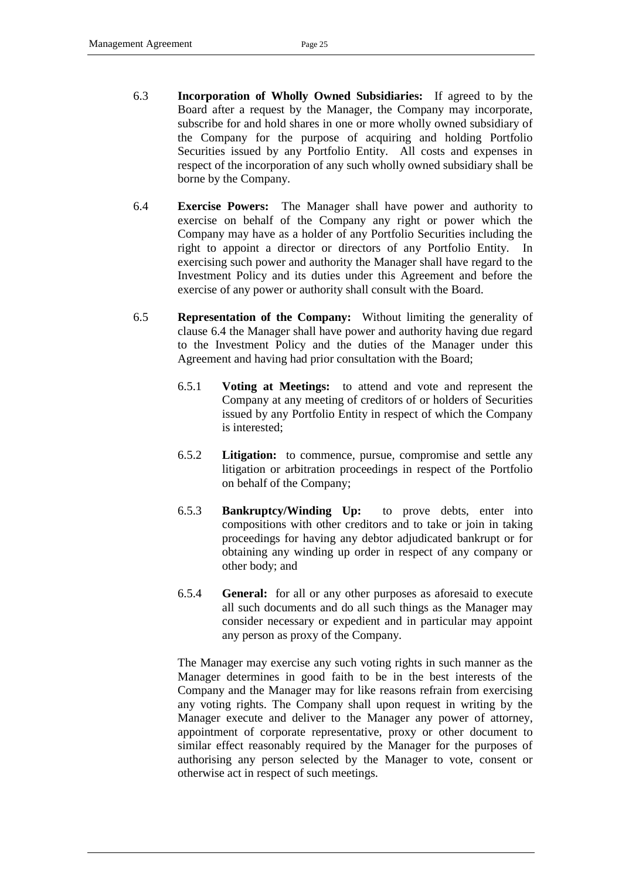6.3 **Incorporation of Wholly Owned Subsidiaries:** If agreed to by the Board after a request by the Manager, the Company may incorporate, subscribe for and hold shares in one or more wholly owned subsidiary of the Company for the purpose of acquiring and holding Portfolio Securities issued by any Portfolio Entity. All costs and expenses in respect of the incorporation of any such wholly owned subsidiary shall be borne by the Company.

6.4 **Exercise Powers:** The Manager shall have power and authority to exercise on behalf of the Company any right or power which the Company may have as a holder of any Portfolio Securities including the right to appoint a director or directors of any Portfolio Entity. In exercising such power and authority the Manager shall have regard to the Investment Policy and its duties under this Agreement and before the exercise of any power or authority shall consult with the Board.

6.5 **Representation of the Company:** Without limiting the generality of clause 6.4 the Manager shall have power and authority having due regard to the Investment Policy and the duties of the Manager under this Agreement and having had prior consultation with the Board;

6.5.1 **Voting at Meetings:** to attend and vote and represent the Company at any meeting of creditors of or holders of Securities issued by any Portfolio Entity in respect of which the Company is interested;

6.5.2 **Litigation:** to commence, pursue, compromise and settle any litigation or arbitration proceedings in respect of the Portfolio on behalf of the Company;

6.5.3 **Bankruptcy/Winding Up:** to prove debts, enter into compositions with other creditors and to take or join in taking proceedings for having any debtor adjudicated bankrupt or for obtaining any winding up order in respect of any company or other body; and

6.5.4 **General:** for all or any other purposes as aforesaid to execute all such documents and do all such things as the Manager may consider necessary or expedient and in particular may appoint any person as proxy of the Company.

The Manager may exercise any such voting rights in such manner as the Manager determines in good faith to be in the best interests of the Company and the Manager may for like reasons refrain from exercising any voting rights. The Company shall upon request in writing by the Manager execute and deliver to the Manager any power of attorney, appointment of corporate representative, proxy or other document to similar effect reasonably required by the Manager for the purposes of authorising any person selected by the Manager to vote, consent or otherwise act in respect of such meetings.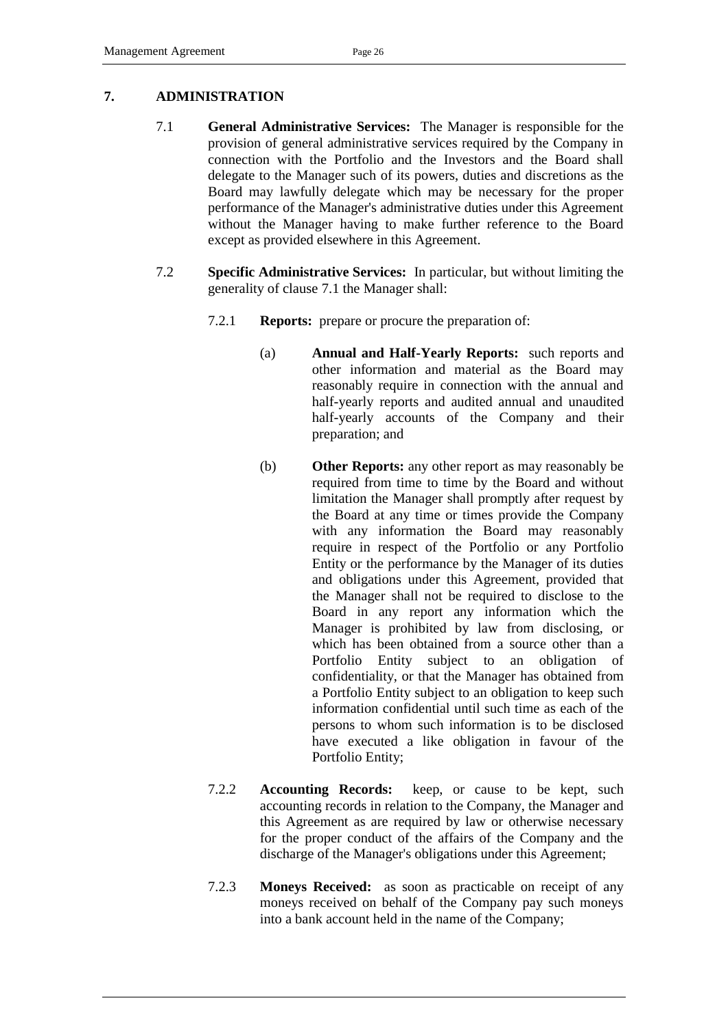## 7. ADMINISTRATION

7.1 **General Administrative Services:** The Manager is responsible for the provision of general administrative services required by the Company in connection with the Portfolio and the Investors and the Board shall delegate to the Manager such of its powers, duties and discretions as the Board may lawfully delegate which may be necessary for the proper performance of the Manager's administrative duties under this Agreement without the Manager having to make further reference to the Board except as provided elsewhere in this Agreement.

7.2 **Specific Administrative Services:** In particular, but without limiting the generality of clause 7.1 the Manager shall:

7.2.1 **Reports:** prepare or procure the preparation of:

(a) **Annual and Half-Yearly Reports:** such reports and other information and material as the Board may reasonably require in connection with the annual and half-yearly reports and audited annual and unaudited half-yearly accounts of the Company and their preparation; and

(b) **Other Reports:** any other report as may reasonably be required from time to time by the Board and without limitation the Manager shall promptly after request by the Board at any time or times provide the Company with any information the Board may reasonably require in respect of the Portfolio or any Portfolio Entity or the performance by the Manager of its duties and obligations under this Agreement, provided that the Manager shall not be required to disclose to the Board in any report any information which the Manager is prohibited by law from disclosing, or which has been obtained from a source other than a Portfolio Entity subject to an obligation of confidentiality, or that the Manager has obtained from a Portfolio Entity subject to an obligation to keep such information confidential until such time as each of the persons to whom such information is to be disclosed have executed a like obligation in favour of the Portfolio Entity;

7.2.2 **Accounting Records:** keep, or cause to be kept, such accounting records in relation to the Company, the Manager and this Agreement as are required by law or otherwise necessary for the proper conduct of the affairs of the Company and the discharge of the Manager's obligations under this Agreement;

7.2.3 **Moneys Received:** as soon as practicable on receipt of any moneys received on behalf of the Company pay such moneys into a bank account held in the name of the Company;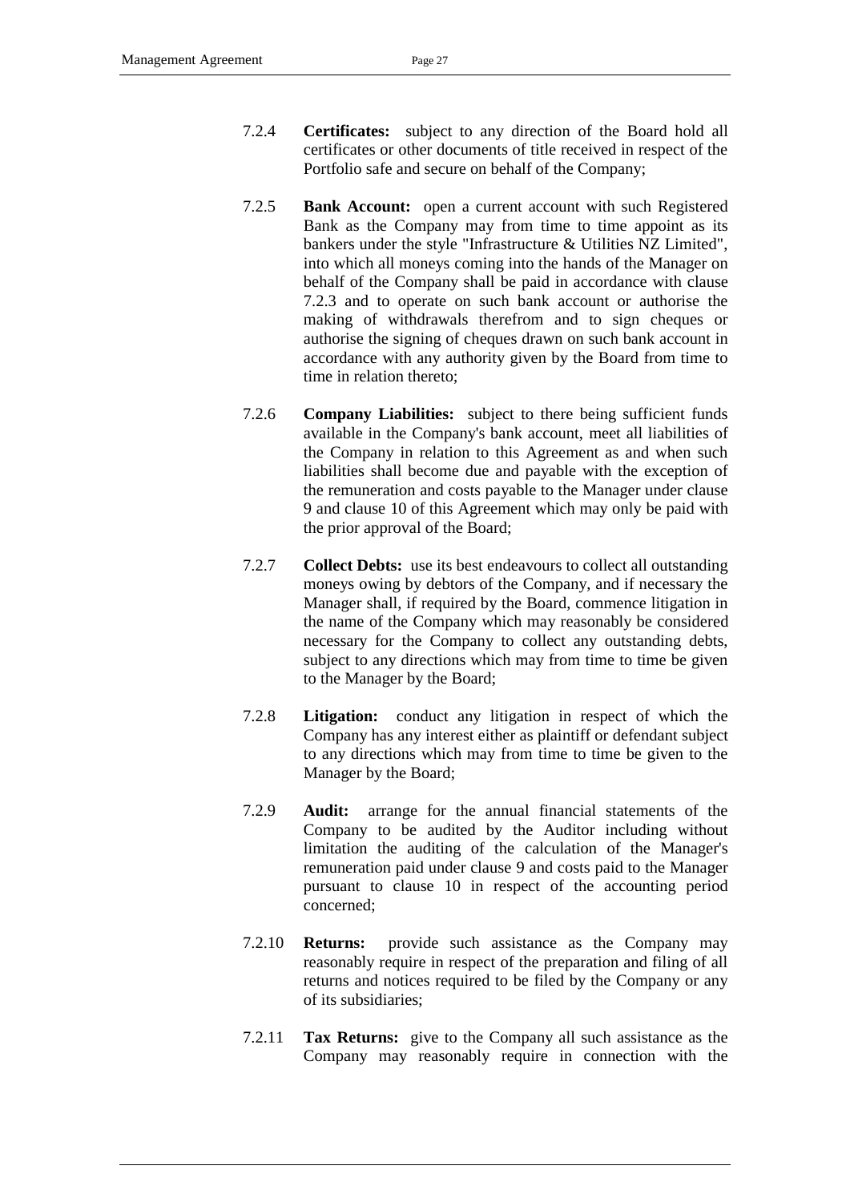7.2.4 **Certificates:** subject to any direction of the Board hold all certificates or other documents of title received in respect of the Portfolio safe and secure on behalf of the Company;

7.2.5 **Bank Account:** open a current account with such Registered Bank as the Company may from time to time appoint as its bankers under the style "Infrastructure & Utilities NZ Limited", into which all moneys coming into the hands of the Manager on behalf of the Company shall be paid in accordance with clause 7.2.3 and to operate on such bank account or authorise the making of withdrawals therefrom and to sign cheques or authorise the signing of cheques drawn on such bank account in accordance with any authority given by the Board from time to time in relation thereto;

7.2.6 **Company Liabilities:** subject to there being sufficient funds available in the Company's bank account, meet all liabilities of the Company in relation to this Agreement as and when such liabilities shall become due and payable with the exception of the remuneration and costs payable to the Manager under clause 9 and clause 10 of this Agreement which may only be paid with the prior approval of the Board;

7.2.7 **Collect Debts:** use its best endeavours to collect all outstanding moneys owing by debtors of the Company, and if necessary the Manager shall, if required by the Board, commence litigation in the name of the Company which may reasonably be considered necessary for the Company to collect any outstanding debts, subject to any directions which may from time to time be given to the Manager by the Board;

7.2.8 **Litigation:** conduct any litigation in respect of which the Company has any interest either as plaintiff or defendant subject to any directions which may from time to time be given to the Manager by the Board;

7.2.9 **Audit:** arrange for the annual financial statements of the Company to be audited by the Auditor including without limitation the auditing of the calculation of the Manager's remuneration paid under clause 9 and costs paid to the Manager pursuant to clause 10 in respect of the accounting period concerned;

7.2.10 **Returns:** provide such assistance as the Company may reasonably require in respect of the preparation and filing of all returns and notices required to be filed by the Company or any of its subsidiaries;

7.2.11 **Tax Returns:** give to the Company all such assistance as the Company may reasonably require in connection with the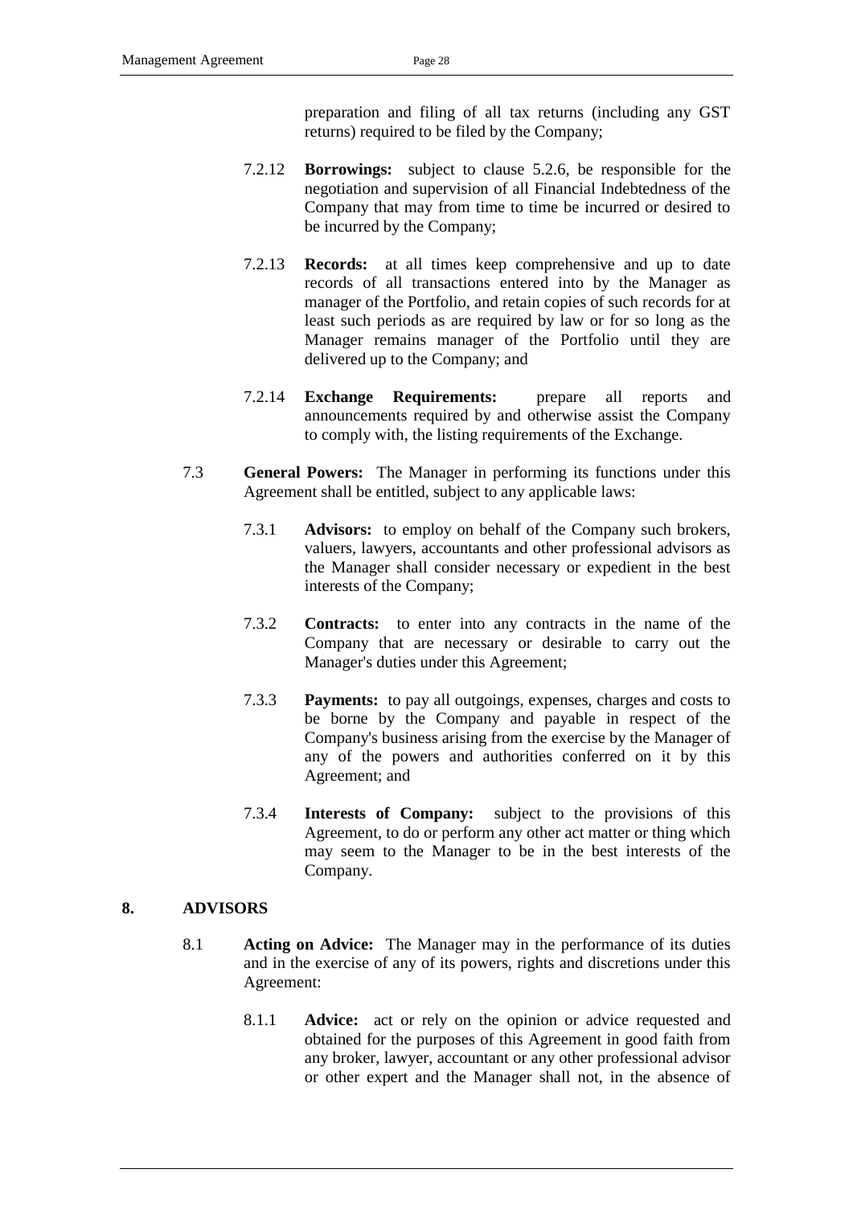preparation and filing of all tax returns (including any GST returns) required to be filed by the Company;

7.2.12 **Borrowings:** subject to clause 5.2.6, be responsible for the negotiation and supervision of all Financial Indebtedness of the Company that may from time to time be incurred or desired to be incurred by the Company;

7.2.13 **Records:** at all times keep comprehensive and up to date records of all transactions entered into by the Manager as manager of the Portfolio, and retain copies of such records for at least such periods as are required by law or for so long as the Manager remains manager of the Portfolio until they are delivered up to the Company; and

7.2.14 **Exchange Requirements:** prepare all reports and announcements required by and otherwise assist the Company to comply with, the listing requirements of the Exchange.

7.3 **General Powers:** The Manager in performing its functions under this Agreement shall be entitled, subject to any applicable laws:

7.3.1 **Advisors:** to employ on behalf of the Company such brokers, valuers, lawyers, accountants and other professional advisors as the Manager shall consider necessary or expedient in the best interests of the Company;

7.3.2 **Contracts:** to enter into any contracts in the name of the Company that are necessary or desirable to carry out the Manager's duties under this Agreement;

7.3.3 **Payments:** to pay all outgoings, expenses, charges and costs to be borne by the Company and payable in respect of the Company's business arising from the exercise by the Manager of any of the powers and authorities conferred on it by this Agreement; and

7.3.4 **Interests of Company:** subject to the provisions of this Agreement, to do or perform any other act matter or thing which may seem to the Manager to be in the best interests of the Company.

## 8. ADVISORS

8.1 **Acting on Advice:** The Manager may in the performance of its duties and in the exercise of any of its powers, rights and discretions under this Agreement:

8.1.1 **Advice:** act or rely on the opinion or advice requested and obtained for the purposes of this Agreement in good faith from any broker, lawyer, accountant or any other professional advisor or other expert and the Manager shall not, in the absence of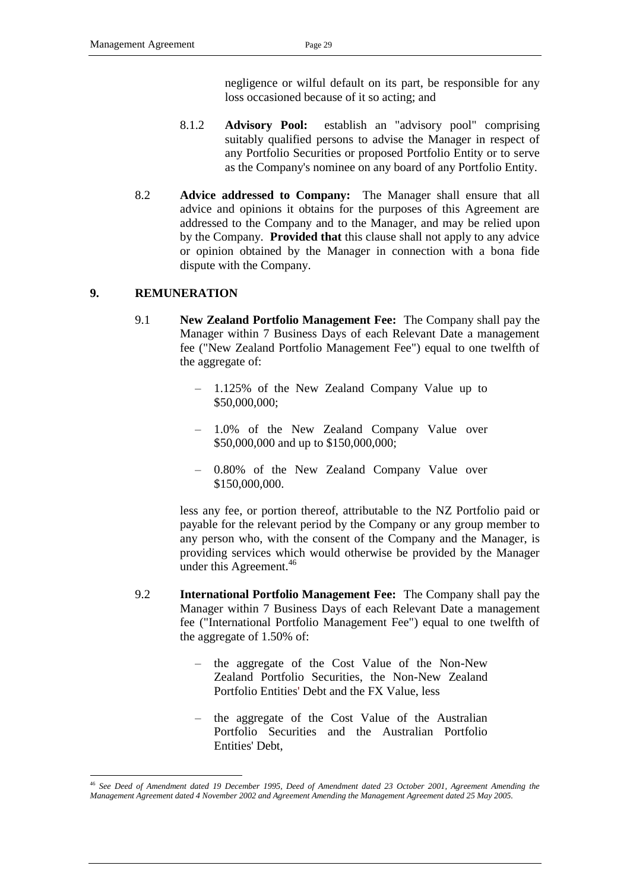negligence or wilful default on its part, be responsible for any loss occasioned because of it so acting; and

8.1.2 **Advisory Pool:** establish an "advisory pool" comprising suitably qualified persons to advise the Manager in respect of any Portfolio Securities or proposed Portfolio Entity or to serve as the Company's nominee on any board of any Portfolio Entity.

8.2 **Advice addressed to Company:** The Manager shall ensure that all advice and opinions it obtains for the purposes of this Agreement are addressed to the Company and to the Manager, and may be relied upon by the Company. **Provided that** this clause shall not apply to any advice or opinion obtained by the Manager in connection with a bona fide dispute with the Company.

## 9. REMUNERATION

9.1 **New Zealand Portfolio Management Fee:** The Company shall pay the Manager within 7 Business Days of each Relevant Date a management fee ("New Zealand Portfolio Management Fee") equal to one twelfth of the aggregate of:

- 1.125% of the New Zealand Company Value up to $50,000,000;
- 1.0% of the New Zealand Company Value over $50,000,000 and up to $150,000,000;
- 0.80% of the New Zealand Company Value over $150,000,000.

less any fee, or portion thereof, attributable to the NZ Portfolio paid or payable for the relevant period by the Company or any group member to any person who, with the consent of the Company and the Manager, is providing services which would otherwise be provided by the Manager under this Agreement.[46]

9.2 **International Portfolio Management Fee:** The Company shall pay the Manager within 7 Business Days of each Relevant Date a management fee ("International Portfolio Management Fee") equal to one twelfth of the aggregate of 1.50% of:

- the aggregate of the Cost Value of the Non-New Zealand Portfolio Securities, the Non-New Zealand Portfolio Entities' Debt and the FX Value, less
- the aggregate of the Cost Value of the Australian Portfolio Securities and the Australian Portfolio Entities' Debt,

---

[46] *See Deed of Amendment dated 19 December 1995, Deed of Amendment dated 23 October 2001, Agreement Amending the Management Agreement dated 4 November 2002 and Agreement Amending the Management Agreement dated 25 May 2005.*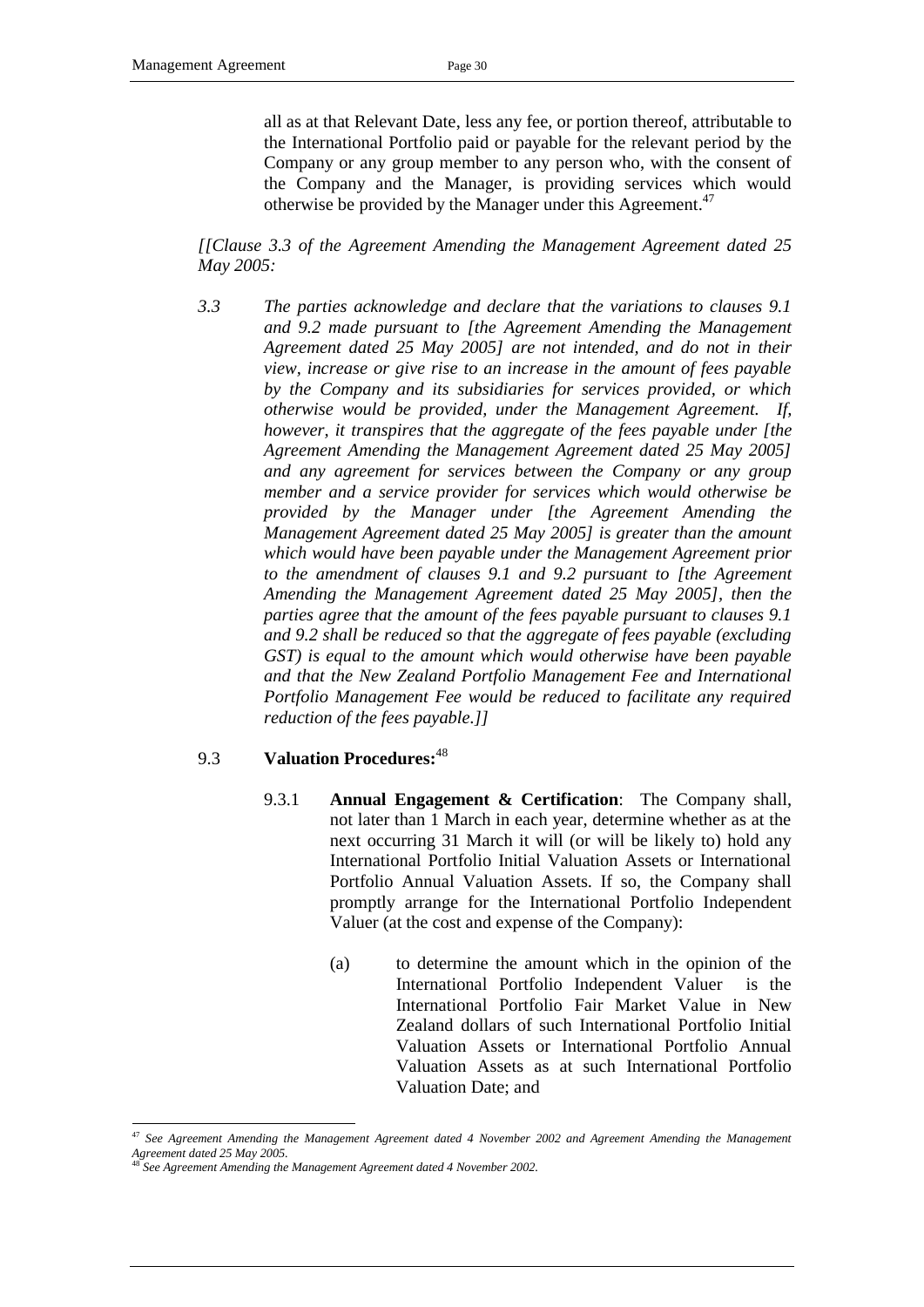all as at that Relevant Date, less any fee, or portion thereof, attributable to the International Portfolio paid or payable for the relevant period by the Company or any group member to any person who, with the consent of the Company and the Manager, is providing services which would otherwise be provided by the Manager under this Agreement.[47]

*[[Clause 3.3 of the Agreement Amending the Management Agreement dated 25 May 2005:*

*3.3 The parties acknowledge and declare that the variations to clauses 9.1 and 9.2 made pursuant to [the Agreement Amending the Management Agreement dated 25 May 2005] are not intended, and do not in their view, increase or give rise to an increase in the amount of fees payable by the Company and its subsidiaries for services provided, or which otherwise would be provided, under the Management Agreement. If, however, it transpires that the aggregate of the fees payable under [the Agreement Amending the Management Agreement dated 25 May 2005] and any agreement for services between the Company or any group member and a service provider for services which would otherwise be provided by the Manager under [the Agreement Amending the Management Agreement dated 25 May 2005] is greater than the amount which would have been payable under the Management Agreement prior to the amendment of clauses 9.1 and 9.2 pursuant to [the Agreement Amending the Management Agreement dated 25 May 2005], then the parties agree that the amount of the fees payable pursuant to clauses 9.1 and 9.2 shall be reduced so that the aggregate of fees payable (excluding GST) is equal to the amount which would otherwise have been payable and that the New Zealand Portfolio Management Fee and International Portfolio Management Fee would be reduced to facilitate any required reduction of the fees payable.]]*

9.3 **Valuation Procedures:**[48]

9.3.1 **Annual Engagement & Certification**: The Company shall, not later than 1 March in each year, determine whether as at the next occurring 31 March it will (or will be likely to) hold any International Portfolio Initial Valuation Assets or International Portfolio Annual Valuation Assets. If so, the Company shall promptly arrange for the International Portfolio Independent Valuer (at the cost and expense of the Company):

(a) to determine the amount which in the opinion of the International Portfolio Independent Valuer is the International Portfolio Fair Market Value in New Zealand dollars of such International Portfolio Initial Valuation Assets or International Portfolio Annual Valuation Assets as at such International Portfolio Valuation Date; and

---

[47] *See Agreement Amending the Management Agreement dated 4 November 2002 and Agreement Amending the Management Agreement dated 25 May 2005.*

[48] *See Agreement Amending the Management Agreement dated 4 November 2002.*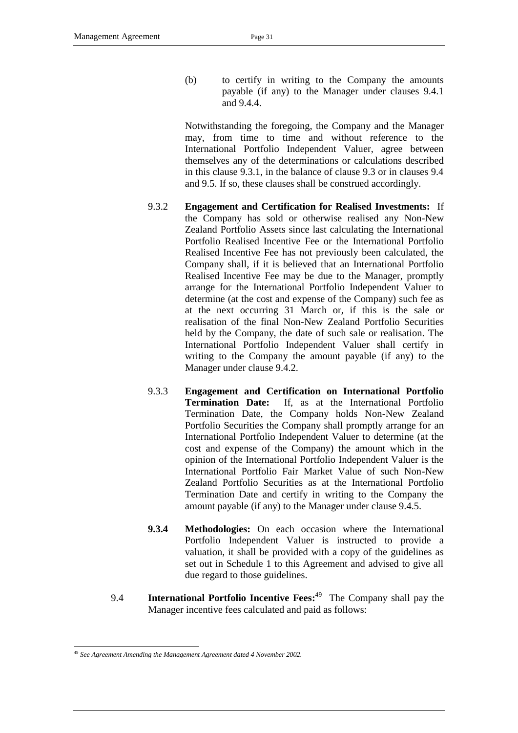(b) to certify in writing to the Company the amounts payable (if any) to the Manager under clauses 9.4.1 and 9.4.4.

Notwithstanding the foregoing, the Company and the Manager may, from time to time and without reference to the International Portfolio Independent Valuer, agree between themselves any of the determinations or calculations described in this clause 9.3.1, in the balance of clause 9.3 or in clauses 9.4 and 9.5. If so, these clauses shall be construed accordingly.

9.3.2 **Engagement and Certification for Realised Investments:** If the Company has sold or otherwise realised any Non-New Zealand Portfolio Assets since last calculating the International Portfolio Realised Incentive Fee or the International Portfolio Realised Incentive Fee has not previously been calculated, the Company shall, if it is believed that an International Portfolio Realised Incentive Fee may be due to the Manager, promptly arrange for the International Portfolio Independent Valuer to determine (at the cost and expense of the Company) such fee as at the next occurring 31 March or, if this is the sale or realisation of the final Non-New Zealand Portfolio Securities held by the Company, the date of such sale or realisation. The International Portfolio Independent Valuer shall certify in writing to the Company the amount payable (if any) to the Manager under clause 9.4.2.

9.3.3 **Engagement and Certification on International Portfolio Termination Date:** If, as at the International Portfolio Termination Date, the Company holds Non-New Zealand Portfolio Securities the Company shall promptly arrange for an International Portfolio Independent Valuer to determine (at the cost and expense of the Company) the amount which in the opinion of the International Portfolio Independent Valuer is the International Portfolio Fair Market Value of such Non-New Zealand Portfolio Securities as at the International Portfolio Termination Date and certify in writing to the Company the amount payable (if any) to the Manager under clause 9.4.5.

**9.3.4 Methodologies:** On each occasion where the International Portfolio Independent Valuer is instructed to provide a valuation, it shall be provided with a copy of the guidelines as set out in Schedule 1 to this Agreement and advised to give all due regard to those guidelines.

9.4 **International Portfolio Incentive Fees:**[49] The Company shall pay the Manager incentive fees calculated and paid as follows:

[49] *See Agreement Amending the Management Agreement dated 4 November 2002.*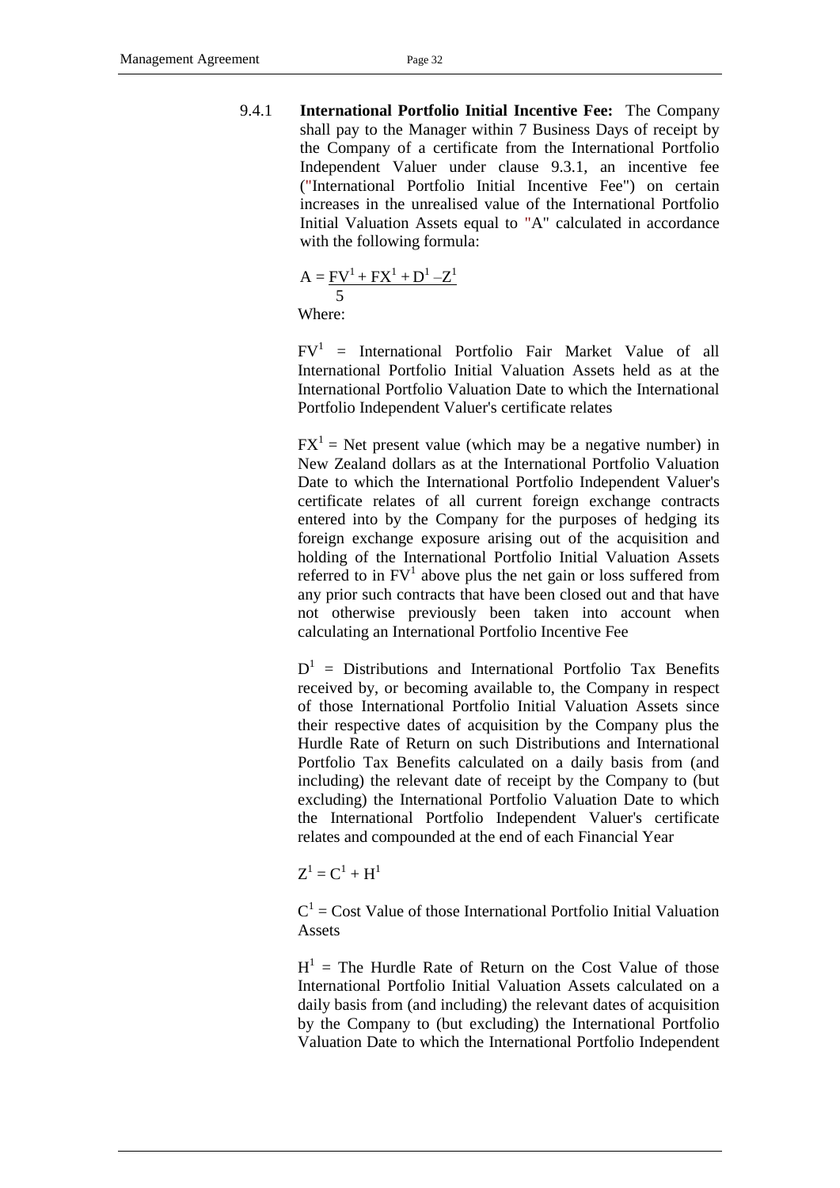9.4.1 **International Portfolio Initial Incentive Fee:** The Company shall pay to the Manager within 7 Business Days of receipt by the Company of a certificate from the International Portfolio Independent Valuer under clause 9.3.1, an incentive fee ("International Portfolio Initial Incentive Fee") on certain increases in the unrealised value of the International Portfolio Initial Valuation Assets equal to "A" calculated in accordance with the following formula:

$$A = \frac{FV^1 + FX^1 + D^1 - Z^1}{5}$$

Where:

$FV^1$ = International Portfolio Fair Market Value of all International Portfolio Initial Valuation Assets held as at the International Portfolio Valuation Date to which the International Portfolio Independent Valuer's certificate relates

$FX^1$ = Net present value (which may be a negative number) in New Zealand dollars as at the International Portfolio Valuation Date to which the International Portfolio Independent Valuer's certificate relates of all current foreign exchange contracts entered into by the Company for the purposes of hedging its foreign exchange exposure arising out of the acquisition and holding of the International Portfolio Initial Valuation Assets referred to in $FV^1$ above plus the net gain or loss suffered from any prior such contracts that have been closed out and that have not otherwise previously been taken into account when calculating an International Portfolio Incentive Fee

$D^1$ = Distributions and International Portfolio Tax Benefits received by, or becoming available to, the Company in respect of those International Portfolio Initial Valuation Assets since their respective dates of acquisition by the Company plus the Hurdle Rate of Return on such Distributions and International Portfolio Tax Benefits calculated on a daily basis from (and including) the relevant date of receipt by the Company to (but excluding) the International Portfolio Valuation Date to which the International Portfolio Independent Valuer's certificate relates and compounded at the end of each Financial Year

$Z^1 = C^1 + H^1$

$C^1$ = Cost Value of those International Portfolio Initial Valuation Assets

$H^1$ = The Hurdle Rate of Return on the Cost Value of those International Portfolio Initial Valuation Assets calculated on a daily basis from (and including) the relevant dates of acquisition by the Company to (but excluding) the International Portfolio Valuation Date to which the International Portfolio Independent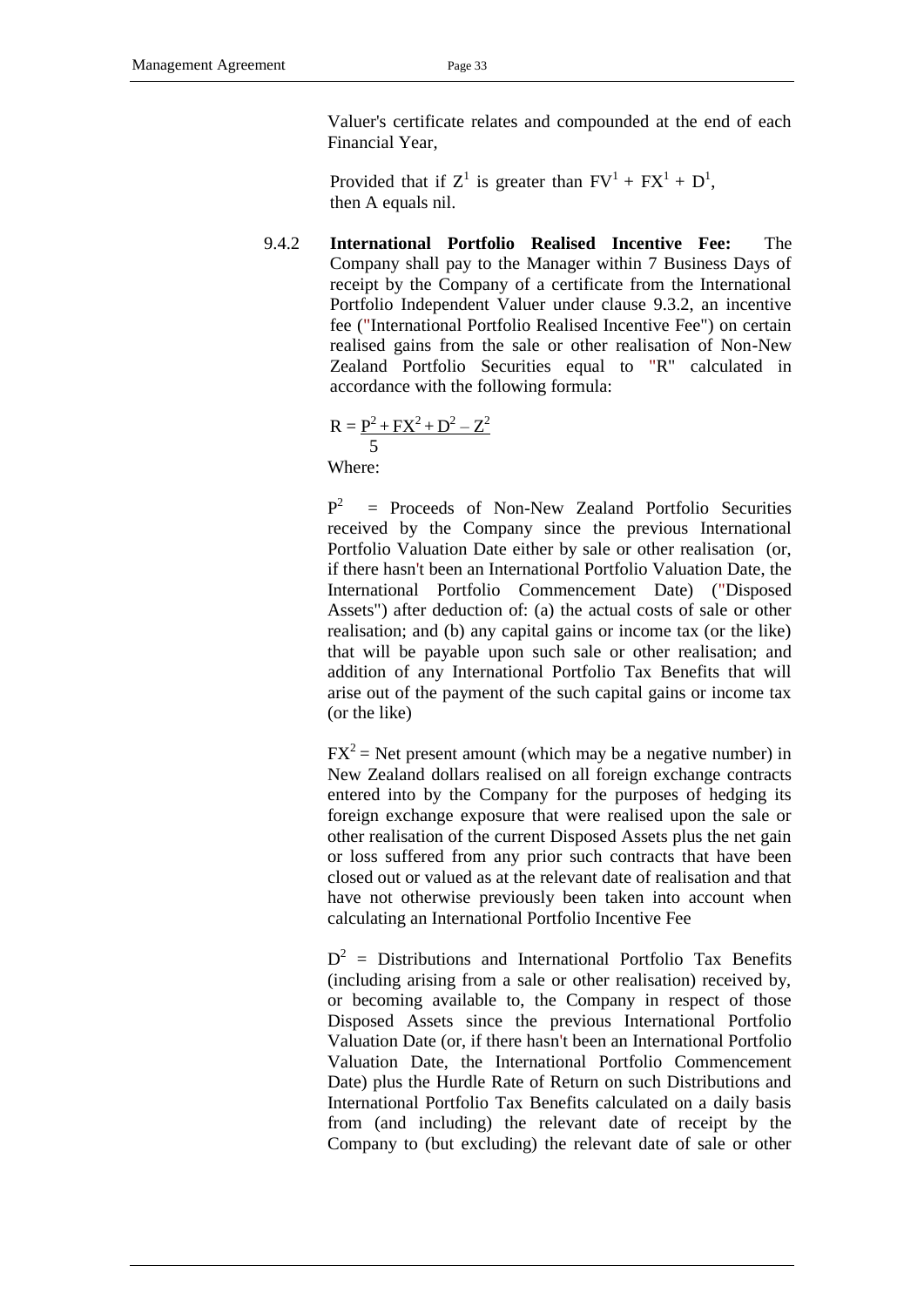Valuer's certificate relates and compounded at the end of each Financial Year,

Provided that if $Z^1$ is greater than $FV^1 + FX^1 + D^1$, then A equals nil.

9.4.2 **International Portfolio Realised Incentive Fee:** The Company shall pay to the Manager within 7 Business Days of receipt by the Company of a certificate from the International Portfolio Independent Valuer under clause 9.3.2, an incentive fee ("International Portfolio Realised Incentive Fee") on certain realised gains from the sale or other realisation of Non-New Zealand Portfolio Securities equal to "R" calculated in accordance with the following formula:

$$R = \frac{P^2 + FX^2 + D^2 - Z^2}{5}$$

Where:

$P^2$ = Proceeds of Non-New Zealand Portfolio Securities received by the Company since the previous International Portfolio Valuation Date either by sale or other realisation (or, if there hasn't been an International Portfolio Valuation Date, the International Portfolio Commencement Date) ("Disposed Assets") after deduction of: (a) the actual costs of sale or other realisation; and (b) any capital gains or income tax (or the like) that will be payable upon such sale or other realisation; and addition of any International Portfolio Tax Benefits that will arise out of the payment of the such capital gains or income tax (or the like)

$FX^2$ = Net present amount (which may be a negative number) in New Zealand dollars realised on all foreign exchange contracts entered into by the Company for the purposes of hedging its foreign exchange exposure that were realised upon the sale or other realisation of the current Disposed Assets plus the net gain or loss suffered from any prior such contracts that have been closed out or valued as at the relevant date of realisation and that have not otherwise previously been taken into account when calculating an International Portfolio Incentive Fee

$D^2$ = Distributions and International Portfolio Tax Benefits (including arising from a sale or other realisation) received by, or becoming available to, the Company in respect of those Disposed Assets since the previous International Portfolio Valuation Date (or, if there hasn't been an International Portfolio Valuation Date, the International Portfolio Commencement Date) plus the Hurdle Rate of Return on such Distributions and International Portfolio Tax Benefits calculated on a daily basis from (and including) the relevant date of receipt by the Company to (but excluding) the relevant date of sale or other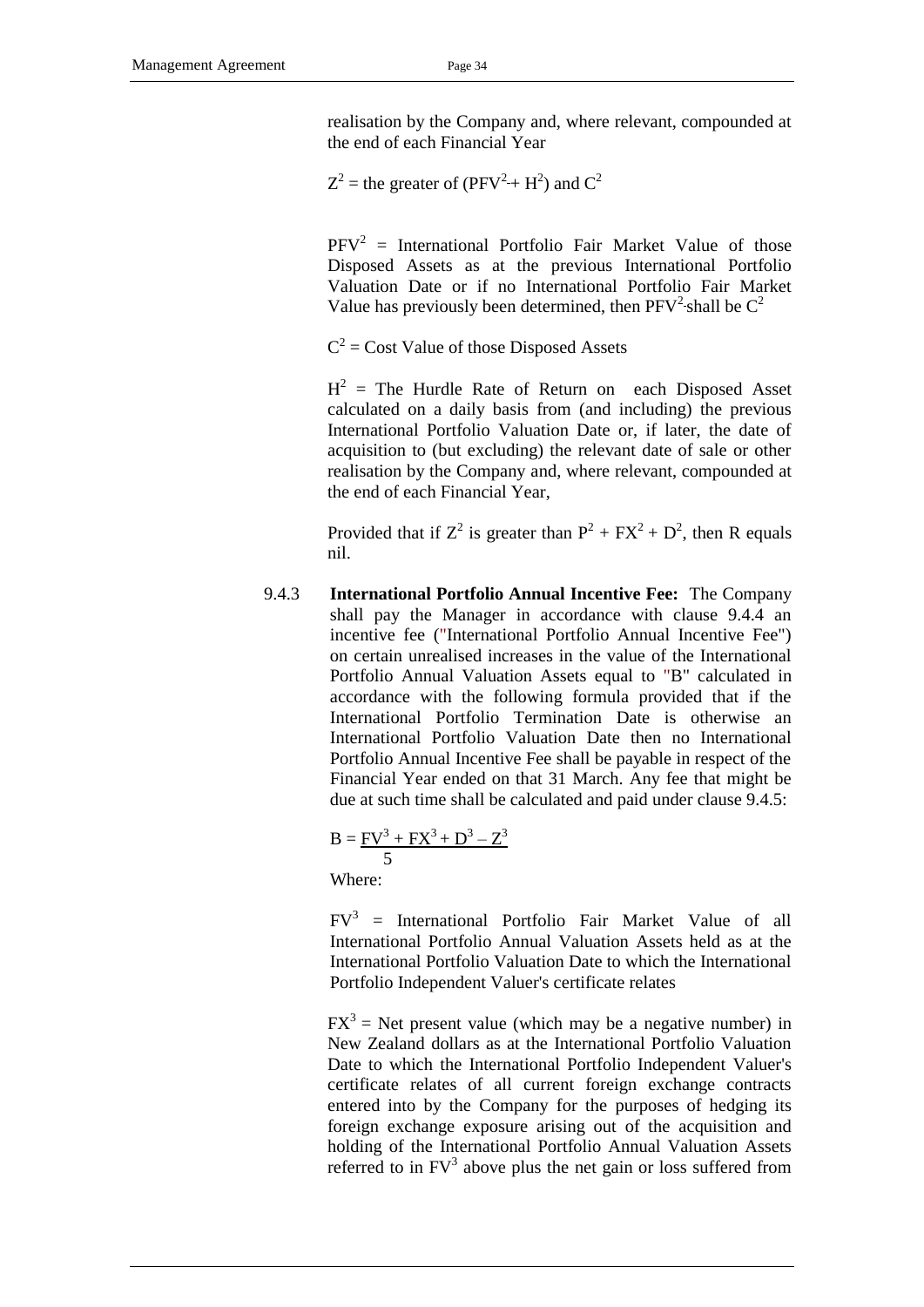realisation by the Company and, where relevant, compounded at the end of each Financial Year

$Z^2$ = the greater of ($PFV^2$ + $H^2$) and $C^2$

$PFV^2$ = International Portfolio Fair Market Value of those Disposed Assets as at the previous International Portfolio Valuation Date or if no International Portfolio Fair Market Value has previously been determined, then $PFV^2$ shall be $C^2$

$C^2$ = Cost Value of those Disposed Assets

$H^2$ = The Hurdle Rate of Return on each Disposed Asset calculated on a daily basis from (and including) the previous International Portfolio Valuation Date or, if later, the date of acquisition to (but excluding) the relevant date of sale or other realisation by the Company and, where relevant, compounded at the end of each Financial Year,

Provided that if $Z^2$ is greater than $P^2 + FX^2 + D^2$, then R equals nil.

9.4.3 **International Portfolio Annual Incentive Fee:** The Company shall pay the Manager in accordance with clause 9.4.4 an incentive fee ("International Portfolio Annual Incentive Fee") on certain unrealised increases in the value of the International Portfolio Annual Valuation Assets equal to "B" calculated in accordance with the following formula provided that if the International Portfolio Termination Date is otherwise an International Portfolio Valuation Date then no International Portfolio Annual Incentive Fee shall be payable in respect of the Financial Year ended on that 31 March. Any fee that might be due at such time shall be calculated and paid under clause 9.4.5:

$$B = \frac{FV^3 + FX^3 + D^3 - Z^3}{5}$$

Where:

$FV^3$ = International Portfolio Fair Market Value of all International Portfolio Annual Valuation Assets held as at the International Portfolio Valuation Date to which the International Portfolio Independent Valuer's certificate relates

$FX^3$ = Net present value (which may be a negative number) in New Zealand dollars as at the International Portfolio Valuation Date to which the International Portfolio Independent Valuer's certificate relates of all current foreign exchange contracts entered into by the Company for the purposes of hedging its foreign exchange exposure arising out of the acquisition and holding of the International Portfolio Annual Valuation Assets referred to in $FV^3$ above plus the net gain or loss suffered from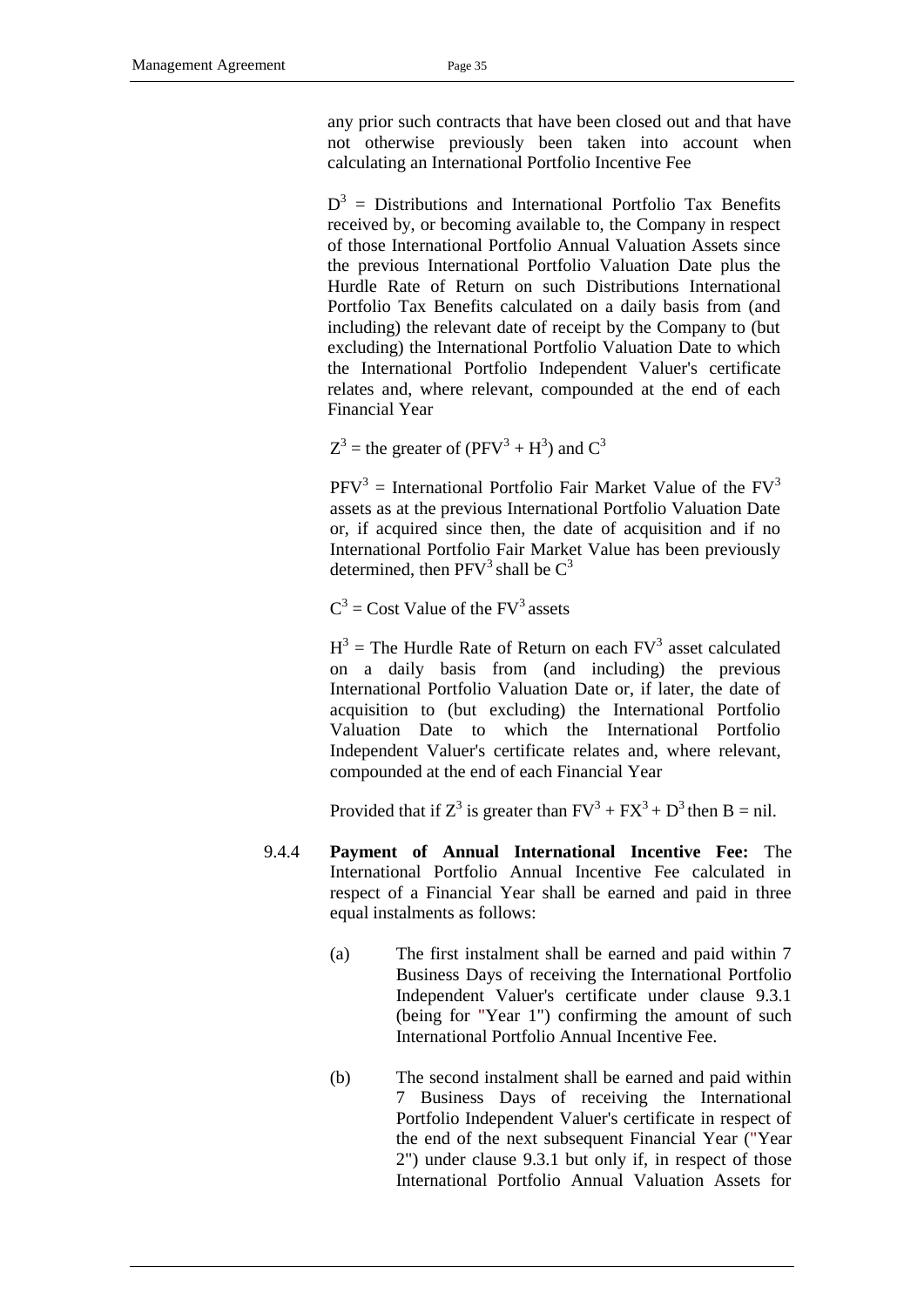any prior such contracts that have been closed out and that have not otherwise previously been taken into account when calculating an International Portfolio Incentive Fee

$D^3$ = Distributions and International Portfolio Tax Benefits received by, or becoming available to, the Company in respect of those International Portfolio Annual Valuation Assets since the previous International Portfolio Valuation Date plus the Hurdle Rate of Return on such Distributions International Portfolio Tax Benefits calculated on a daily basis from (and including) the relevant date of receipt by the Company to (but excluding) the International Portfolio Valuation Date to which the International Portfolio Independent Valuer's certificate relates and, where relevant, compounded at the end of each Financial Year

$Z^3$ = the greater of ($PFV^3 + H^3$) and $C^3$

$PFV^3$ = International Portfolio Fair Market Value of the $FV^3$ assets as at the previous International Portfolio Valuation Date or, if acquired since then, the date of acquisition and if no International Portfolio Fair Market Value has been previously determined, then $PFV^3$ shall be $C^3$

$C^3$ = Cost Value of the $FV^3$ assets

$H^3$ = The Hurdle Rate of Return on each $FV^3$ asset calculated on a daily basis from (and including) the previous International Portfolio Valuation Date or, if later, the date of acquisition to (but excluding) the International Portfolio Valuation Date to which the International Portfolio Independent Valuer's certificate relates and, where relevant, compounded at the end of each Financial Year

Provided that if $Z^3$ is greater than $FV^3 + FX^3 + D^3$ then B = nil.

9.4.4 **Payment of Annual International Incentive Fee:** The International Portfolio Annual Incentive Fee calculated in respect of a Financial Year shall be earned and paid in three equal instalments as follows:

(a) The first instalment shall be earned and paid within 7 Business Days of receiving the International Portfolio Independent Valuer's certificate under clause 9.3.1 (being for "Year 1") confirming the amount of such International Portfolio Annual Incentive Fee.

(b) The second instalment shall be earned and paid within 7 Business Days of receiving the International Portfolio Independent Valuer's certificate in respect of the end of the next subsequent Financial Year ("Year 2") under clause 9.3.1 but only if, in respect of those International Portfolio Annual Valuation Assets for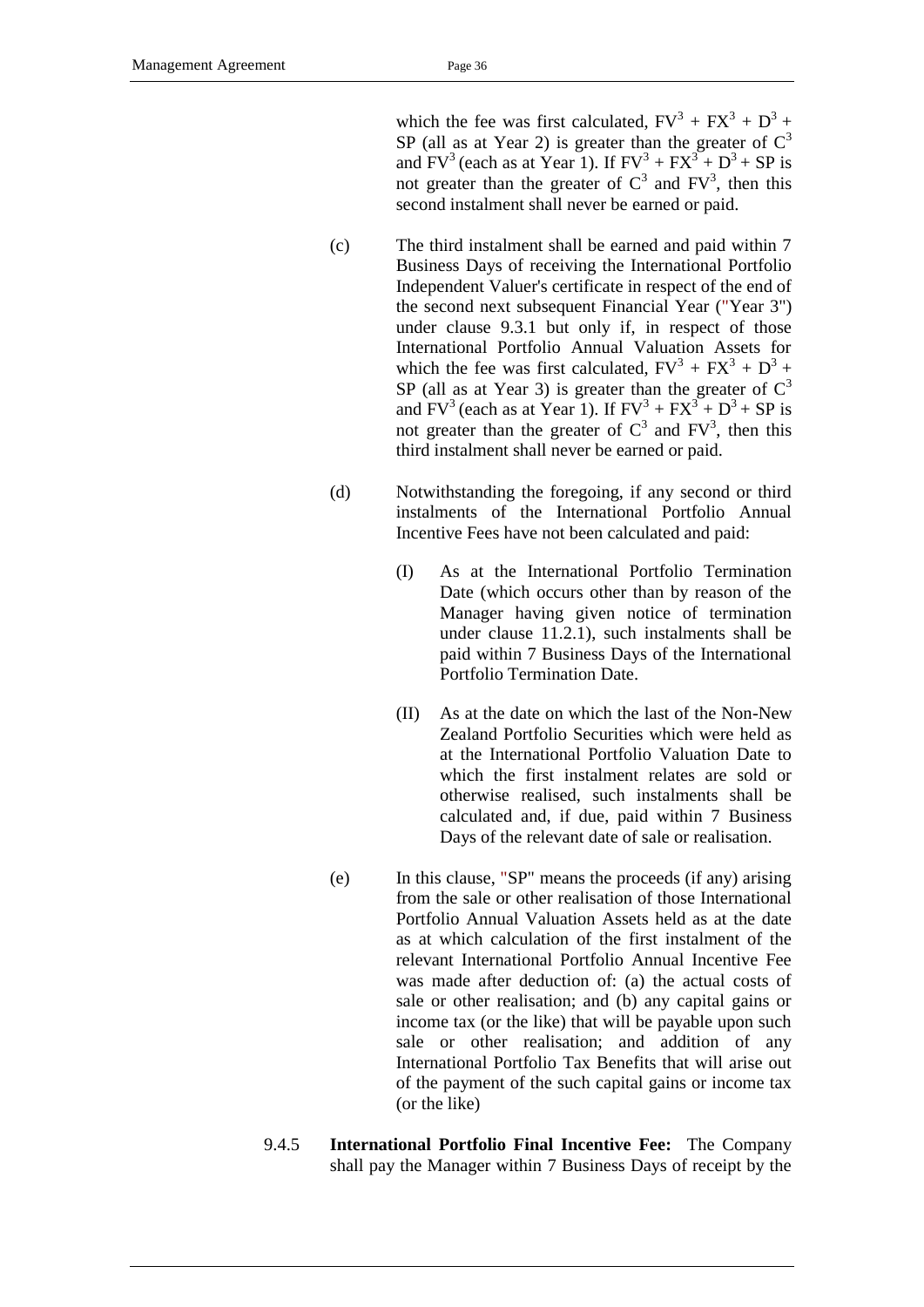which the fee was first calculated, $FV^3 + FX^3 + D^3 + SP$ (all as at Year 2) is greater than the greater of $C^3$ and $FV^3$ (each as at Year 1). If $FV^3 + FX^3 + D^3 + SP$ is not greater than the greater of $C^3$ and $FV^3$, then this second instalment shall never be earned or paid.

(c) The third instalment shall be earned and paid within 7 Business Days of receiving the International Portfolio Independent Valuer's certificate in respect of the end of the second next subsequent Financial Year ("Year 3") under clause 9.3.1 but only if, in respect of those International Portfolio Annual Valuation Assets for which the fee was first calculated, $FV^3 + FX^3 + D^3 + SP$ (all as at Year 3) is greater than the greater of $C^3$ and $FV^3$ (each as at Year 1). If $FV^3 + FX^3 + D^3 + SP$ is not greater than the greater of $C^3$ and $FV^3$, then this third instalment shall never be earned or paid.

(d) Notwithstanding the foregoing, if any second or third instalments of the International Portfolio Annual Incentive Fees have not been calculated and paid:

(I) As at the International Portfolio Termination Date (which occurs other than by reason of the Manager having given notice of termination under clause 11.2.1), such instalments shall be paid within 7 Business Days of the International Portfolio Termination Date.

(II) As at the date on which the last of the Non-New Zealand Portfolio Securities which were held as at the International Portfolio Valuation Date to which the first instalment relates are sold or otherwise realised, such instalments shall be calculated and, if due, paid within 7 Business Days of the relevant date of sale or realisation.

(e) In this clause, "SP" means the proceeds (if any) arising from the sale or other realisation of those International Portfolio Annual Valuation Assets held as at the date as at which calculation of the first instalment of the relevant International Portfolio Annual Incentive Fee was made after deduction of: (a) the actual costs of sale or other realisation; and (b) any capital gains or income tax (or the like) that will be payable upon such sale or other realisation; and addition of any International Portfolio Tax Benefits that will arise out of the payment of the such capital gains or income tax (or the like)

9.4.5 **International Portfolio Final Incentive Fee:** The Company shall pay the Manager within 7 Business Days of receipt by the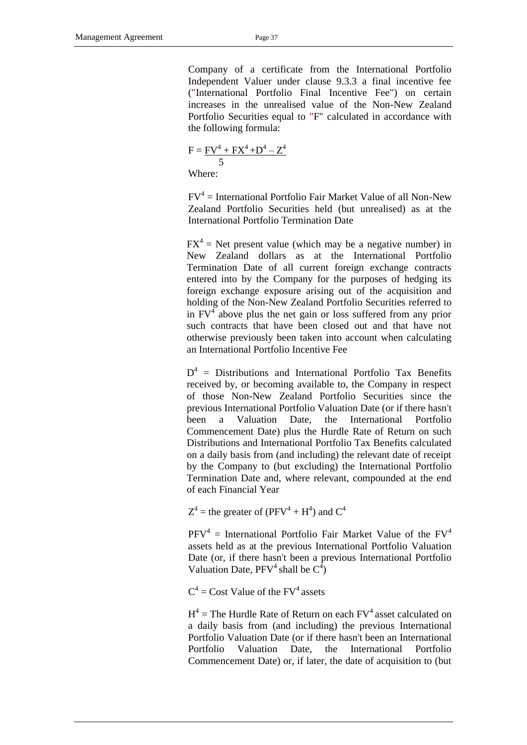Company of a certificate from the International Portfolio Independent Valuer under clause 9.3.3 a final incentive fee ("International Portfolio Final Incentive Fee") on certain increases in the unrealised value of the Non-New Zealand Portfolio Securities equal to "F" calculated in accordance with the following formula:

$$F = \frac{FV^4 + FX^4 + D^4 - Z^4}{5}$$

Where:

$FV^4$ = International Portfolio Fair Market Value of all Non-New Zealand Portfolio Securities held (but unrealised) as at the International Portfolio Termination Date

$FX^4$ = Net present value (which may be a negative number) in New Zealand dollars as at the International Portfolio Termination Date of all current foreign exchange contracts entered into by the Company for the purposes of hedging its foreign exchange exposure arising out of the acquisition and holding of the Non-New Zealand Portfolio Securities referred to in $FV^4$ above plus the net gain or loss suffered from any prior such contracts that have been closed out and that have not otherwise previously been taken into account when calculating an International Portfolio Incentive Fee

$D^4$ = Distributions and International Portfolio Tax Benefits received by, or becoming available to, the Company in respect of those Non-New Zealand Portfolio Securities since the previous International Portfolio Valuation Date (or if there hasn't been a Valuation Date, the International Portfolio Commencement Date) plus the Hurdle Rate of Return on such Distributions and International Portfolio Tax Benefits calculated on a daily basis from (and including) the relevant date of receipt by the Company to (but excluding) the International Portfolio Termination Date and, where relevant, compounded at the end of each Financial Year

$Z^4$ = the greater of ($PFV^4 + H^4$) and $C^4$

$PFV^4$ = International Portfolio Fair Market Value of the $FV^4$ assets held as at the previous International Portfolio Valuation Date (or, if there hasn't been a previous International Portfolio Valuation Date, $PFV^4$ shall be $C^4$)

$C^4$ = Cost Value of the $FV^4$ assets

$H^4$ = The Hurdle Rate of Return on each $FV^4$ asset calculated on a daily basis from (and including) the previous International Portfolio Valuation Date (or if there hasn't been an International Portfolio Valuation Date, the International Portfolio Commencement Date) or, if later, the date of acquisition to (but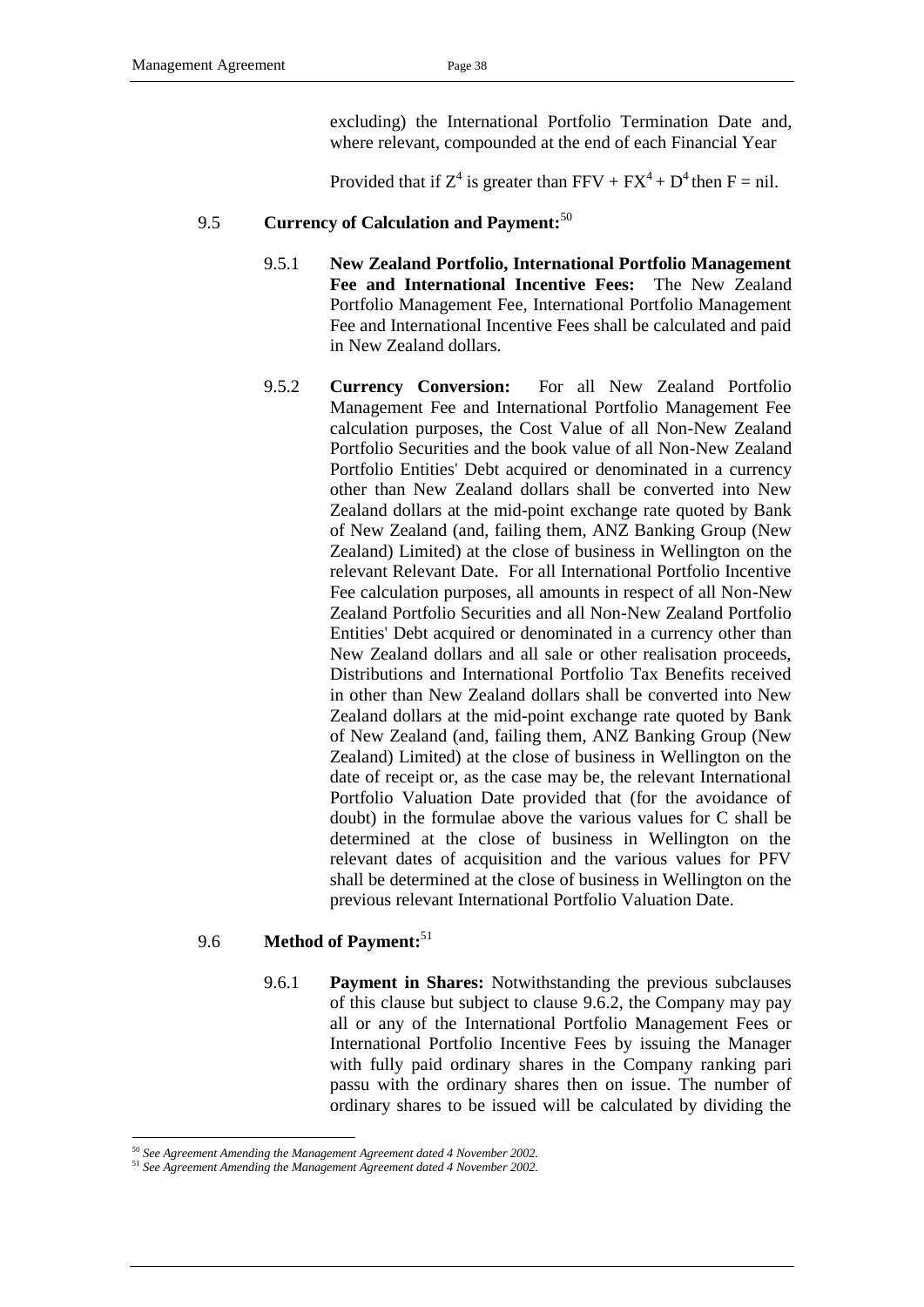excluding) the International Portfolio Termination Date and, where relevant, compounded at the end of each Financial Year

Provided that if $Z^4$ is greater than $FFV + FX^4 + D^4$ then $F$ = nil.

9.5 **Currency of Calculation and Payment:**[50]

9.5.1 **New Zealand Portfolio, International Portfolio Management Fee and International Incentive Fees:** The New Zealand Portfolio Management Fee, International Portfolio Management Fee and International Incentive Fees shall be calculated and paid in New Zealand dollars.

9.5.2 **Currency Conversion:** For all New Zealand Portfolio Management Fee and International Portfolio Management Fee calculation purposes, the Cost Value of all Non-New Zealand Portfolio Securities and the book value of all Non-New Zealand Portfolio Entities' Debt acquired or denominated in a currency other than New Zealand dollars shall be converted into New Zealand dollars at the mid-point exchange rate quoted by Bank of New Zealand (and, failing them, ANZ Banking Group (New Zealand) Limited) at the close of business in Wellington on the relevant Relevant Date. For all International Portfolio Incentive Fee calculation purposes, all amounts in respect of all Non-New Zealand Portfolio Securities and all Non-New Zealand Portfolio Entities' Debt acquired or denominated in a currency other than New Zealand dollars and all sale or other realisation proceeds, Distributions and International Portfolio Tax Benefits received in other than New Zealand dollars shall be converted into New Zealand dollars at the mid-point exchange rate quoted by Bank of New Zealand (and, failing them, ANZ Banking Group (New Zealand) Limited) at the close of business in Wellington on the date of receipt or, as the case may be, the relevant International Portfolio Valuation Date provided that (for the avoidance of doubt) in the formulae above the various values for C shall be determined at the close of business in Wellington on the relevant dates of acquisition and the various values for PFV shall be determined at the close of business in Wellington on the previous relevant International Portfolio Valuation Date.

9.6 **Method of Payment:**[51]

9.6.1 **Payment in Shares:** Notwithstanding the previous subclauses of this clause but subject to clause 9.6.2, the Company may pay all or any of the International Portfolio Management Fees or International Portfolio Incentive Fees by issuing the Manager with fully paid ordinary shares in the Company ranking pari passu with the ordinary shares then on issue. The number of ordinary shares to be issued will be calculated by dividing the

[50] *See Agreement Amending the Management Agreement dated 4 November 2002.*

[51] *See Agreement Amending the Management Agreement dated 4 November 2002.*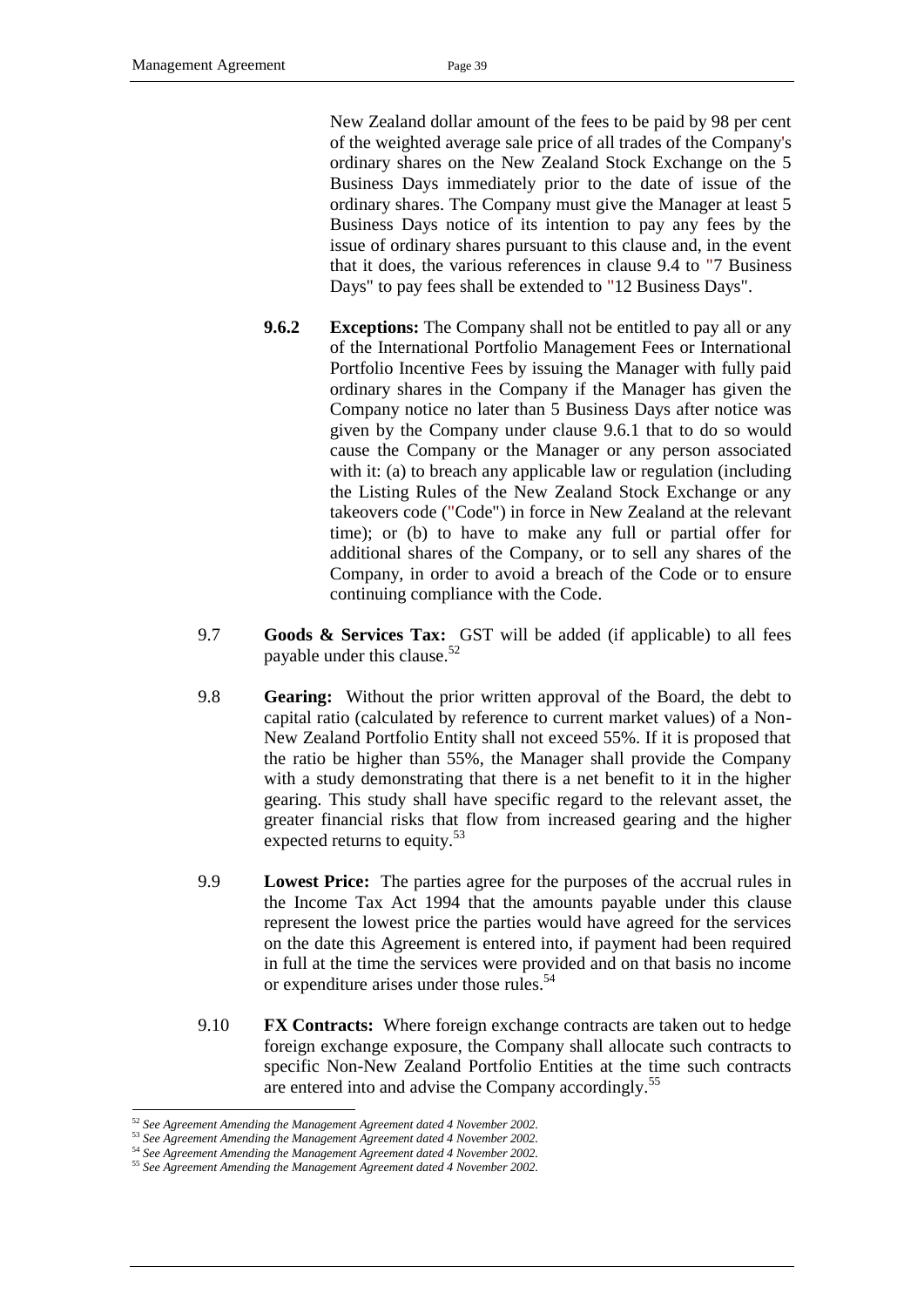New Zealand dollar amount of the fees to be paid by 98 per cent of the weighted average sale price of all trades of the Company's ordinary shares on the New Zealand Stock Exchange on the 5 Business Days immediately prior to the date of issue of the ordinary shares. The Company must give the Manager at least 5 Business Days notice of its intention to pay any fees by the issue of ordinary shares pursuant to this clause and, in the event that it does, the various references in clause 9.4 to "7 Business Days" to pay fees shall be extended to "12 Business Days".

**9.6.2** **Exceptions:** The Company shall not be entitled to pay all or any of the International Portfolio Management Fees or International Portfolio Incentive Fees by issuing the Manager with fully paid ordinary shares in the Company if the Manager has given the Company notice no later than 5 Business Days after notice was given by the Company under clause 9.6.1 that to do so would cause the Company or the Manager or any person associated with it: (a) to breach any applicable law or regulation (including the Listing Rules of the New Zealand Stock Exchange or any takeovers code ("Code") in force in New Zealand at the relevant time); or (b) to have to make any full or partial offer for additional shares of the Company, or to sell any shares of the Company, in order to avoid a breach of the Code or to ensure continuing compliance with the Code.

9.7 **Goods & Services Tax:** GST will be added (if applicable) to all fees payable under this clause.[52]

9.8 **Gearing:** Without the prior written approval of the Board, the debt to capital ratio (calculated by reference to current market values) of a Non-New Zealand Portfolio Entity shall not exceed 55%. If it is proposed that the ratio be higher than 55%, the Manager shall provide the Company with a study demonstrating that there is a net benefit to it in the higher gearing. This study shall have specific regard to the relevant asset, the greater financial risks that flow from increased gearing and the higher expected returns to equity.[53]

9.9 **Lowest Price:** The parties agree for the purposes of the accrual rules in the Income Tax Act 1994 that the amounts payable under this clause represent the lowest price the parties would have agreed for the services on the date this Agreement is entered into, if payment had been required in full at the time the services were provided and on that basis no income or expenditure arises under those rules.[54]

9.10 **FX Contracts:** Where foreign exchange contracts are taken out to hedge foreign exchange exposure, the Company shall allocate such contracts to specific Non-New Zealand Portfolio Entities at the time such contracts are entered into and advise the Company accordingly.[55]

---

[52] *See Agreement Amending the Management Agreement dated 4 November 2002.*
[53] *See Agreement Amending the Management Agreement dated 4 November 2002.*
[54] *See Agreement Amending the Management Agreement dated 4 November 2002.*
[55] *See Agreement Amending the Management Agreement dated 4 November 2002.*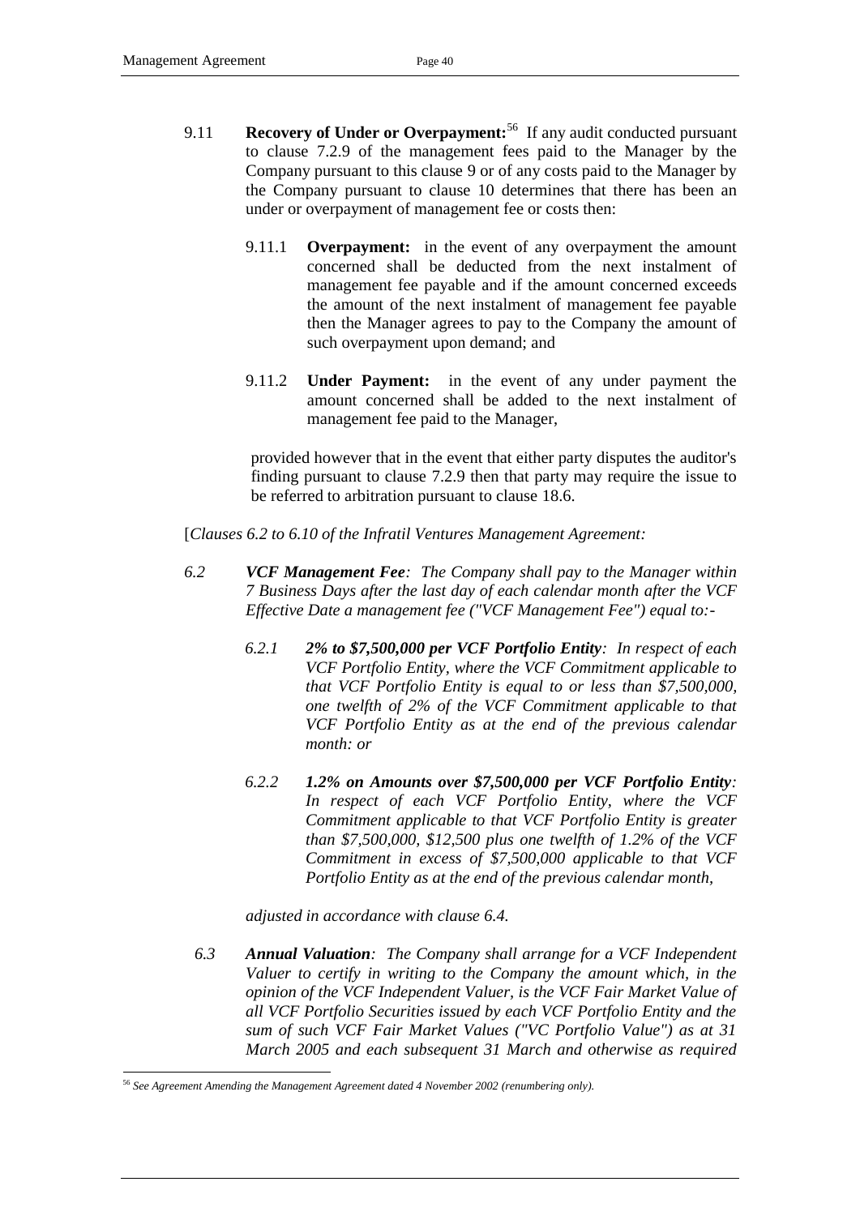9.11 **Recovery of Under or Overpayment:**[56] If any audit conducted pursuant to clause 7.2.9 of the management fees paid to the Manager by the Company pursuant to this clause 9 or of any costs paid to the Manager by the Company pursuant to clause 10 determines that there has been an under or overpayment of management fee or costs then:

> 9.11.1 **Overpayment:** in the event of any overpayment the amount concerned shall be deducted from the next instalment of management fee payable and if the amount concerned exceeds the amount of the next instalment of management fee payable then the Manager agrees to pay to the Company the amount of such overpayment upon demand; and
>
> 9.11.2 **Under Payment:** in the event of any under payment the amount concerned shall be added to the next instalment of management fee paid to the Manager,

provided however that in the event that either party disputes the auditor's finding pursuant to clause 7.2.9 then that party may require the issue to be referred to arbitration pursuant to clause 18.6.

[*Clauses 6.2 to 6.10 of the Infratil Ventures Management Agreement:*

*6.2* ***VCF Management Fee****: The Company shall pay to the Manager within 7 Business Days after the last day of each calendar month after the VCF Effective Date a management fee ("VCF Management Fee") equal to:-*

> *6.2.1* ***2% to $7,500,000 per VCF Portfolio Entity****: In respect of each VCF Portfolio Entity, where the VCF Commitment applicable to that VCF Portfolio Entity is equal to or less than $7,500,000, one twelfth of 2% of the VCF Commitment applicable to that VCF Portfolio Entity as at the end of the previous calendar month: or*
>
> *6.2.2* ***1.2% on Amounts over $7,500,000 per VCF Portfolio Entity****: In respect of each VCF Portfolio Entity, where the VCF Commitment applicable to that VCF Portfolio Entity is greater than $7,500,000, $12,500 plus one twelfth of 1.2% of the VCF Commitment in excess of $7,500,000 applicable to that VCF Portfolio Entity as at the end of the previous calendar month,*

*adjusted in accordance with clause 6.4.*

*6.3* ***Annual Valuation****: The Company shall arrange for a VCF Independent Valuer to certify in writing to the Company the amount which, in the opinion of the VCF Independent Valuer, is the VCF Fair Market Value of all VCF Portfolio Securities issued by each VCF Portfolio Entity and the sum of such VCF Fair Market Values ("VC Portfolio Value") as at 31 March 2005 and each subsequent 31 March and otherwise as required*

---

[56] *See Agreement Amending the Management Agreement dated 4 November 2002 (renumbering only).*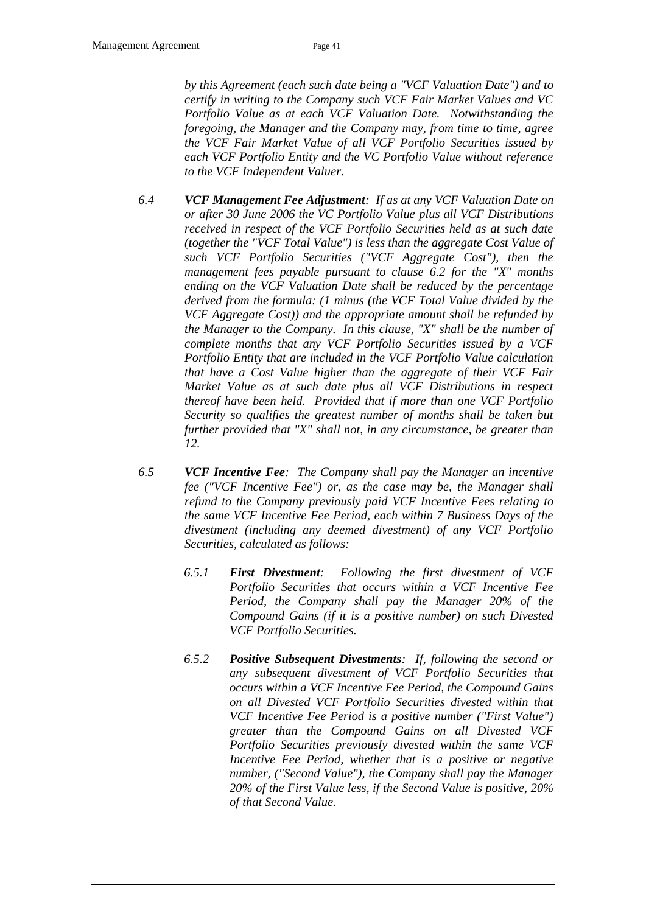*by this Agreement (each such date being a "VCF Valuation Date") and to certify in writing to the Company such VCF Fair Market Values and VC Portfolio Value as at each VCF Valuation Date. Notwithstanding the foregoing, the Manager and the Company may, from time to time, agree the VCF Fair Market Value of all VCF Portfolio Securities issued by each VCF Portfolio Entity and the VC Portfolio Value without reference to the VCF Independent Valuer.*

*6.4* ***VCF Management Fee Adjustment****: If as at any VCF Valuation Date on or after 30 June 2006 the VC Portfolio Value plus all VCF Distributions received in respect of the VCF Portfolio Securities held as at such date (together the "VCF Total Value") is less than the aggregate Cost Value of such VCF Portfolio Securities ("VCF Aggregate Cost"), then the management fees payable pursuant to clause 6.2 for the "X" months ending on the VCF Valuation Date shall be reduced by the percentage derived from the formula: (1 minus (the VCF Total Value divided by the VCF Aggregate Cost)) and the appropriate amount shall be refunded by the Manager to the Company. In this clause, "X" shall be the number of complete months that any VCF Portfolio Securities issued by a VCF Portfolio Entity that are included in the VCF Portfolio Value calculation that have a Cost Value higher than the aggregate of their VCF Fair Market Value as at such date plus all VCF Distributions in respect thereof have been held. Provided that if more than one VCF Portfolio Security so qualifies the greatest number of months shall be taken but further provided that "X" shall not, in any circumstance, be greater than 12.*

*6.5* ***VCF Incentive Fee****: The Company shall pay the Manager an incentive fee ("VCF Incentive Fee") or, as the case may be, the Manager shall refund to the Company previously paid VCF Incentive Fees relating to the same VCF Incentive Fee Period, each within 7 Business Days of the divestment (including any deemed divestment) of any VCF Portfolio Securities, calculated as follows:*

*6.5.1* ***First Divestment****: Following the first divestment of VCF Portfolio Securities that occurs within a VCF Incentive Fee Period, the Company shall pay the Manager 20% of the Compound Gains (if it is a positive number) on such Divested VCF Portfolio Securities.*

*6.5.2* ***Positive Subsequent Divestments****: If, following the second or any subsequent divestment of VCF Portfolio Securities that occurs within a VCF Incentive Fee Period, the Compound Gains on all Divested VCF Portfolio Securities divested within that VCF Incentive Fee Period is a positive number ("First Value") greater than the Compound Gains on all Divested VCF Portfolio Securities previously divested within the same VCF Incentive Fee Period, whether that is a positive or negative number, ("Second Value"), the Company shall pay the Manager 20% of the First Value less, if the Second Value is positive, 20% of that Second Value.*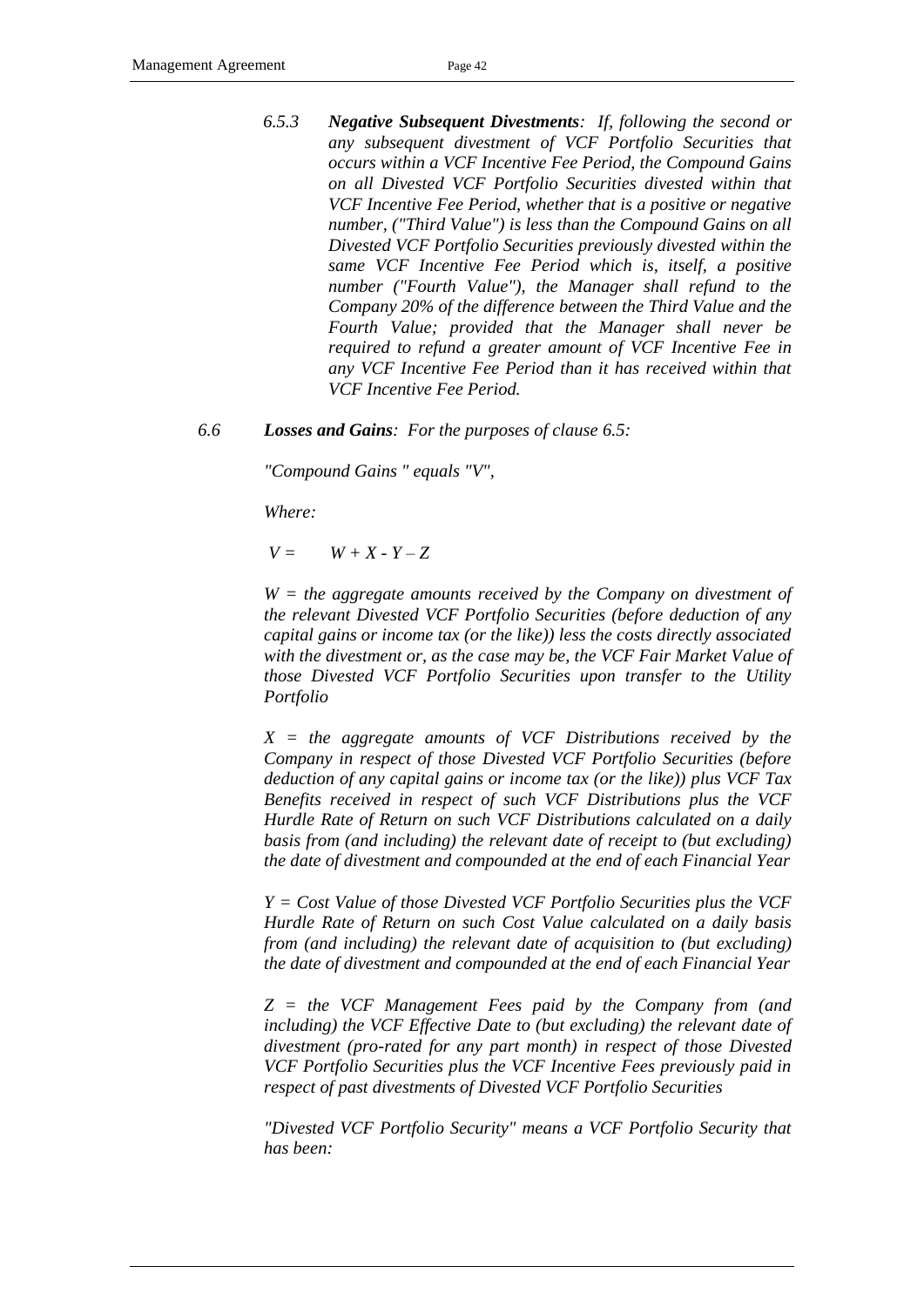*6.5.3* ***Negative Subsequent Divestments****: If, following the second or any subsequent divestment of VCF Portfolio Securities that occurs within a VCF Incentive Fee Period, the Compound Gains on all Divested VCF Portfolio Securities divested within that VCF Incentive Fee Period, whether that is a positive or negative number, ("Third Value") is less than the Compound Gains on all Divested VCF Portfolio Securities previously divested within the same VCF Incentive Fee Period which is, itself, a positive number ("Fourth Value"), the Manager shall refund to the Company 20% of the difference between the Third Value and the Fourth Value; provided that the Manager shall never be required to refund a greater amount of VCF Incentive Fee in any VCF Incentive Fee Period than it has received within that VCF Incentive Fee Period.*

*6.6* ***Losses and Gains****: For the purposes of clause 6.5:*

*"Compound Gains " equals "V",*

*Where:*

$V = W + X - Y - Z$

*W = the aggregate amounts received by the Company on divestment of the relevant Divested VCF Portfolio Securities (before deduction of any capital gains or income tax (or the like)) less the costs directly associated with the divestment or, as the case may be, the VCF Fair Market Value of those Divested VCF Portfolio Securities upon transfer to the Utility Portfolio*

*X = the aggregate amounts of VCF Distributions received by the Company in respect of those Divested VCF Portfolio Securities (before deduction of any capital gains or income tax (or the like)) plus VCF Tax Benefits received in respect of such VCF Distributions plus the VCF Hurdle Rate of Return on such VCF Distributions calculated on a daily basis from (and including) the relevant date of receipt to (but excluding) the date of divestment and compounded at the end of each Financial Year*

*Y = Cost Value of those Divested VCF Portfolio Securities plus the VCF Hurdle Rate of Return on such Cost Value calculated on a daily basis from (and including) the relevant date of acquisition to (but excluding) the date of divestment and compounded at the end of each Financial Year*

*Z = the VCF Management Fees paid by the Company from (and including) the VCF Effective Date to (but excluding) the relevant date of divestment (pro-rated for any part month) in respect of those Divested VCF Portfolio Securities plus the VCF Incentive Fees previously paid in respect of past divestments of Divested VCF Portfolio Securities*

*"Divested VCF Portfolio Security" means a VCF Portfolio Security that has been:*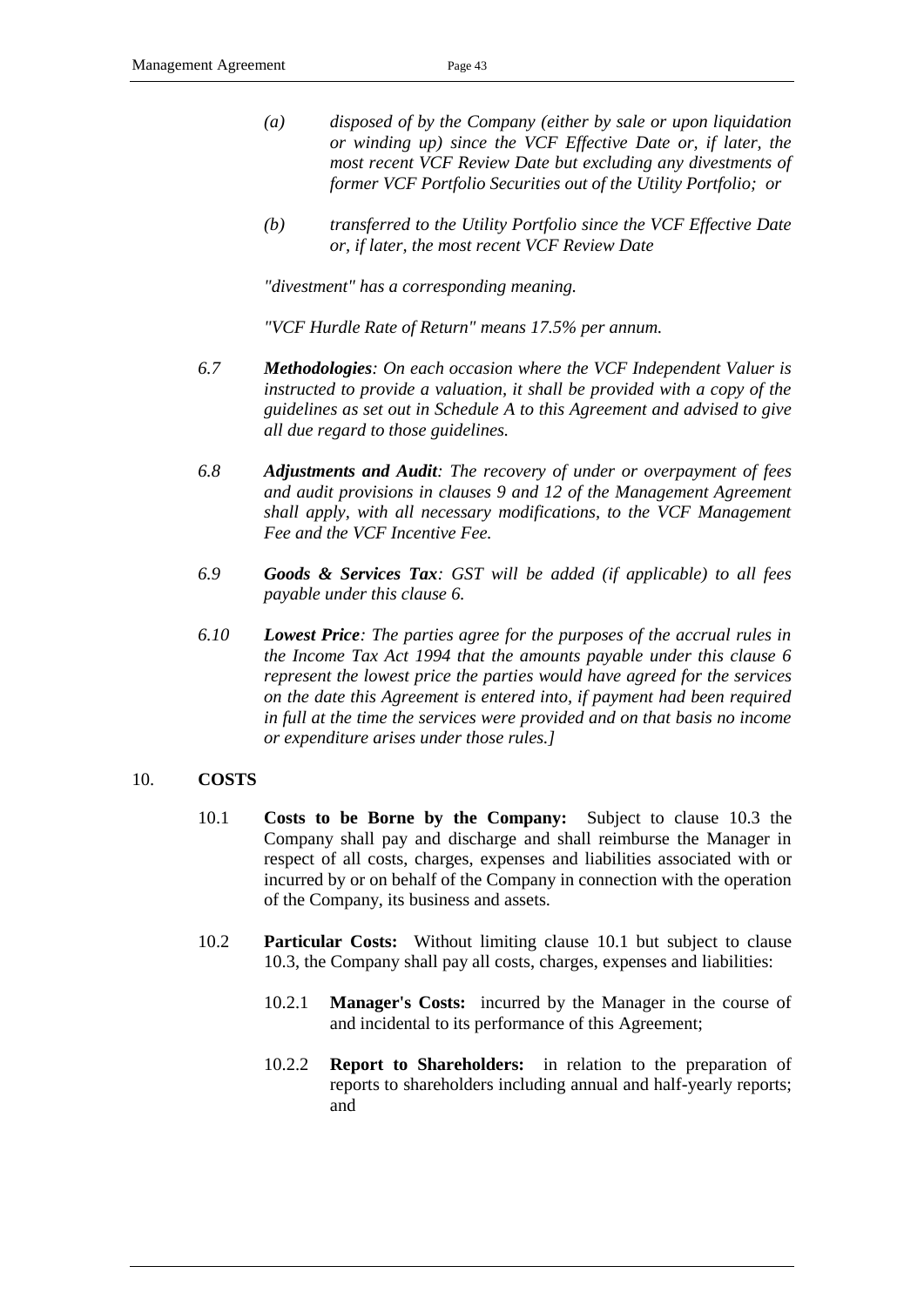*(a) disposed of by the Company (either by sale or upon liquidation or winding up) since the VCF Effective Date or, if later, the most recent VCF Review Date but excluding any divestments of former VCF Portfolio Securities out of the Utility Portfolio; or*

*(b) transferred to the Utility Portfolio since the VCF Effective Date or, if later, the most recent VCF Review Date*

*"divestment" has a corresponding meaning.*

*"VCF Hurdle Rate of Return" means 17.5% per annum.*

*6.7 **Methodologies**: On each occasion where the VCF Independent Valuer is instructed to provide a valuation, it shall be provided with a copy of the guidelines as set out in Schedule A to this Agreement and advised to give all due regard to those guidelines.*

*6.8 **Adjustments and Audit**: The recovery of under or overpayment of fees and audit provisions in clauses 9 and 12 of the Management Agreement shall apply, with all necessary modifications, to the VCF Management Fee and the VCF Incentive Fee.*

*6.9 **Goods & Services Tax**: GST will be added (if applicable) to all fees payable under this clause 6.*

*6.10 **Lowest Price**: The parties agree for the purposes of the accrual rules in the Income Tax Act 1994 that the amounts payable under this clause 6 represent the lowest price the parties would have agreed for the services on the date this Agreement is entered into, if payment had been required in full at the time the services were provided and on that basis no income or expenditure arises under those rules.]*

## 10. COSTS

10.1 **Costs to be Borne by the Company:** Subject to clause 10.3 the Company shall pay and discharge and shall reimburse the Manager in respect of all costs, charges, expenses and liabilities associated with or incurred by or on behalf of the Company in connection with the operation of the Company, its business and assets.

10.2 **Particular Costs:** Without limiting clause 10.1 but subject to clause 10.3, the Company shall pay all costs, charges, expenses and liabilities:

10.2.1 **Manager's Costs:** incurred by the Manager in the course of and incidental to its performance of this Agreement;

10.2.2 **Report to Shareholders:** in relation to the preparation of reports to shareholders including annual and half-yearly reports; and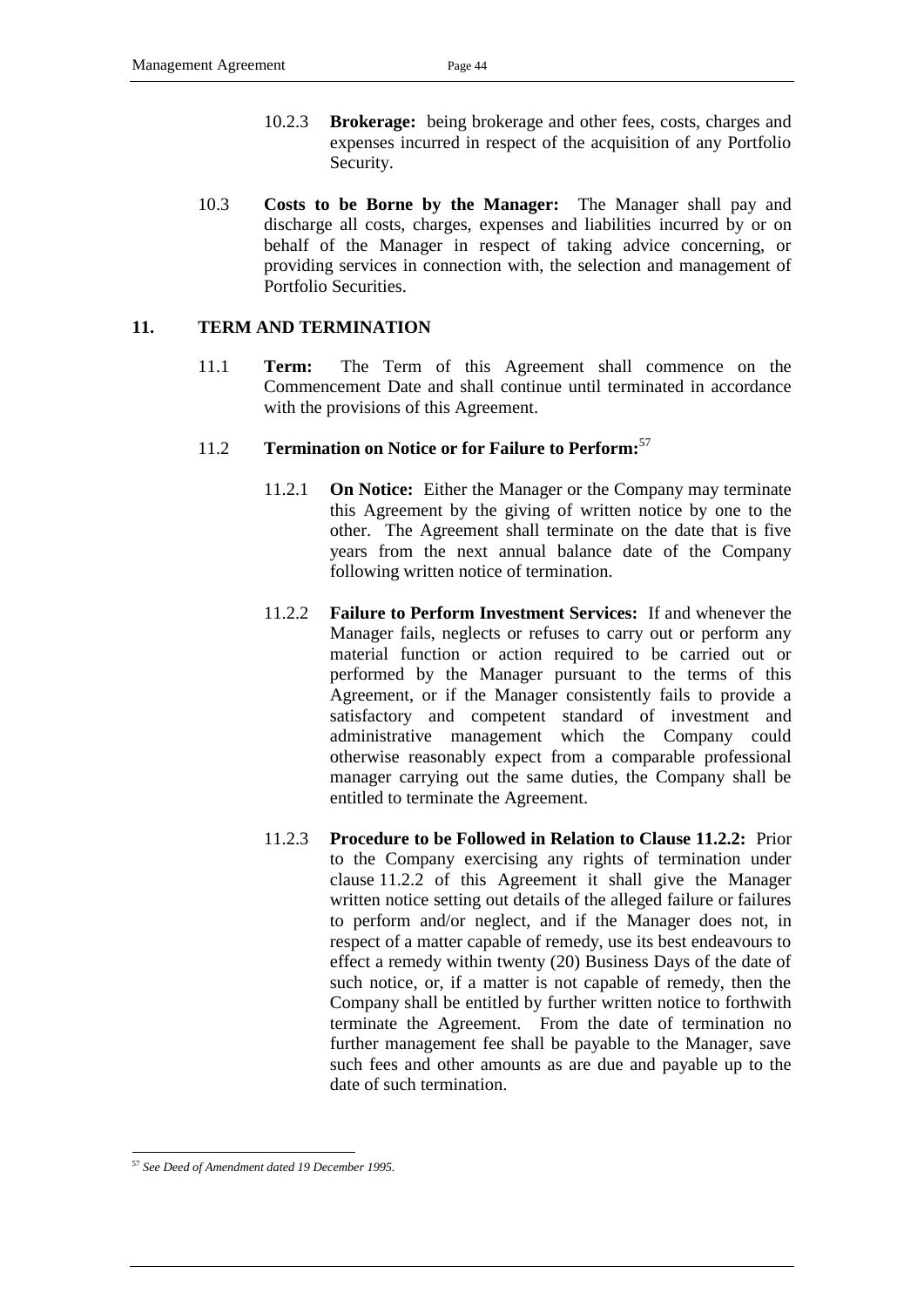10.2.3 **Brokerage:** being brokerage and other fees, costs, charges and expenses incurred in respect of the acquisition of any Portfolio Security.

10.3 **Costs to be Borne by the Manager:** The Manager shall pay and discharge all costs, charges, expenses and liabilities incurred by or on behalf of the Manager in respect of taking advice concerning, or providing services in connection with, the selection and management of Portfolio Securities.

## 11. TERM AND TERMINATION

11.1 **Term:** The Term of this Agreement shall commence on the Commencement Date and shall continue until terminated in accordance with the provisions of this Agreement.

11.2 **Termination on Notice or for Failure to Perform:**[57]

11.2.1 **On Notice:** Either the Manager or the Company may terminate this Agreement by the giving of written notice by one to the other. The Agreement shall terminate on the date that is five years from the next annual balance date of the Company following written notice of termination.

11.2.2 **Failure to Perform Investment Services:** If and whenever the Manager fails, neglects or refuses to carry out or perform any material function or action required to be carried out or performed by the Manager pursuant to the terms of this Agreement, or if the Manager consistently fails to provide a satisfactory and competent standard of investment and administrative management which the Company could otherwise reasonably expect from a comparable professional manager carrying out the same duties, the Company shall be entitled to terminate the Agreement.

11.2.3 **Procedure to be Followed in Relation to Clause 11.2.2:** Prior to the Company exercising any rights of termination under clause 11.2.2 of this Agreement it shall give the Manager written notice setting out details of the alleged failure or failures to perform and/or neglect, and if the Manager does not, in respect of a matter capable of remedy, use its best endeavours to effect a remedy within twenty (20) Business Days of the date of such notice, or, if a matter is not capable of remedy, then the Company shall be entitled by further written notice to forthwith terminate the Agreement. From the date of termination no further management fee shall be payable to the Manager, save such fees and other amounts as are due and payable up to the date of such termination.

---

[57] *See Deed of Amendment dated 19 December 1995.*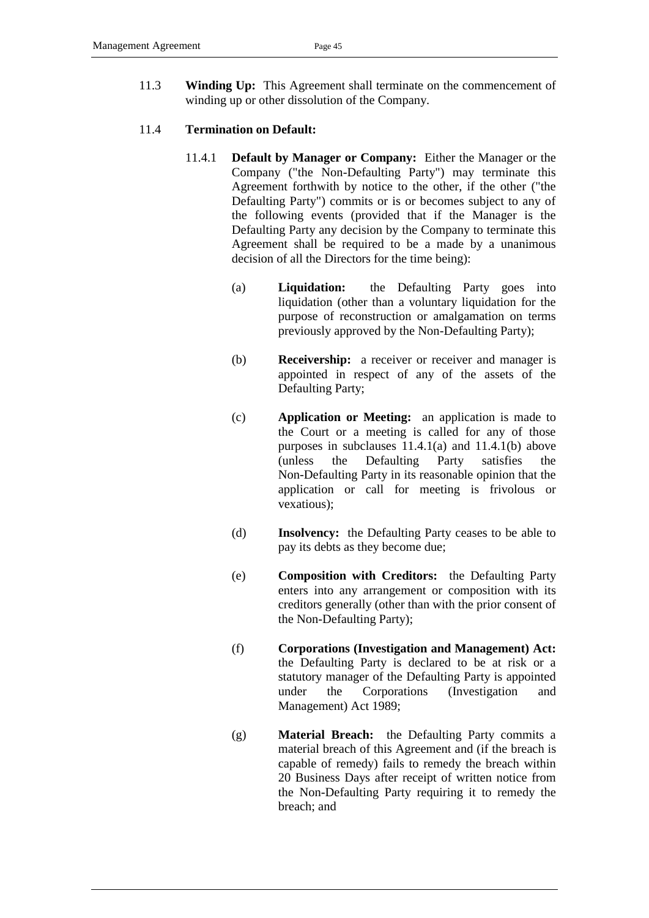11.3 **Winding Up:** This Agreement shall terminate on the commencement of winding up or other dissolution of the Company.

11.4 **Termination on Default:**

11.4.1 **Default by Manager or Company:** Either the Manager or the Company ("the Non-Defaulting Party") may terminate this Agreement forthwith by notice to the other, if the other ("the Defaulting Party") commits or is or becomes subject to any of the following events (provided that if the Manager is the Defaulting Party any decision by the Company to terminate this Agreement shall be required to be a made by a unanimous decision of all the Directors for the time being):

(a) **Liquidation:** the Defaulting Party goes into liquidation (other than a voluntary liquidation for the purpose of reconstruction or amalgamation on terms previously approved by the Non-Defaulting Party);

(b) **Receivership:** a receiver or receiver and manager is appointed in respect of any of the assets of the Defaulting Party;

(c) **Application or Meeting:** an application is made to the Court or a meeting is called for any of those purposes in subclauses 11.4.1(a) and 11.4.1(b) above (unless the Defaulting Party satisfies the Non-Defaulting Party in its reasonable opinion that the application or call for meeting is frivolous or vexatious);

(d) **Insolvency:** the Defaulting Party ceases to be able to pay its debts as they become due;

(e) **Composition with Creditors:** the Defaulting Party enters into any arrangement or composition with its creditors generally (other than with the prior consent of the Non-Defaulting Party);

(f) **Corporations (Investigation and Management) Act:** the Defaulting Party is declared to be at risk or a statutory manager of the Defaulting Party is appointed under the Corporations (Investigation and Management) Act 1989;

(g) **Material Breach:** the Defaulting Party commits a material breach of this Agreement and (if the breach is capable of remedy) fails to remedy the breach within 20 Business Days after receipt of written notice from the Non-Defaulting Party requiring it to remedy the breach; and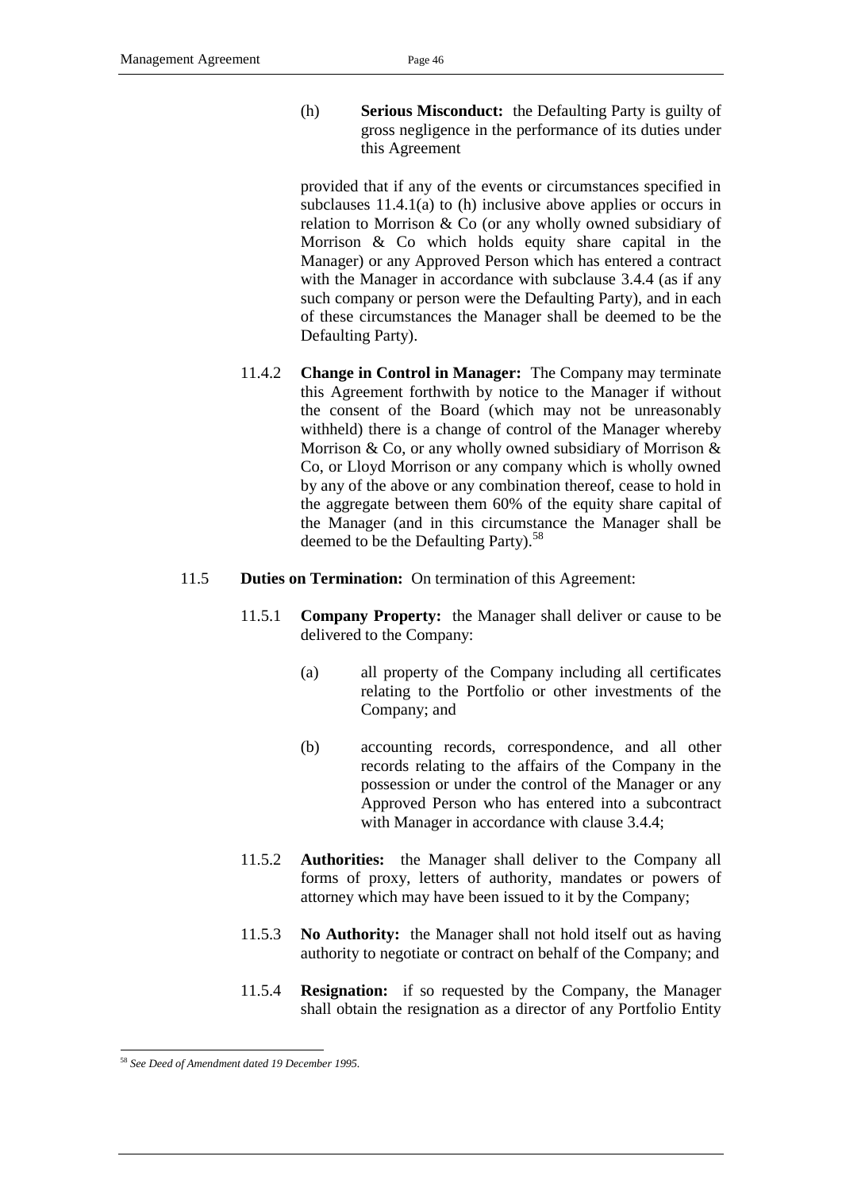(h) **Serious Misconduct:** the Defaulting Party is guilty of gross negligence in the performance of its duties under this Agreement

provided that if any of the events or circumstances specified in subclauses 11.4.1(a) to (h) inclusive above applies or occurs in relation to Morrison & Co (or any wholly owned subsidiary of Morrison & Co which holds equity share capital in the Manager) or any Approved Person which has entered a contract with the Manager in accordance with subclause 3.4.4 (as if any such company or person were the Defaulting Party), and in each of these circumstances the Manager shall be deemed to be the Defaulting Party).

11.4.2 **Change in Control in Manager:** The Company may terminate this Agreement forthwith by notice to the Manager if without the consent of the Board (which may not be unreasonably withheld) there is a change of control of the Manager whereby Morrison & Co, or any wholly owned subsidiary of Morrison & Co, or Lloyd Morrison or any company which is wholly owned by any of the above or any combination thereof, cease to hold in the aggregate between them 60% of the equity share capital of the Manager (and in this circumstance the Manager shall be deemed to be the Defaulting Party).[58]

11.5 **Duties on Termination:** On termination of this Agreement:

11.5.1 **Company Property:** the Manager shall deliver or cause to be delivered to the Company:

(a) all property of the Company including all certificates relating to the Portfolio or other investments of the Company; and

(b) accounting records, correspondence, and all other records relating to the affairs of the Company in the possession or under the control of the Manager or any Approved Person who has entered into a subcontract with Manager in accordance with clause 3.4.4;

11.5.2 **Authorities:** the Manager shall deliver to the Company all forms of proxy, letters of authority, mandates or powers of attorney which may have been issued to it by the Company;

11.5.3 **No Authority:** the Manager shall not hold itself out as having authority to negotiate or contract on behalf of the Company; and

11.5.4 **Resignation:** if so requested by the Company, the Manager shall obtain the resignation as a director of any Portfolio Entity

[58] *See Deed of Amendment dated 19 December 1995.*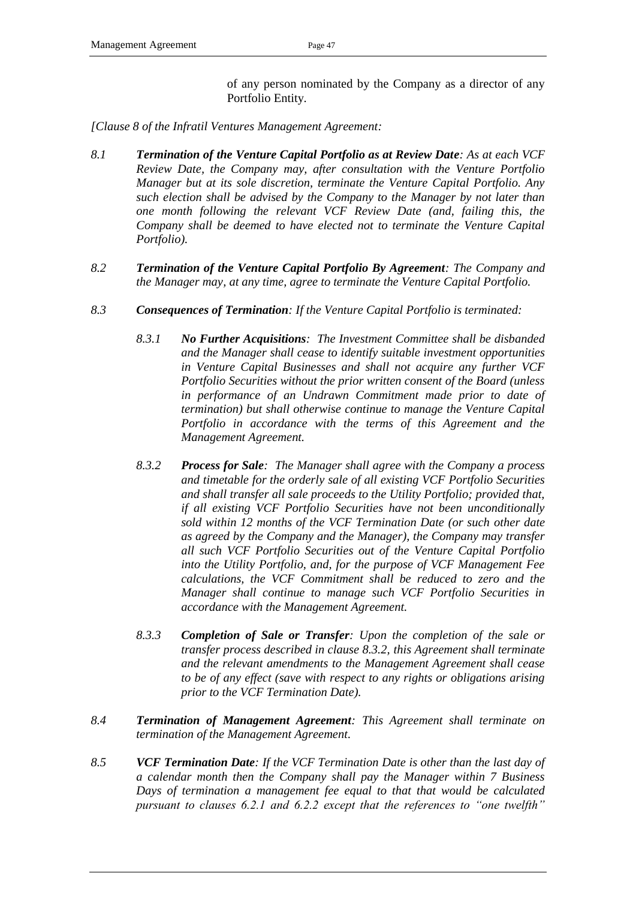of any person nominated by the Company as a director of any Portfolio Entity.

*[Clause 8 of the Infratil Ventures Management Agreement:*

*8.1* ***Termination of the Venture Capital Portfolio as at Review Date****: As at each VCF Review Date, the Company may, after consultation with the Venture Portfolio Manager but at its sole discretion, terminate the Venture Capital Portfolio. Any such election shall be advised by the Company to the Manager by not later than one month following the relevant VCF Review Date (and, failing this, the Company shall be deemed to have elected not to terminate the Venture Capital Portfolio).*

*8.2* ***Termination of the Venture Capital Portfolio By Agreement****: The Company and the Manager may, at any time, agree to terminate the Venture Capital Portfolio.*

*8.3* ***Consequences of Termination****: If the Venture Capital Portfolio is terminated:*

*8.3.1* ***No Further Acquisitions****: The Investment Committee shall be disbanded and the Manager shall cease to identify suitable investment opportunities in Venture Capital Businesses and shall not acquire any further VCF Portfolio Securities without the prior written consent of the Board (unless in performance of an Undrawn Commitment made prior to date of termination) but shall otherwise continue to manage the Venture Capital Portfolio in accordance with the terms of this Agreement and the Management Agreement.*

*8.3.2* ***Process for Sale****: The Manager shall agree with the Company a process and timetable for the orderly sale of all existing VCF Portfolio Securities and shall transfer all sale proceeds to the Utility Portfolio; provided that, if all existing VCF Portfolio Securities have not been unconditionally sold within 12 months of the VCF Termination Date (or such other date as agreed by the Company and the Manager), the Company may transfer all such VCF Portfolio Securities out of the Venture Capital Portfolio into the Utility Portfolio, and, for the purpose of VCF Management Fee calculations, the VCF Commitment shall be reduced to zero and the Manager shall continue to manage such VCF Portfolio Securities in accordance with the Management Agreement.*

*8.3.3* ***Completion of Sale or Transfer****: Upon the completion of the sale or transfer process described in clause 8.3.2, this Agreement shall terminate and the relevant amendments to the Management Agreement shall cease to be of any effect (save with respect to any rights or obligations arising prior to the VCF Termination Date).*

*8.4* ***Termination of Management Agreement****: This Agreement shall terminate on termination of the Management Agreement.*

*8.5* ***VCF Termination Date****: If the VCF Termination Date is other than the last day of a calendar month then the Company shall pay the Manager within 7 Business Days of termination a management fee equal to that that would be calculated pursuant to clauses 6.2.1 and 6.2.2 except that the references to "one twelfth"*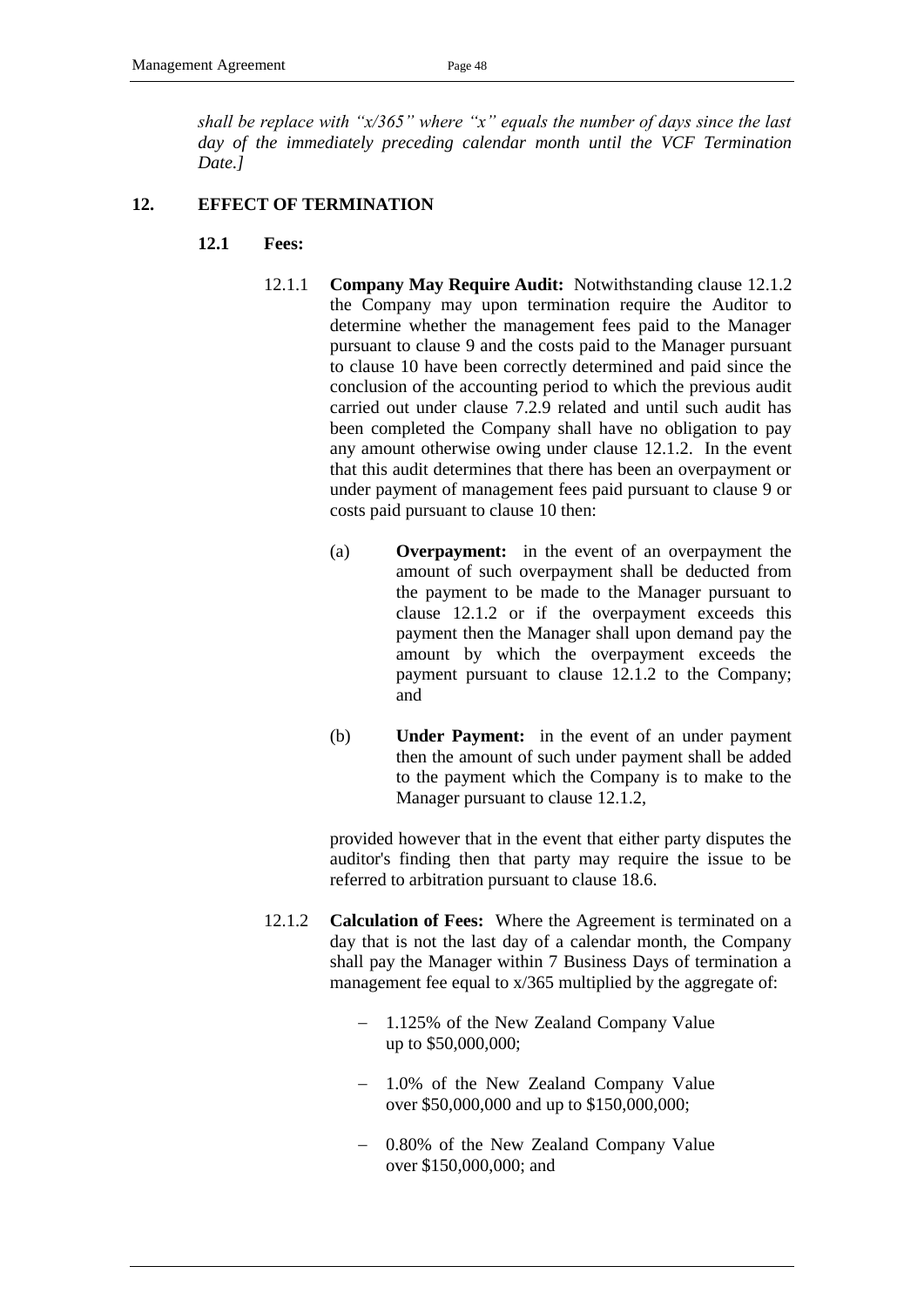*shall be replace with "x/365" where "x" equals the number of days since the last day of the immediately preceding calendar month until the VCF Termination Date.]*

## 12. EFFECT OF TERMINATION

### 12.1 Fees:

12.1.1 **Company May Require Audit:** Notwithstanding clause 12.1.2 the Company may upon termination require the Auditor to determine whether the management fees paid to the Manager pursuant to clause 9 and the costs paid to the Manager pursuant to clause 10 have been correctly determined and paid since the conclusion of the accounting period to which the previous audit carried out under clause 7.2.9 related and until such audit has been completed the Company shall have no obligation to pay any amount otherwise owing under clause 12.1.2. In the event that this audit determines that there has been an overpayment or under payment of management fees paid pursuant to clause 9 or costs paid pursuant to clause 10 then:

(a) **Overpayment:** in the event of an overpayment the amount of such overpayment shall be deducted from the payment to be made to the Manager pursuant to clause 12.1.2 or if the overpayment exceeds this payment then the Manager shall upon demand pay the amount by which the overpayment exceeds the payment pursuant to clause 12.1.2 to the Company; and

(b) **Under Payment:** in the event of an under payment then the amount of such under payment shall be added to the payment which the Company is to make to the Manager pursuant to clause 12.1.2,

provided however that in the event that either party disputes the auditor's finding then that party may require the issue to be referred to arbitration pursuant to clause 18.6.

12.1.2 **Calculation of Fees:** Where the Agreement is terminated on a day that is not the last day of a calendar month, the Company shall pay the Manager within 7 Business Days of termination a management fee equal to x/365 multiplied by the aggregate of:

- 1.125% of the New Zealand Company Value up to $50,000,000;
- 1.0% of the New Zealand Company Value over $50,000,000 and up to $150,000,000;
- 0.80% of the New Zealand Company Value over $150,000,000; and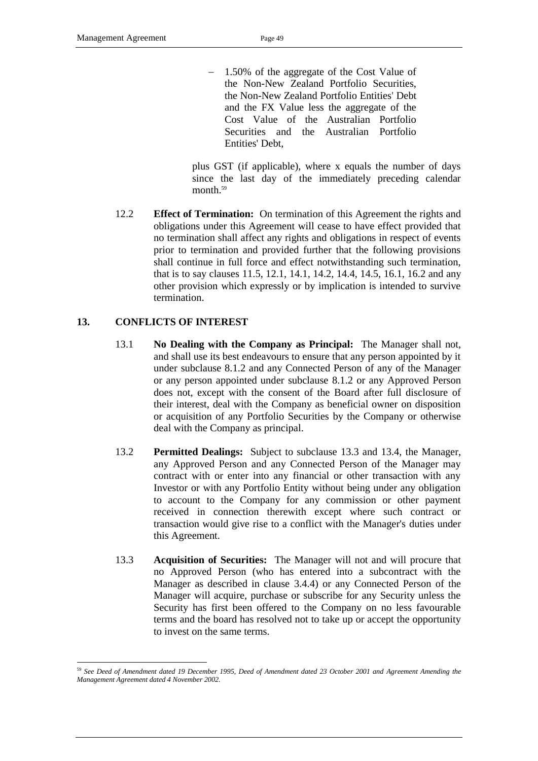– 1.50% of the aggregate of the Cost Value of the Non-New Zealand Portfolio Securities, the Non-New Zealand Portfolio Entities' Debt and the FX Value less the aggregate of the Cost Value of the Australian Portfolio Securities and the Australian Portfolio Entities' Debt,

plus GST (if applicable), where x equals the number of days since the last day of the immediately preceding calendar month.[59]

12.2 **Effect of Termination:** On termination of this Agreement the rights and obligations under this Agreement will cease to have effect provided that no termination shall affect any rights and obligations in respect of events prior to termination and provided further that the following provisions shall continue in full force and effect notwithstanding such termination, that is to say clauses 11.5, 12.1, 14.1, 14.2, 14.4, 14.5, 16.1, 16.2 and any other provision which expressly or by implication is intended to survive termination.

## 13. CONFLICTS OF INTEREST

13.1 **No Dealing with the Company as Principal:** The Manager shall not, and shall use its best endeavours to ensure that any person appointed by it under subclause 8.1.2 and any Connected Person of any of the Manager or any person appointed under subclause 8.1.2 or any Approved Person does not, except with the consent of the Board after full disclosure of their interest, deal with the Company as beneficial owner on disposition or acquisition of any Portfolio Securities by the Company or otherwise deal with the Company as principal.

13.2 **Permitted Dealings:** Subject to subclause 13.3 and 13.4, the Manager, any Approved Person and any Connected Person of the Manager may contract with or enter into any financial or other transaction with any Investor or with any Portfolio Entity without being under any obligation to account to the Company for any commission or other payment received in connection therewith except where such contract or transaction would give rise to a conflict with the Manager's duties under this Agreement.

13.3 **Acquisition of Securities:** The Manager will not and will procure that no Approved Person (who has entered into a subcontract with the Manager as described in clause 3.4.4) or any Connected Person of the Manager will acquire, purchase or subscribe for any Security unless the Security has first been offered to the Company on no less favourable terms and the board has resolved not to take up or accept the opportunity to invest on the same terms.

---

[59] *See Deed of Amendment dated 19 December 1995, Deed of Amendment dated 23 October 2001 and Agreement Amending the Management Agreement dated 4 November 2002.*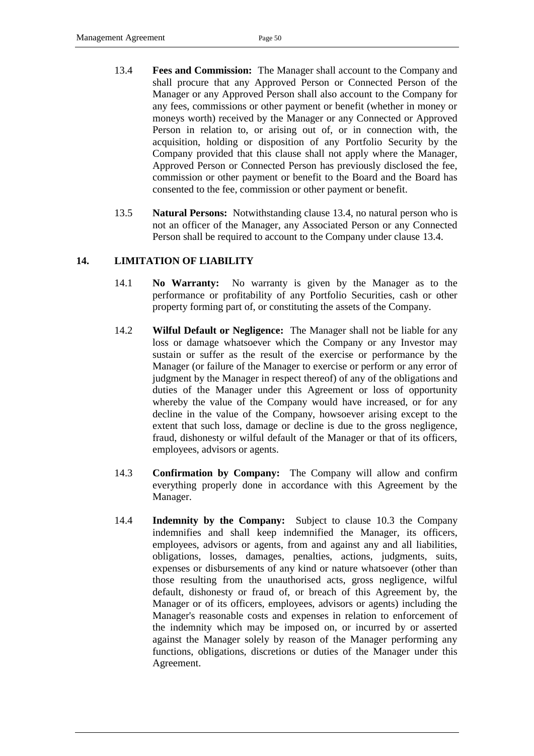13.4 **Fees and Commission:** The Manager shall account to the Company and shall procure that any Approved Person or Connected Person of the Manager or any Approved Person shall also account to the Company for any fees, commissions or other payment or benefit (whether in money or moneys worth) received by the Manager or any Connected or Approved Person in relation to, or arising out of, or in connection with, the acquisition, holding or disposition of any Portfolio Security by the Company provided that this clause shall not apply where the Manager, Approved Person or Connected Person has previously disclosed the fee, commission or other payment or benefit to the Board and the Board has consented to the fee, commission or other payment or benefit.

13.5 **Natural Persons:** Notwithstanding clause 13.4, no natural person who is not an officer of the Manager, any Associated Person or any Connected Person shall be required to account to the Company under clause 13.4.

## 14. LIMITATION OF LIABILITY

14.1 **No Warranty:** No warranty is given by the Manager as to the performance or profitability of any Portfolio Securities, cash or other property forming part of, or constituting the assets of the Company.

14.2 **Wilful Default or Negligence:** The Manager shall not be liable for any loss or damage whatsoever which the Company or any Investor may sustain or suffer as the result of the exercise or performance by the Manager (or failure of the Manager to exercise or perform or any error of judgment by the Manager in respect thereof) of any of the obligations and duties of the Manager under this Agreement or loss of opportunity whereby the value of the Company would have increased, or for any decline in the value of the Company, howsoever arising except to the extent that such loss, damage or decline is due to the gross negligence, fraud, dishonesty or wilful default of the Manager or that of its officers, employees, advisors or agents.

14.3 **Confirmation by Company:** The Company will allow and confirm everything properly done in accordance with this Agreement by the Manager.

14.4 **Indemnity by the Company:** Subject to clause 10.3 the Company indemnifies and shall keep indemnified the Manager, its officers, employees, advisors or agents, from and against any and all liabilities, obligations, losses, damages, penalties, actions, judgments, suits, expenses or disbursements of any kind or nature whatsoever (other than those resulting from the unauthorised acts, gross negligence, wilful default, dishonesty or fraud of, or breach of this Agreement by, the Manager or of its officers, employees, advisors or agents) including the Manager's reasonable costs and expenses in relation to enforcement of the indemnity which may be imposed on, or incurred by or asserted against the Manager solely by reason of the Manager performing any functions, obligations, discretions or duties of the Manager under this Agreement.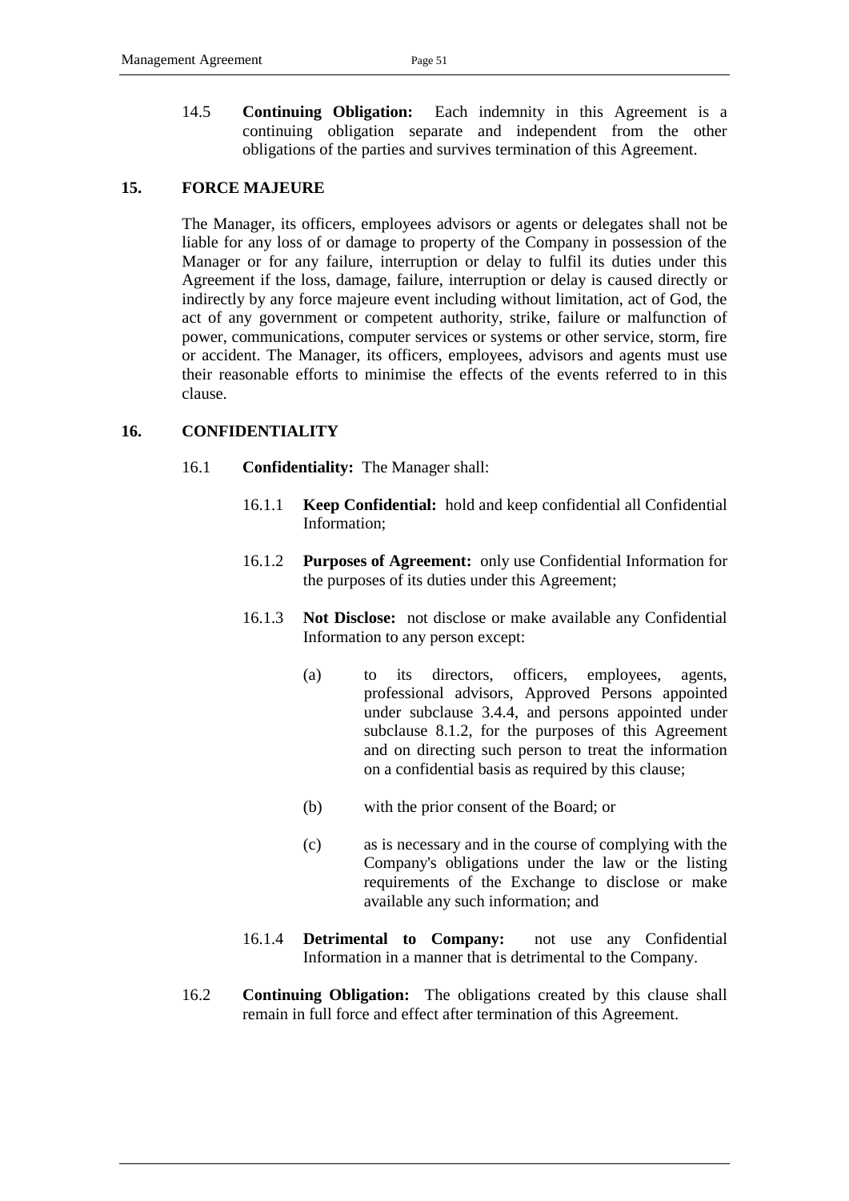14.5 **Continuing Obligation:** Each indemnity in this Agreement is a continuing obligation separate and independent from the other obligations of the parties and survives termination of this Agreement.

## 15. FORCE MAJEURE

The Manager, its officers, employees advisors or agents or delegates shall not be liable for any loss of or damage to property of the Company in possession of the Manager or for any failure, interruption or delay to fulfil its duties under this Agreement if the loss, damage, failure, interruption or delay is caused directly or indirectly by any force majeure event including without limitation, act of God, the act of any government or competent authority, strike, failure or malfunction of power, communications, computer services or systems or other service, storm, fire or accident. The Manager, its officers, employees, advisors and agents must use their reasonable efforts to minimise the effects of the events referred to in this clause.

## 16. CONFIDENTIALITY

16.1 **Confidentiality:** The Manager shall:

16.1.1 **Keep Confidential:** hold and keep confidential all Confidential Information;

16.1.2 **Purposes of Agreement:** only use Confidential Information for the purposes of its duties under this Agreement;

16.1.3 **Not Disclose:** not disclose or make available any Confidential Information to any person except:

(a) to its directors, officers, employees, agents, professional advisors, Approved Persons appointed under subclause 3.4.4, and persons appointed under subclause 8.1.2, for the purposes of this Agreement and on directing such person to treat the information on a confidential basis as required by this clause;

(b) with the prior consent of the Board; or

(c) as is necessary and in the course of complying with the Company's obligations under the law or the listing requirements of the Exchange to disclose or make available any such information; and

16.1.4 **Detrimental to Company:** not use any Confidential Information in a manner that is detrimental to the Company.

16.2 **Continuing Obligation:** The obligations created by this clause shall remain in full force and effect after termination of this Agreement.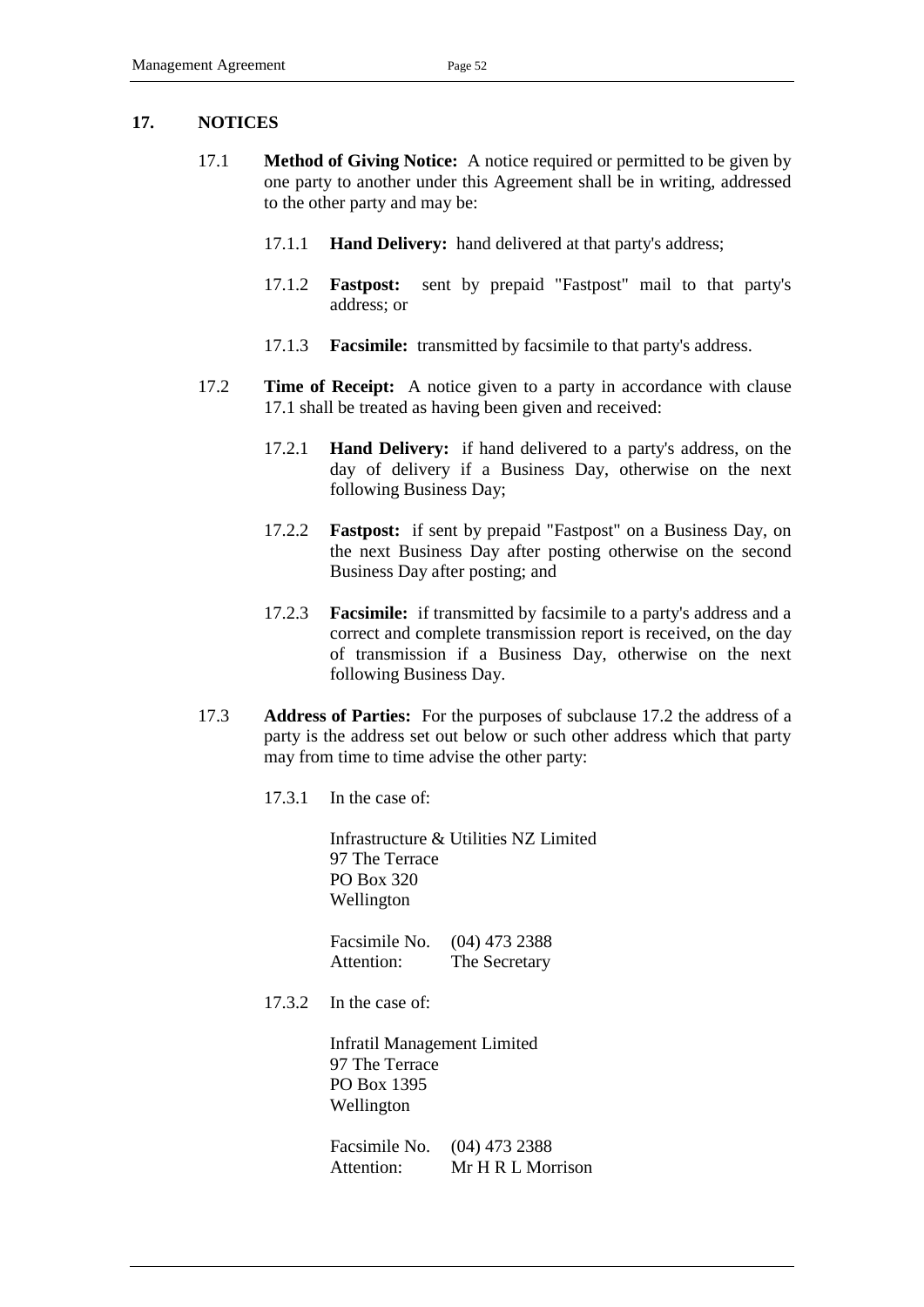## 17. NOTICES

17.1 **Method of Giving Notice:** A notice required or permitted to be given by one party to another under this Agreement shall be in writing, addressed to the other party and may be:

17.1.1 **Hand Delivery:** hand delivered at that party's address;

17.1.2 **Fastpost:** sent by prepaid "Fastpost" mail to that party's address; or

17.1.3 **Facsimile:** transmitted by facsimile to that party's address.

17.2 **Time of Receipt:** A notice given to a party in accordance with clause 17.1 shall be treated as having been given and received:

17.2.1 **Hand Delivery:** if hand delivered to a party's address, on the day of delivery if a Business Day, otherwise on the next following Business Day;

17.2.2 **Fastpost:** if sent by prepaid "Fastpost" on a Business Day, on the next Business Day after posting otherwise on the second Business Day after posting; and

17.2.3 **Facsimile:** if transmitted by facsimile to a party's address and a correct and complete transmission report is received, on the day of transmission if a Business Day, otherwise on the next following Business Day.

17.3 **Address of Parties:** For the purposes of subclause 17.2 the address of a party is the address set out below or such other address which that party may from time to time advise the other party:

17.3.1 In the case of:

Infrastructure & Utilities NZ Limited
97 The Terrace
PO Box 320
Wellington

Facsimile No. (04) 473 2388
Attention: The Secretary

17.3.2 In the case of:

Infratil Management Limited
97 The Terrace
PO Box 1395
Wellington

Facsimile No. (04) 473 2388
Attention: Mr H R L Morrison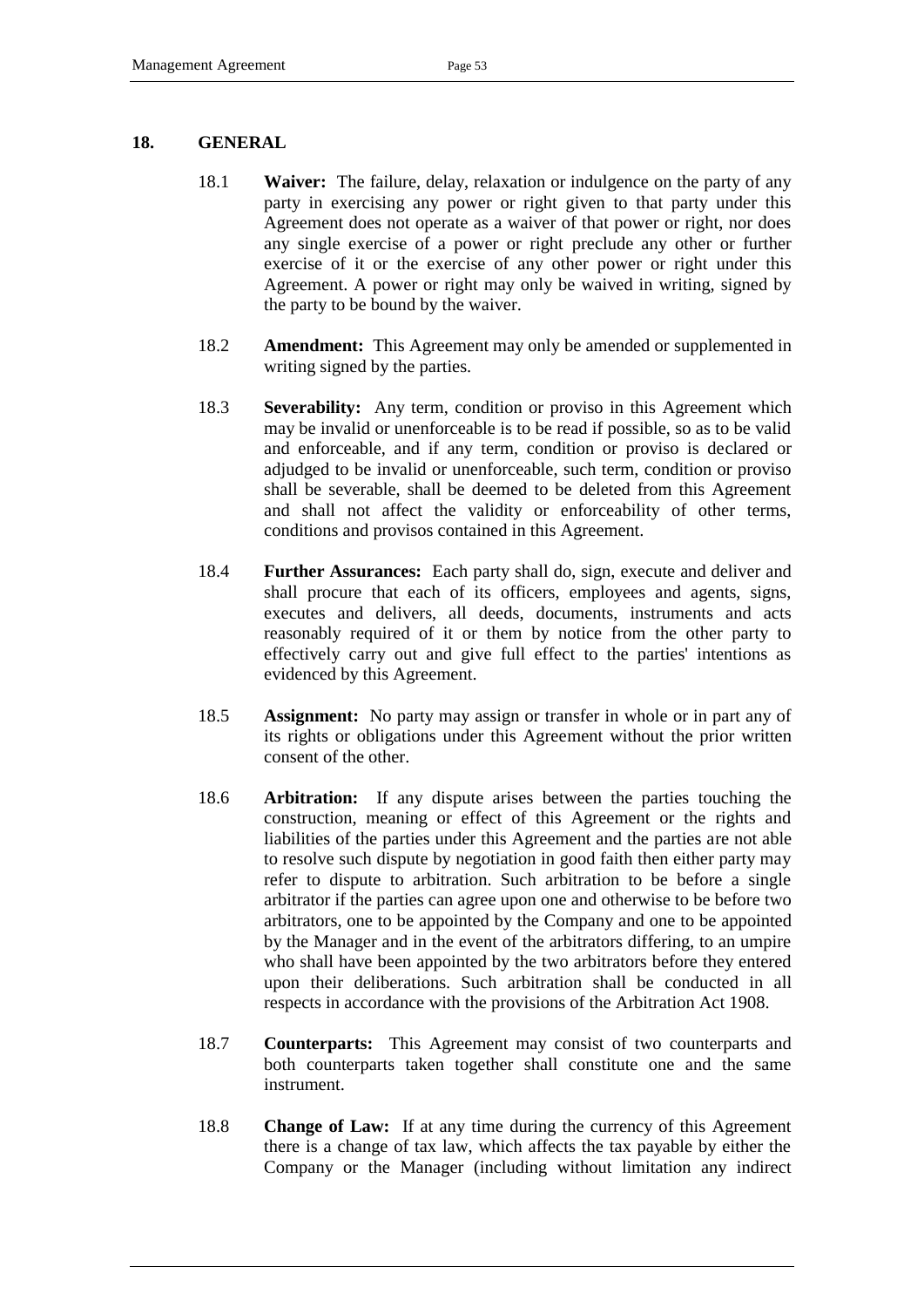## 18. GENERAL

18.1 **Waiver:** The failure, delay, relaxation or indulgence on the party of any party in exercising any power or right given to that party under this Agreement does not operate as a waiver of that power or right, nor does any single exercise of a power or right preclude any other or further exercise of it or the exercise of any other power or right under this Agreement. A power or right may only be waived in writing, signed by the party to be bound by the waiver.

18.2 **Amendment:** This Agreement may only be amended or supplemented in writing signed by the parties.

18.3 **Severability:** Any term, condition or proviso in this Agreement which may be invalid or unenforceable is to be read if possible, so as to be valid and enforceable, and if any term, condition or proviso is declared or adjudged to be invalid or unenforceable, such term, condition or proviso shall be severable, shall be deemed to be deleted from this Agreement and shall not affect the validity or enforceability of other terms, conditions and provisos contained in this Agreement.

18.4 **Further Assurances:** Each party shall do, sign, execute and deliver and shall procure that each of its officers, employees and agents, signs, executes and delivers, all deeds, documents, instruments and acts reasonably required of it or them by notice from the other party to effectively carry out and give full effect to the parties' intentions as evidenced by this Agreement.

18.5 **Assignment:** No party may assign or transfer in whole or in part any of its rights or obligations under this Agreement without the prior written consent of the other.

18.6 **Arbitration:** If any dispute arises between the parties touching the construction, meaning or effect of this Agreement or the rights and liabilities of the parties under this Agreement and the parties are not able to resolve such dispute by negotiation in good faith then either party may refer to dispute to arbitration. Such arbitration to be before a single arbitrator if the parties can agree upon one and otherwise to be before two arbitrators, one to be appointed by the Company and one to be appointed by the Manager and in the event of the arbitrators differing, to an umpire who shall have been appointed by the two arbitrators before they entered upon their deliberations. Such arbitration shall be conducted in all respects in accordance with the provisions of the Arbitration Act 1908.

18.7 **Counterparts:** This Agreement may consist of two counterparts and both counterparts taken together shall constitute one and the same instrument.

18.8 **Change of Law:** If at any time during the currency of this Agreement there is a change of tax law, which affects the tax payable by either the Company or the Manager (including without limitation any indirect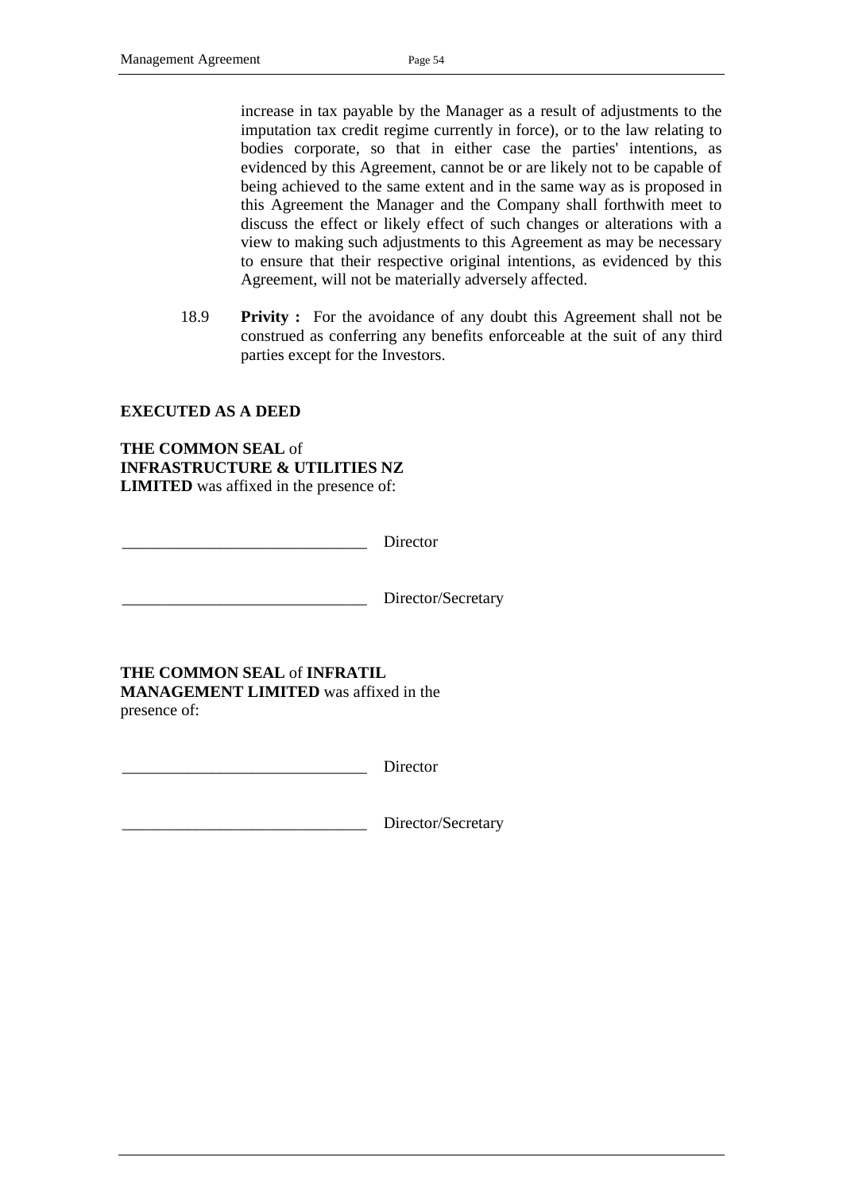increase in tax payable by the Manager as a result of adjustments to the imputation tax credit regime currently in force), or to the law relating to bodies corporate, so that in either case the parties' intentions, as evidenced by this Agreement, cannot be or are likely not to be capable of being achieved to the same extent and in the same way as is proposed in this Agreement the Manager and the Company shall forthwith meet to discuss the effect or likely effect of such changes or alterations with a view to making such adjustments to this Agreement as may be necessary to ensure that their respective original intentions, as evidenced by this Agreement, will not be materially adversely affected.

18.9 **Privity :** For the avoidance of any doubt this Agreement shall not be construed as conferring any benefits enforceable at the suit of any third parties except for the Investors.

**EXECUTED AS A DEED**

**THE COMMON SEAL** of **INFRASTRUCTURE & UTILITIES NZ LIMITED** was affixed in the presence of:

______________________________ Director

______________________________ Director/Secretary

**THE COMMON SEAL** of **INFRATIL MANAGEMENT LIMITED** was affixed in the presence of:

______________________________ Director

______________________________ Director/Secretary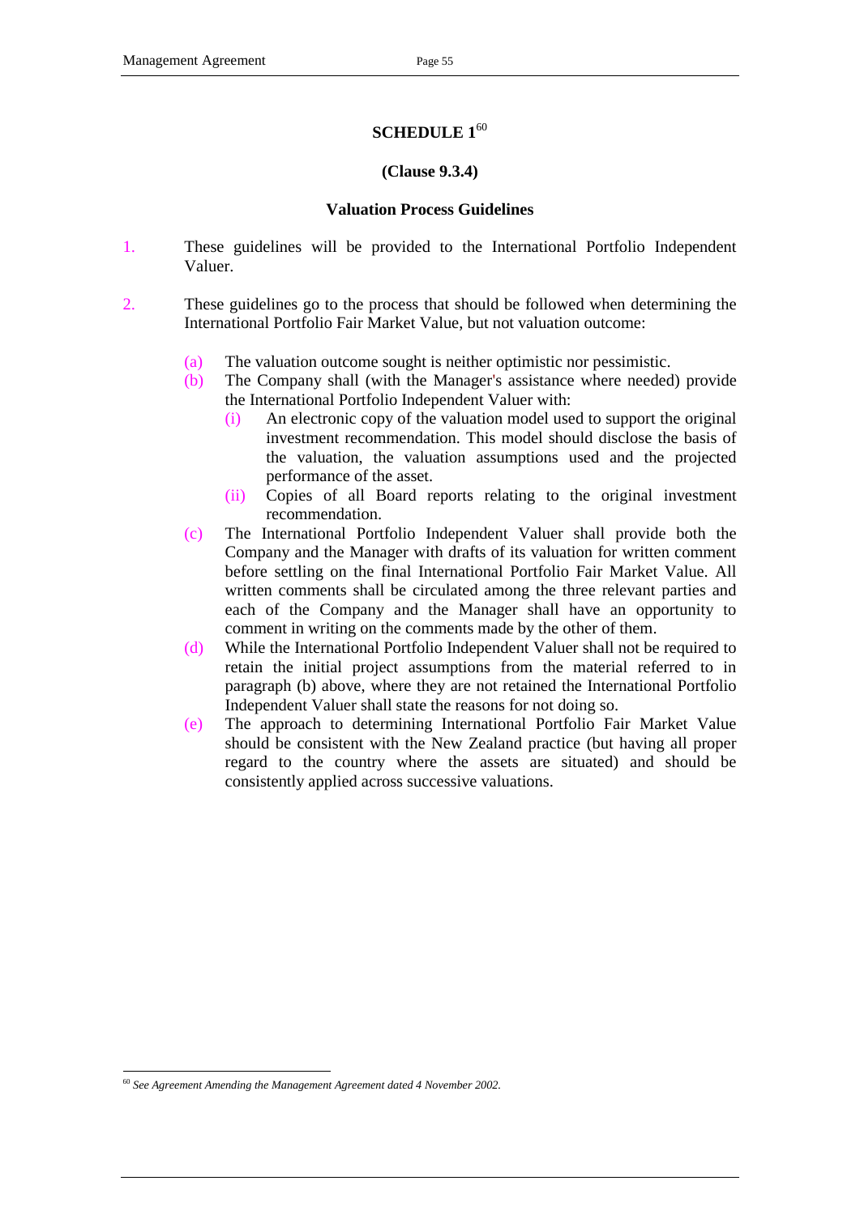# SCHEDULE 1[60]

**(Clause 9.3.4)**

**Valuation Process Guidelines**

1. These guidelines will be provided to the International Portfolio Independent Valuer.

2. These guidelines go to the process that should be followed when determining the International Portfolio Fair Market Value, but not valuation outcome:

   (a) The valuation outcome sought is neither optimistic nor pessimistic.

   (b) The Company shall (with the Manager's assistance where needed) provide the International Portfolio Independent Valuer with:

      (i) An electronic copy of the valuation model used to support the original investment recommendation. This model should disclose the basis of the valuation, the valuation assumptions used and the projected performance of the asset.

      (ii) Copies of all Board reports relating to the original investment recommendation.

   (c) The International Portfolio Independent Valuer shall provide both the Company and the Manager with drafts of its valuation for written comment before settling on the final International Portfolio Fair Market Value. All written comments shall be circulated among the three relevant parties and each of the Company and the Manager shall have an opportunity to comment in writing on the comments made by the other of them.

   (d) While the International Portfolio Independent Valuer shall not be required to retain the initial project assumptions from the material referred to in paragraph (b) above, where they are not retained the International Portfolio Independent Valuer shall state the reasons for not doing so.

   (e) The approach to determining International Portfolio Fair Market Value should be consistent with the New Zealand practice (but having all proper regard to the country where the assets are situated) and should be consistently applied across successive valuations.

---

[60] *See Agreement Amending the Management Agreement dated 4 November 2002.*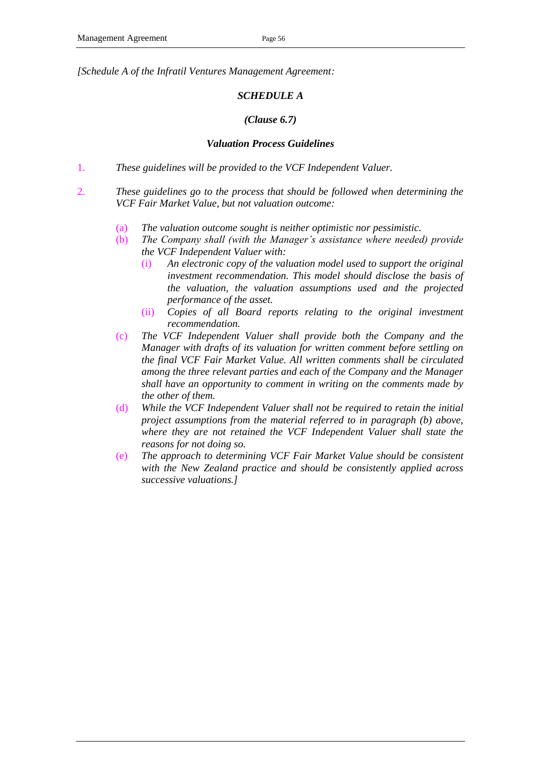*[Schedule A of the Infratil Ventures Management Agreement:*

### *SCHEDULE A*

***(Clause 6.7)***

### *Valuation Process Guidelines*

1. *These guidelines will be provided to the VCF Independent Valuer.*

2. *These guidelines go to the process that should be followed when determining the VCF Fair Market Value, but not valuation outcome:*

   (a) *The valuation outcome sought is neither optimistic nor pessimistic.*

   (b) *The Company shall (with the Manager's assistance where needed) provide the VCF Independent Valuer with:*

      (i) *An electronic copy of the valuation model used to support the original investment recommendation. This model should disclose the basis of the valuation, the valuation assumptions used and the projected performance of the asset.*

      (ii) *Copies of all Board reports relating to the original investment recommendation.*

   (c) *The VCF Independent Valuer shall provide both the Company and the Manager with drafts of its valuation for written comment before settling on the final VCF Fair Market Value. All written comments shall be circulated among the three relevant parties and each of the Company and the Manager shall have an opportunity to comment in writing on the comments made by the other of them.*

   (d) *While the VCF Independent Valuer shall not be required to retain the initial project assumptions from the material referred to in paragraph (b) above, where they are not retained the VCF Independent Valuer shall state the reasons for not doing so.*

   (e) *The approach to determining VCF Fair Market Value should be consistent with the New Zealand practice and should be consistently applied across successive valuations.]*